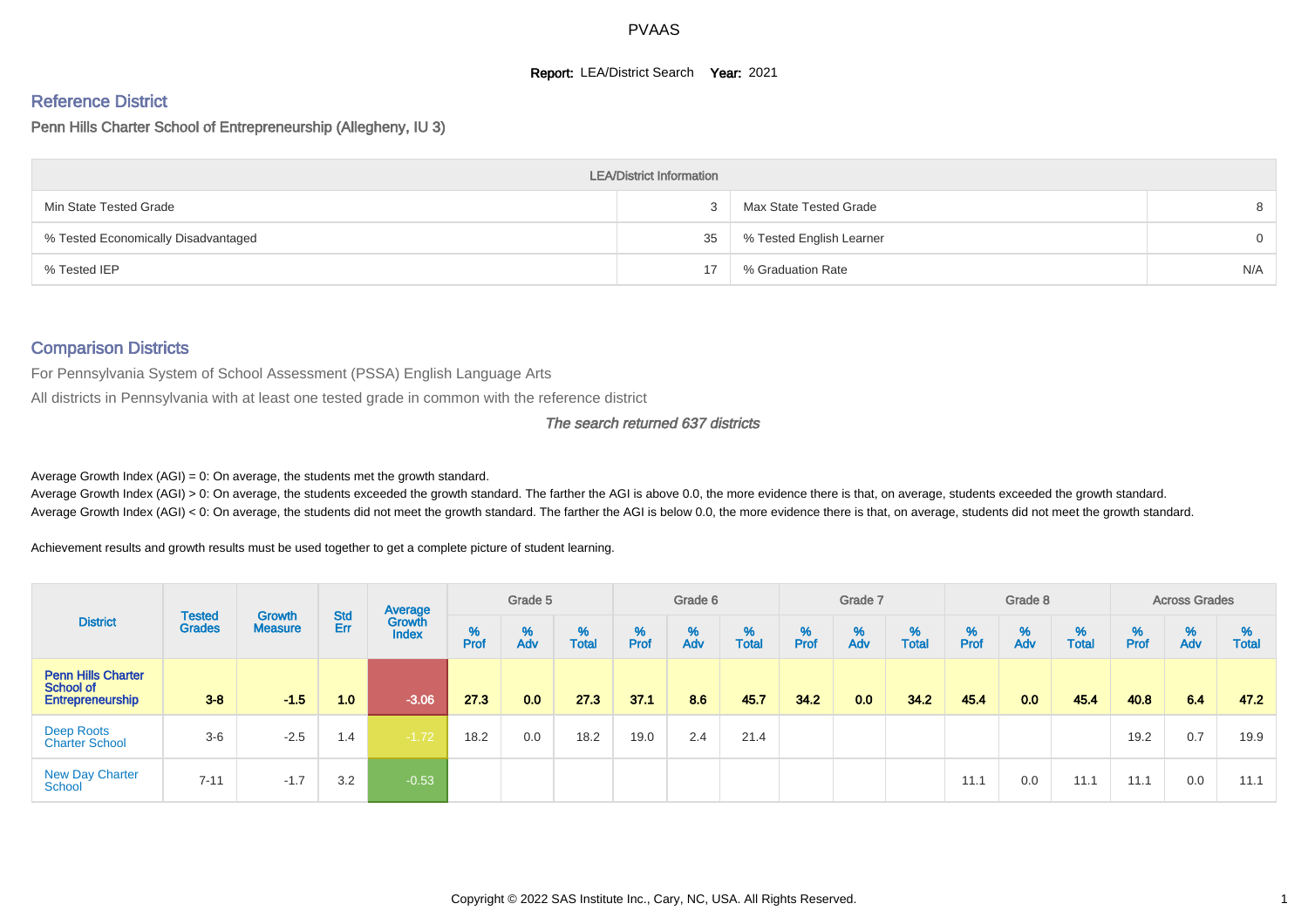PVAAS

**Report:** LEA/District Search **Year:** 2021

## Reference District

### Penn Hills Charter School of Entrepreneurship (Allegheny, IU 3)

| LEA/District Information | | | |
|---|---|---|---|
| Min State Tested Grade | 3 | Max State Tested Grade | 8 |
| % Tested Economically Disadvantaged | 35 | % Tested English Learner | 0 |
| % Tested IEP | 17 | % Graduation Rate | N/A |

## Comparison Districts

For Pennsylvania System of School Assessment (PSSA) English Language Arts

All districts in Pennsylvania with at least one tested grade in common with the reference district

*The search returned 637 districts*

Average Growth Index (AGI) = 0: On average, the students met the growth standard.
Average Growth Index (AGI) > 0: On average, the students exceeded the growth standard. The farther the AGI is above 0.0, the more evidence there is that, on average, students exceeded the growth standard.
Average Growth Index (AGI) < 0: On average, the students did not meet the growth standard. The farther the AGI is below 0.0, the more evidence there is that, on average, students did not meet the growth standard.

Achievement results and growth results must be used together to get a complete picture of student learning.

| District | Tested Grades | Growth Measure | Std Err | Average Growth Index | Grade 5 | | | Grade 6 | | | Grade 7 | | | Grade 8 | | | Across Grades | | |
|---|---|---|---|---|---|---|---|---|---|---|---|---|---|---|---|---|---|---|---|
| | | | | | % Prof | % Adv | % Total | % Prof | % Adv | % Total | % Prof | % Adv | % Total | % Prof | % Adv | % Total | % Prof | % Adv | % Total |
| **Penn Hills Charter School of Entrepreneurship** | **3-8** | **-1.5** | **1.0** | **-3.06** | **27.3** | **0.0** | **27.3** | **37.1** | **8.6** | **45.7** | **34.2** | **0.0** | **34.2** | **45.4** | **0.0** | **45.4** | **40.8** | **6.4** | **47.2** |
| Deep Roots Charter School | 3-6 | -2.5 | 1.4 | -1.72 | 18.2 | 0.0 | 18.2 | 19.0 | 2.4 | 21.4 | | | | | | | 19.2 | 0.7 | 19.9 |
| New Day Charter School | 7-11 | -1.7 | 3.2 | -0.53 | | | | | | | | | | 11.1 | 0.0 | 11.1 | 11.1 | 0.0 | 11.1 |

Copyright © 2022 SAS Institute Inc., Cary, NC, USA. All Rights Reserved.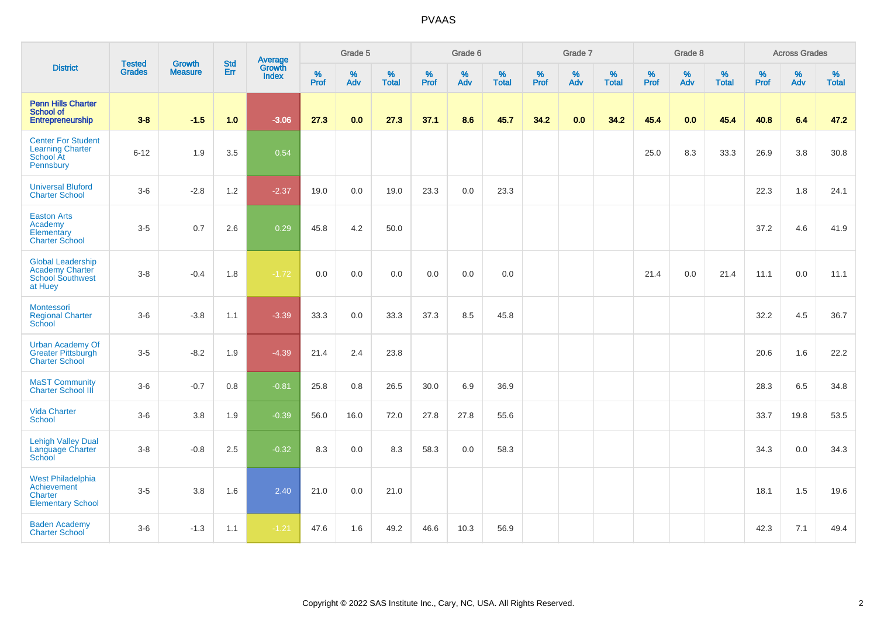PVAAS

| District | Tested Grades | Growth Measure | Std Err | Average Growth Index | Grade 5 | | | Grade 6 | | | Grade 7 | | | Grade 8 | | | Across Grades | | |
|---|---|---|---|---|---|---|---|---|---|---|---|---|---|---|---|---|---|---|---|
| | | | | | % Prof | % Adv | % Total | % Prof | % Adv | % Total | % Prof | % Adv | % Total | % Prof | % Adv | % Total | % Prof | % Adv | % Total |
| **Penn Hills Charter School of Entrepreneurship** | **3-8** | **-1.5** | **1.0** | **-3.06** | **27.3** | **0.0** | **27.3** | **37.1** | **8.6** | **45.7** | **34.2** | **0.0** | **34.2** | **45.4** | **0.0** | **45.4** | **40.8** | **6.4** | **47.2** |
| Center For Student Learning Charter School At Pennsbury | 6-12 | 1.9 | 3.5 | 0.54 | | | | | | | | | | 25.0 | 8.3 | 33.3 | 26.9 | 3.8 | 30.8 |
| Universal Bluford Charter School | 3-6 | -2.8 | 1.2 | -2.37 | 19.0 | 0.0 | 19.0 | 23.3 | 0.0 | 23.3 | | | | | | | 22.3 | 1.8 | 24.1 |
| Easton Arts Academy Elementary Charter School | 3-5 | 0.7 | 2.6 | 0.29 | 45.8 | 4.2 | 50.0 | | | | | | | | | | 37.2 | 4.6 | 41.9 |
| Global Leadership Academy Charter School Southwest at Huey | 3-8 | -0.4 | 1.8 | -1.72 | 0.0 | 0.0 | 0.0 | 0.0 | 0.0 | 0.0 | | | | 21.4 | 0.0 | 21.4 | 11.1 | 0.0 | 11.1 |
| Montessori Regional Charter School | 3-6 | -3.8 | 1.1 | -3.39 | 33.3 | 0.0 | 33.3 | 37.3 | 8.5 | 45.8 | | | | | | | 32.2 | 4.5 | 36.7 |
| Urban Academy Of Greater Pittsburgh Charter School | 3-5 | -8.2 | 1.9 | -4.39 | 21.4 | 2.4 | 23.8 | | | | | | | | | | 20.6 | 1.6 | 22.2 |
| MaST Community Charter School III | 3-6 | -0.7 | 0.8 | -0.81 | 25.8 | 0.8 | 26.5 | 30.0 | 6.9 | 36.9 | | | | | | | 28.3 | 6.5 | 34.8 |
| Vida Charter School | 3-6 | 3.8 | 1.9 | -0.39 | 56.0 | 16.0 | 72.0 | 27.8 | 27.8 | 55.6 | | | | | | | 33.7 | 19.8 | 53.5 |
| Lehigh Valley Dual Language Charter School | 3-8 | -0.8 | 2.5 | -0.32 | 8.3 | 0.0 | 8.3 | 58.3 | 0.0 | 58.3 | | | | | | | 34.3 | 0.0 | 34.3 |
| West Philadelphia Achievement Charter Elementary School | 3-5 | 3.8 | 1.6 | 2.40 | 21.0 | 0.0 | 21.0 | | | | | | | | | | 18.1 | 1.5 | 19.6 |
| Baden Academy Charter School | 3-6 | -1.3 | 1.1 | -1.21 | 47.6 | 1.6 | 49.2 | 46.6 | 10.3 | 56.9 | | | | | | | 42.3 | 7.1 | 49.4 |

Copyright © 2022 SAS Institute Inc., Cary, NC, USA. All Rights Reserved.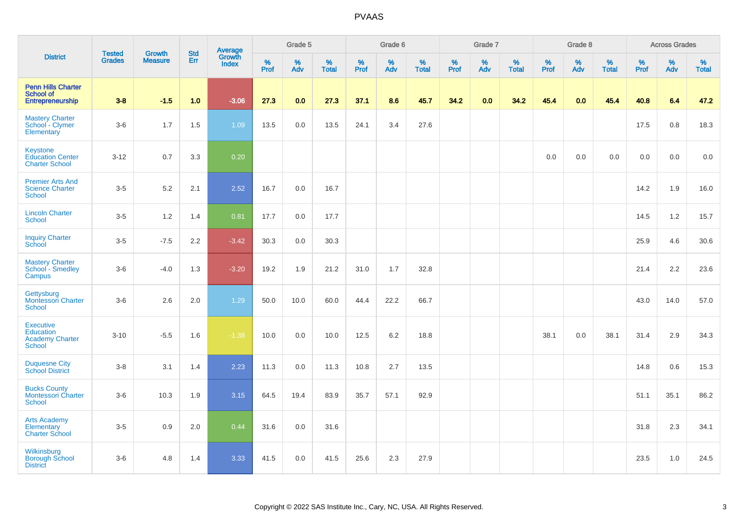# PVAAS

| District | Tested Grades | Growth Measure | Std Err | Average Growth Index | Grade 5 | | | Grade 6 | | | Grade 7 | | | Grade 8 | | | Across Grades | | |
|---|---|---|---|---|---|---|---|---|---|---|---|---|---|---|---|---|---|---|---|
| | | | | | % Prof | % Adv | % Total | % Prof | % Adv | % Total | % Prof | % Adv | % Total | % Prof | % Adv | % Total | % Prof | % Adv | % Total |
| **Penn Hills Charter School of Entrepreneurship** | **3-8** | **-1.5** | **1.0** | **-3.06** | **27.3** | **0.0** | **27.3** | **37.1** | **8.6** | **45.7** | **34.2** | **0.0** | **34.2** | **45.4** | **0.0** | **45.4** | **40.8** | **6.4** | **47.2** |
| Mastery Charter School - Clymer Elementary | 3-6 | 1.7 | 1.5 | 1.09 | 13.5 | 0.0 | 13.5 | 24.1 | 3.4 | 27.6 | | | | | | | 17.5 | 0.8 | 18.3 |
| Keystone Education Center Charter School | 3-12 | 0.7 | 3.3 | 0.20 | | | | | | | | | | 0.0 | 0.0 | 0.0 | 0.0 | 0.0 | 0.0 |
| Premier Arts And Science Charter School | 3-5 | 5.2 | 2.1 | 2.52 | 16.7 | 0.0 | 16.7 | | | | | | | | | | 14.2 | 1.9 | 16.0 |
| Lincoln Charter School | 3-5 | 1.2 | 1.4 | 0.81 | 17.7 | 0.0 | 17.7 | | | | | | | | | | 14.5 | 1.2 | 15.7 |
| Inquiry Charter School | 3-5 | -7.5 | 2.2 | -3.42 | 30.3 | 0.0 | 30.3 | | | | | | | | | | 25.9 | 4.6 | 30.6 |
| Mastery Charter School - Smedley Campus | 3-6 | -4.0 | 1.3 | -3.20 | 19.2 | 1.9 | 21.2 | 31.0 | 1.7 | 32.8 | | | | | | | 21.4 | 2.2 | 23.6 |
| Gettysburg Montessori Charter School | 3-6 | 2.6 | 2.0 | 1.29 | 50.0 | 10.0 | 60.0 | 44.4 | 22.2 | 66.7 | | | | | | | 43.0 | 14.0 | 57.0 |
| Executive Education Academy Charter School | 3-10 | -5.5 | 1.6 | -1.38 | 10.0 | 0.0 | 10.0 | 12.5 | 6.2 | 18.8 | | | | 38.1 | 0.0 | 38.1 | 31.4 | 2.9 | 34.3 |
| Duquesne City School District | 3-8 | 3.1 | 1.4 | 2.23 | 11.3 | 0.0 | 11.3 | 10.8 | 2.7 | 13.5 | | | | | | | 14.8 | 0.6 | 15.3 |
| Bucks County Montessori Charter School | 3-6 | 10.3 | 1.9 | 3.15 | 64.5 | 19.4 | 83.9 | 35.7 | 57.1 | 92.9 | | | | | | | 51.1 | 35.1 | 86.2 |
| Arts Academy Elementary Charter School | 3-5 | 0.9 | 2.0 | 0.44 | 31.6 | 0.0 | 31.6 | | | | | | | | | | 31.8 | 2.3 | 34.1 |
| Wilkinsburg Borough School District | 3-6 | 4.8 | 1.4 | 3.33 | 41.5 | 0.0 | 41.5 | 25.6 | 2.3 | 27.9 | | | | | | | 23.5 | 1.0 | 24.5 |

Copyright © 2022 SAS Institute Inc., Cary, NC, USA. All Rights Reserved.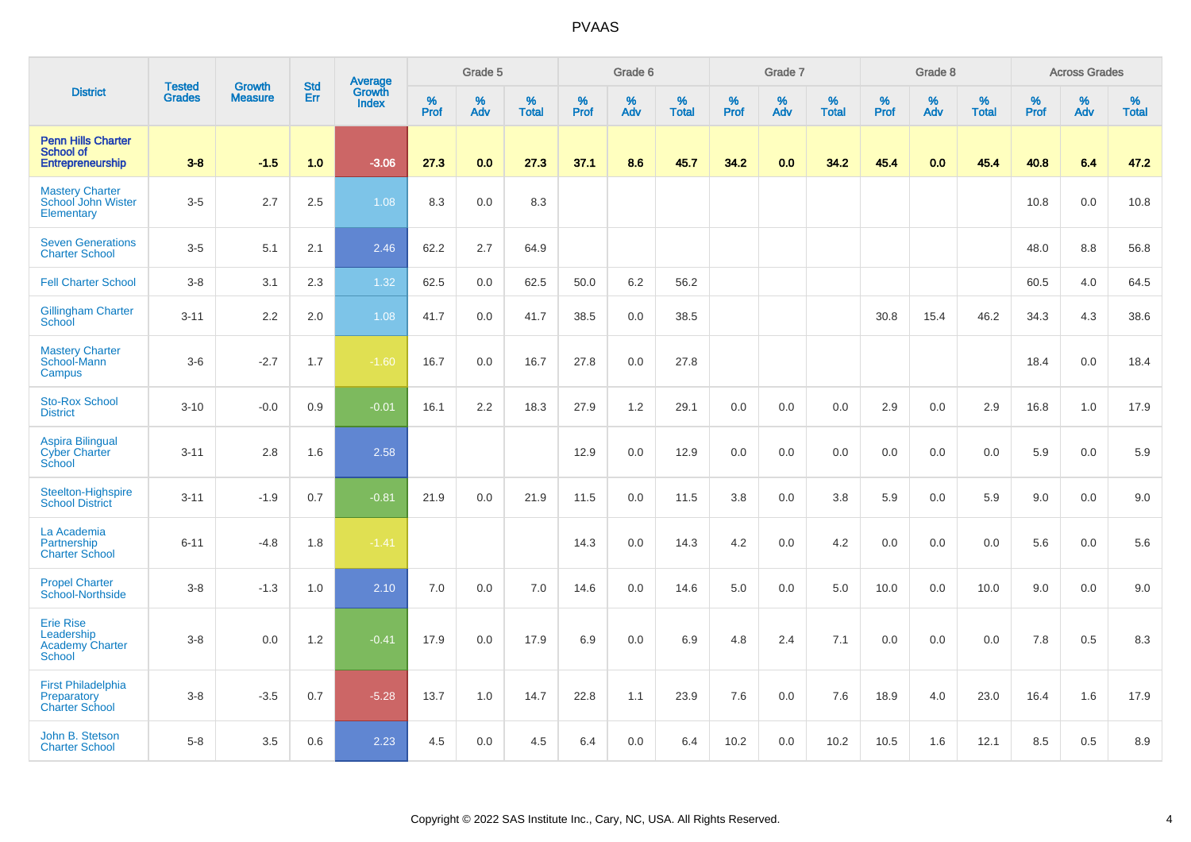| District | Tested Grades | Growth Measure | Std Err | Average Growth Index | Grade 5 | | | Grade 6 | | | Grade 7 | | | Grade 8 | | | Across Grades | | |
|---|---|---|---|---|---|---|---|---|---|---|---|---|---|---|---|---|---|---|---|
| | | | | | % Prof | % Adv | % Total | % Prof | % Adv | % Total | % Prof | % Adv | % Total | % Prof | % Adv | % Total | % Prof | % Adv | % Total |
| **Penn Hills Charter School of Entrepreneurship** | **3-8** | **-1.5** | **1.0** | **-3.06** | **27.3** | **0.0** | **27.3** | **37.1** | **8.6** | **45.7** | **34.2** | **0.0** | **34.2** | **45.4** | **0.0** | **45.4** | **40.8** | **6.4** | **47.2** |
| Mastery Charter School John Wister Elementary | 3-5 | 2.7 | 2.5 | 1.08 | 8.3 | 0.0 | 8.3 | | | | | | | | | | 10.8 | 0.0 | 10.8 |
| Seven Generations Charter School | 3-5 | 5.1 | 2.1 | 2.46 | 62.2 | 2.7 | 64.9 | | | | | | | | | | 48.0 | 8.8 | 56.8 |
| Fell Charter School | 3-8 | 3.1 | 2.3 | 1.32 | 62.5 | 0.0 | 62.5 | 50.0 | 6.2 | 56.2 | | | | | | | 60.5 | 4.0 | 64.5 |
| Gillingham Charter School | 3-11 | 2.2 | 2.0 | 1.08 | 41.7 | 0.0 | 41.7 | 38.5 | 0.0 | 38.5 | | | | 30.8 | 15.4 | 46.2 | 34.3 | 4.3 | 38.6 |
| Mastery Charter School-Mann Campus | 3-6 | -2.7 | 1.7 | -1.60 | 16.7 | 0.0 | 16.7 | 27.8 | 0.0 | 27.8 | | | | | | | 18.4 | 0.0 | 18.4 |
| Sto-Rox School District | 3-10 | -0.0 | 0.9 | -0.01 | 16.1 | 2.2 | 18.3 | 27.9 | 1.2 | 29.1 | 0.0 | 0.0 | 0.0 | 2.9 | 0.0 | 2.9 | 16.8 | 1.0 | 17.9 |
| Aspira Bilingual Cyber Charter School | 3-11 | 2.8 | 1.6 | 2.58 | | | | 12.9 | 0.0 | 12.9 | 0.0 | 0.0 | 0.0 | 0.0 | 0.0 | 0.0 | 5.9 | 0.0 | 5.9 |
| Steelton-Highspire School District | 3-11 | -1.9 | 0.7 | -0.81 | 21.9 | 0.0 | 21.9 | 11.5 | 0.0 | 11.5 | 3.8 | 0.0 | 3.8 | 5.9 | 0.0 | 5.9 | 9.0 | 0.0 | 9.0 |
| La Academia Partnership Charter School | 6-11 | -4.8 | 1.8 | -1.41 | | | | 14.3 | 0.0 | 14.3 | 4.2 | 0.0 | 4.2 | 0.0 | 0.0 | 0.0 | 5.6 | 0.0 | 5.6 |
| Propel Charter School-Northside | 3-8 | -1.3 | 1.0 | 2.10 | 7.0 | 0.0 | 7.0 | 14.6 | 0.0 | 14.6 | 5.0 | 0.0 | 5.0 | 10.0 | 0.0 | 10.0 | 9.0 | 0.0 | 9.0 |
| Erie Rise Leadership Academy Charter School | 3-8 | 0.0 | 1.2 | -0.41 | 17.9 | 0.0 | 17.9 | 6.9 | 0.0 | 6.9 | 4.8 | 2.4 | 7.1 | 0.0 | 0.0 | 0.0 | 7.8 | 0.5 | 8.3 |
| First Philadelphia Preparatory Charter School | 3-8 | -3.5 | 0.7 | -5.28 | 13.7 | 1.0 | 14.7 | 22.8 | 1.1 | 23.9 | 7.6 | 0.0 | 7.6 | 18.9 | 4.0 | 23.0 | 16.4 | 1.6 | 17.9 |
| John B. Stetson Charter School | 5-8 | 3.5 | 0.6 | 2.23 | 4.5 | 0.0 | 4.5 | 6.4 | 0.0 | 6.4 | 10.2 | 0.0 | 10.2 | 10.5 | 1.6 | 12.1 | 8.5 | 0.5 | 8.9 |

Copyright © 2022 SAS Institute Inc., Cary, NC, USA. All Rights Reserved.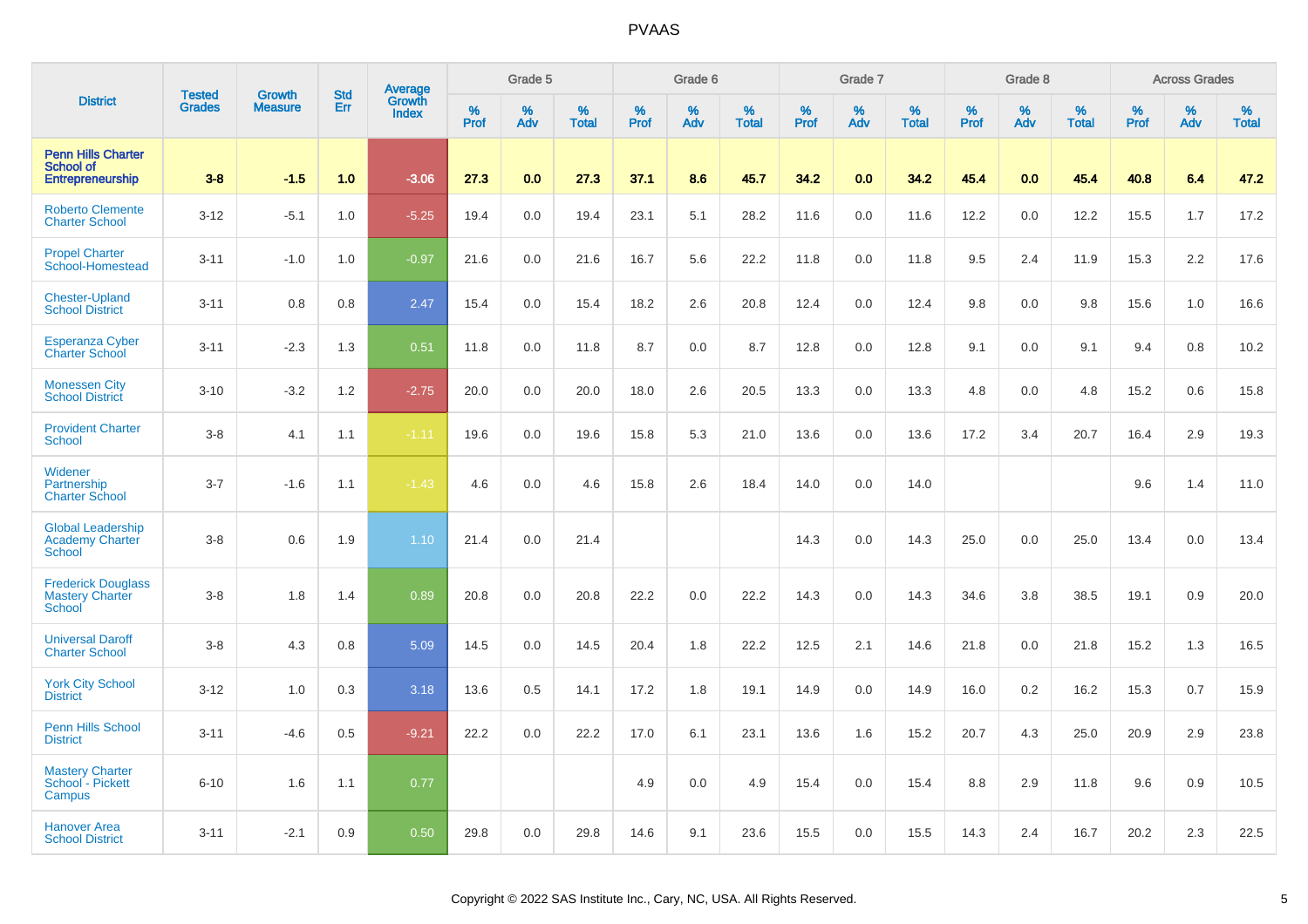# PVAAS

| District | Tested Grades | Growth Measure | Std Err | Average Growth Index | Grade 5 | | | Grade 6 | | | Grade 7 | | | Grade 8 | | | Across Grades | | |
|---|---|---|---|---|---|---|---|---|---|---|---|---|---|---|---|---|---|---|---|
| | | | | | % Prof | % Adv | % Total | % Prof | % Adv | % Total | % Prof | % Adv | % Total | % Prof | % Adv | % Total | % Prof | % Adv | % Total |
| **Penn Hills Charter School of Entrepreneurship** | **3-8** | **-1.5** | **1.0** | **-3.06** | **27.3** | **0.0** | **27.3** | **37.1** | **8.6** | **45.7** | **34.2** | **0.0** | **34.2** | **45.4** | **0.0** | **45.4** | **40.8** | **6.4** | **47.2** |
| Roberto Clemente Charter School | 3-12 | -5.1 | 1.0 | -5.25 | 19.4 | 0.0 | 19.4 | 23.1 | 5.1 | 28.2 | 11.6 | 0.0 | 11.6 | 12.2 | 0.0 | 12.2 | 15.5 | 1.7 | 17.2 |
| Propel Charter School-Homestead | 3-11 | -1.0 | 1.0 | -0.97 | 21.6 | 0.0 | 21.6 | 16.7 | 5.6 | 22.2 | 11.8 | 0.0 | 11.8 | 9.5 | 2.4 | 11.9 | 15.3 | 2.2 | 17.6 |
| Chester-Upland School District | 3-11 | 0.8 | 0.8 | 2.47 | 15.4 | 0.0 | 15.4 | 18.2 | 2.6 | 20.8 | 12.4 | 0.0 | 12.4 | 9.8 | 0.0 | 9.8 | 15.6 | 1.0 | 16.6 |
| Esperanza Cyber Charter School | 3-11 | -2.3 | 1.3 | 0.51 | 11.8 | 0.0 | 11.8 | 8.7 | 0.0 | 8.7 | 12.8 | 0.0 | 12.8 | 9.1 | 0.0 | 9.1 | 9.4 | 0.8 | 10.2 |
| Monessen City School District | 3-10 | -3.2 | 1.2 | -2.75 | 20.0 | 0.0 | 20.0 | 18.0 | 2.6 | 20.5 | 13.3 | 0.0 | 13.3 | 4.8 | 0.0 | 4.8 | 15.2 | 0.6 | 15.8 |
| Provident Charter School | 3-8 | 4.1 | 1.1 | -1.11 | 19.6 | 0.0 | 19.6 | 15.8 | 5.3 | 21.0 | 13.6 | 0.0 | 13.6 | 17.2 | 3.4 | 20.7 | 16.4 | 2.9 | 19.3 |
| Widener Partnership Charter School | 3-7 | -1.6 | 1.1 | -1.43 | 4.6 | 0.0 | 4.6 | 15.8 | 2.6 | 18.4 | 14.0 | 0.0 | 14.0 | | | | 9.6 | 1.4 | 11.0 |
| Global Leadership Academy Charter School | 3-8 | 0.6 | 1.9 | 1.10 | 21.4 | 0.0 | 21.4 | | | | 14.3 | 0.0 | 14.3 | 25.0 | 0.0 | 25.0 | 13.4 | 0.0 | 13.4 |
| Frederick Douglass Mastery Charter School | 3-8 | 1.8 | 1.4 | 0.89 | 20.8 | 0.0 | 20.8 | 22.2 | 0.0 | 22.2 | 14.3 | 0.0 | 14.3 | 34.6 | 3.8 | 38.5 | 19.1 | 0.9 | 20.0 |
| Universal Daroff Charter School | 3-8 | 4.3 | 0.8 | 5.09 | 14.5 | 0.0 | 14.5 | 20.4 | 1.8 | 22.2 | 12.5 | 2.1 | 14.6 | 21.8 | 0.0 | 21.8 | 15.2 | 1.3 | 16.5 |
| York City School District | 3-12 | 1.0 | 0.3 | 3.18 | 13.6 | 0.5 | 14.1 | 17.2 | 1.8 | 19.1 | 14.9 | 0.0 | 14.9 | 16.0 | 0.2 | 16.2 | 15.3 | 0.7 | 15.9 |
| Penn Hills School District | 3-11 | -4.6 | 0.5 | -9.21 | 22.2 | 0.0 | 22.2 | 17.0 | 6.1 | 23.1 | 13.6 | 1.6 | 15.2 | 20.7 | 4.3 | 25.0 | 20.9 | 2.9 | 23.8 |
| Mastery Charter School - Pickett Campus | 6-10 | 1.6 | 1.1 | 0.77 | | | | 4.9 | 0.0 | 4.9 | 15.4 | 0.0 | 15.4 | 8.8 | 2.9 | 11.8 | 9.6 | 0.9 | 10.5 |
| Hanover Area School District | 3-11 | -2.1 | 0.9 | 0.50 | 29.8 | 0.0 | 29.8 | 14.6 | 9.1 | 23.6 | 15.5 | 0.0 | 15.5 | 14.3 | 2.4 | 16.7 | 20.2 | 2.3 | 22.5 |

Copyright © 2022 SAS Institute Inc., Cary, NC, USA. All Rights Reserved.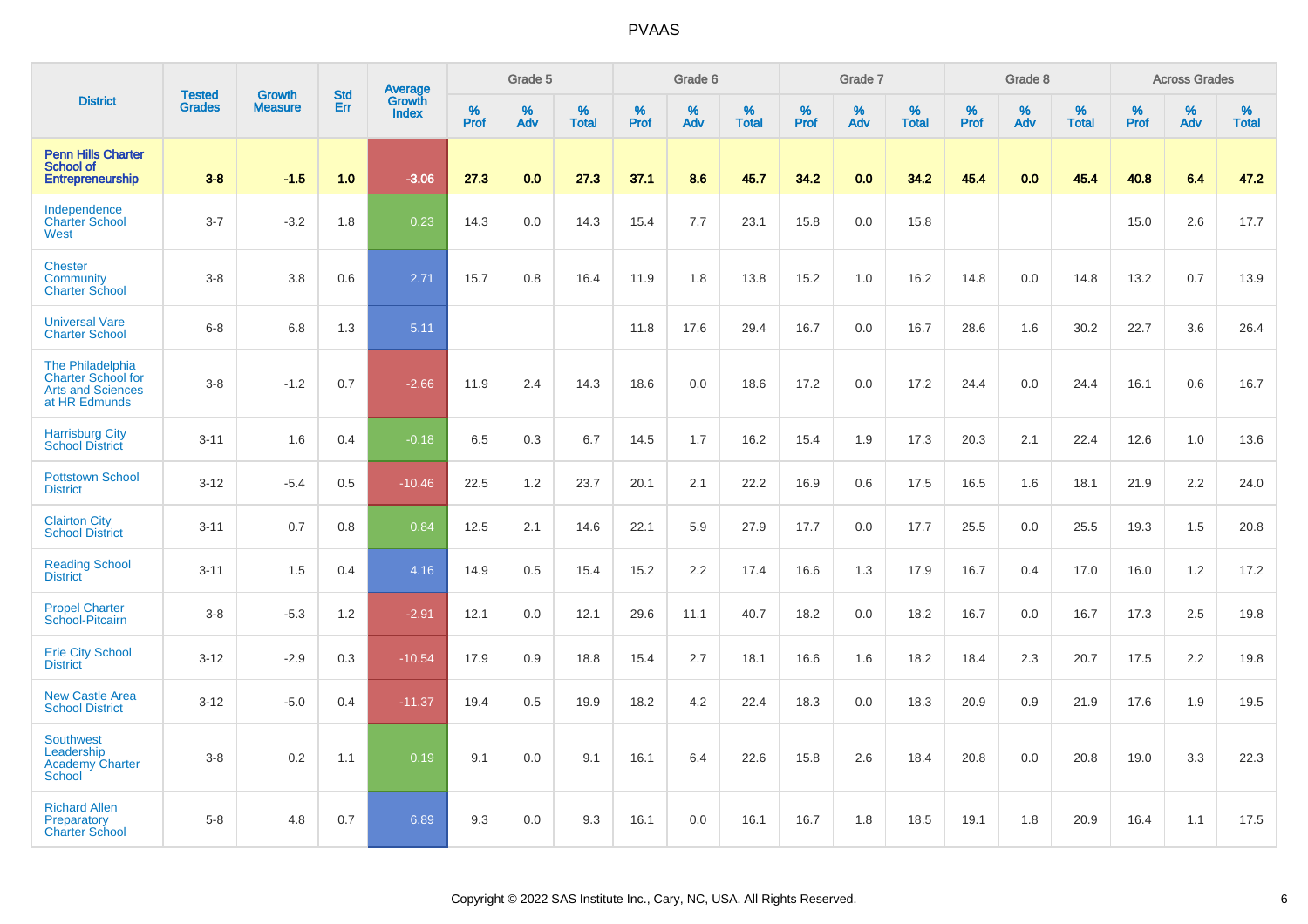# PVAAS

| District | Tested Grades | Growth Measure | Std Err | Average Growth Index | Grade 5 | | | Grade 6 | | | Grade 7 | | | Grade 8 | | | Across Grades | | |
|---|---|---|---|---|---|---|---|---|---|---|---|---|---|---|---|---|---|---|---|
| | | | | | % Prof | % Adv | % Total | % Prof | % Adv | % Total | % Prof | % Adv | % Total | % Prof | % Adv | % Total | % Prof | % Adv | % Total |
| **Penn Hills Charter School of Entrepreneurship** | **3-8** | **-1.5** | **1.0** | **-3.06** | **27.3** | **0.0** | **27.3** | **37.1** | **8.6** | **45.7** | **34.2** | **0.0** | **34.2** | **45.4** | **0.0** | **45.4** | **40.8** | **6.4** | **47.2** |
| Independence Charter School West | 3-7 | -3.2 | 1.8 | 0.23 | 14.3 | 0.0 | 14.3 | 15.4 | 7.7 | 23.1 | 15.8 | 0.0 | 15.8 | | | | 15.0 | 2.6 | 17.7 |
| Chester Community Charter School | 3-8 | 3.8 | 0.6 | 2.71 | 15.7 | 0.8 | 16.4 | 11.9 | 1.8 | 13.8 | 15.2 | 1.0 | 16.2 | 14.8 | 0.0 | 14.8 | 13.2 | 0.7 | 13.9 |
| Universal Vare Charter School | 6-8 | 6.8 | 1.3 | 5.11 | | | | 11.8 | 17.6 | 29.4 | 16.7 | 0.0 | 16.7 | 28.6 | 1.6 | 30.2 | 22.7 | 3.6 | 26.4 |
| The Philadelphia Charter School for Arts and Sciences at HR Edmunds | 3-8 | -1.2 | 0.7 | -2.66 | 11.9 | 2.4 | 14.3 | 18.6 | 0.0 | 18.6 | 17.2 | 0.0 | 17.2 | 24.4 | 0.0 | 24.4 | 16.1 | 0.6 | 16.7 |
| Harrisburg City School District | 3-11 | 1.6 | 0.4 | -0.18 | 6.5 | 0.3 | 6.7 | 14.5 | 1.7 | 16.2 | 15.4 | 1.9 | 17.3 | 20.3 | 2.1 | 22.4 | 12.6 | 1.0 | 13.6 |
| Pottstown School District | 3-12 | -5.4 | 0.5 | -10.46 | 22.5 | 1.2 | 23.7 | 20.1 | 2.1 | 22.2 | 16.9 | 0.6 | 17.5 | 16.5 | 1.6 | 18.1 | 21.9 | 2.2 | 24.0 |
| Clairton City School District | 3-11 | 0.7 | 0.8 | 0.84 | 12.5 | 2.1 | 14.6 | 22.1 | 5.9 | 27.9 | 17.7 | 0.0 | 17.7 | 25.5 | 0.0 | 25.5 | 19.3 | 1.5 | 20.8 |
| Reading School District | 3-11 | 1.5 | 0.4 | 4.16 | 14.9 | 0.5 | 15.4 | 15.2 | 2.2 | 17.4 | 16.6 | 1.3 | 17.9 | 16.7 | 0.4 | 17.0 | 16.0 | 1.2 | 17.2 |
| Propel Charter School-Pitcairn | 3-8 | -5.3 | 1.2 | -2.91 | 12.1 | 0.0 | 12.1 | 29.6 | 11.1 | 40.7 | 18.2 | 0.0 | 18.2 | 16.7 | 0.0 | 16.7 | 17.3 | 2.5 | 19.8 |
| Erie City School District | 3-12 | -2.9 | 0.3 | -10.54 | 17.9 | 0.9 | 18.8 | 15.4 | 2.7 | 18.1 | 16.6 | 1.6 | 18.2 | 18.4 | 2.3 | 20.7 | 17.5 | 2.2 | 19.8 |
| New Castle Area School District | 3-12 | -5.0 | 0.4 | -11.37 | 19.4 | 0.5 | 19.9 | 18.2 | 4.2 | 22.4 | 18.3 | 0.0 | 18.3 | 20.9 | 0.9 | 21.9 | 17.6 | 1.9 | 19.5 |
| Southwest Leadership Academy Charter School | 3-8 | 0.2 | 1.1 | 0.19 | 9.1 | 0.0 | 9.1 | 16.1 | 6.4 | 22.6 | 15.8 | 2.6 | 18.4 | 20.8 | 0.0 | 20.8 | 19.0 | 3.3 | 22.3 |
| Richard Allen Preparatory Charter School | 5-8 | 4.8 | 0.7 | 6.89 | 9.3 | 0.0 | 9.3 | 16.1 | 0.0 | 16.1 | 16.7 | 1.8 | 18.5 | 19.1 | 1.8 | 20.9 | 16.4 | 1.1 | 17.5 |

Copyright © 2022 SAS Institute Inc., Cary, NC, USA. All Rights Reserved.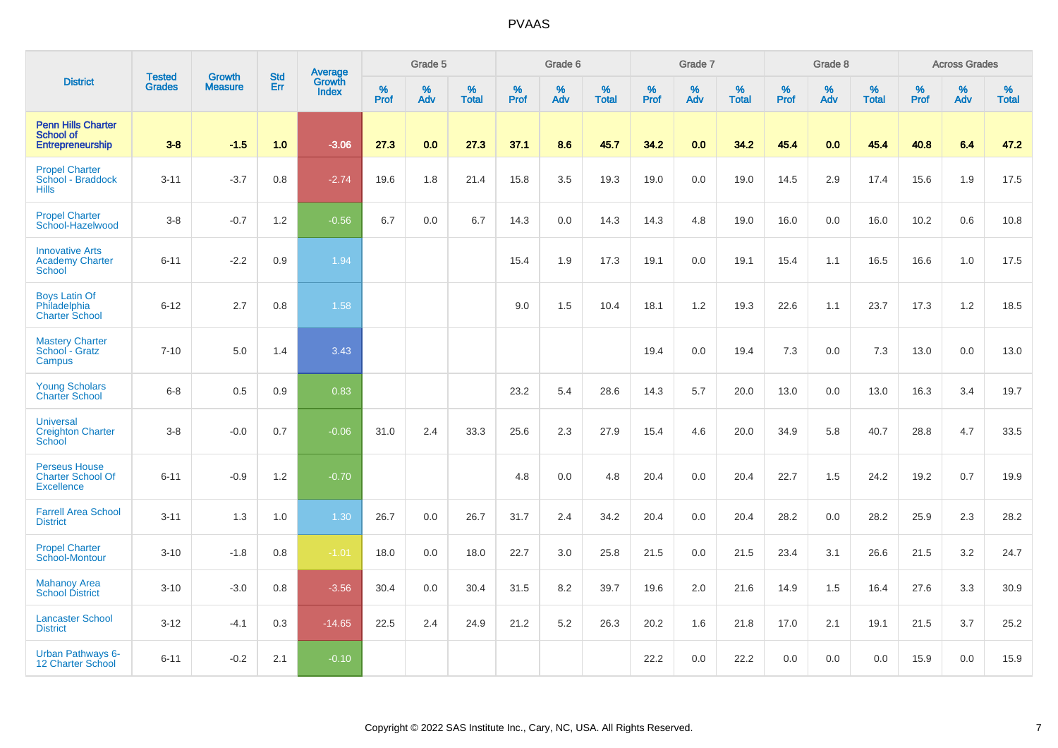# PVAAS

| District | Tested Grades | Growth Measure | Std Err | Average Growth Index | Grade 5 | | | Grade 6 | | | Grade 7 | | | Grade 8 | | | Across Grades | | |
|---|---|---|---|---|---|---|---|---|---|---|---|---|---|---|---|---|---|---|---|
| | | | | | % Prof | % Adv | % Total | % Prof | % Adv | % Total | % Prof | % Adv | % Total | % Prof | % Adv | % Total | % Prof | % Adv | % Total |
| **Penn Hills Charter School of Entrepreneurship** | **3-8** | **-1.5** | **1.0** | **-3.06** | **27.3** | **0.0** | **27.3** | **37.1** | **8.6** | **45.7** | **34.2** | **0.0** | **34.2** | **45.4** | **0.0** | **45.4** | **40.8** | **6.4** | **47.2** |
| Propel Charter School - Braddock Hills | 3-11 | -3.7 | 0.8 | -2.74 | 19.6 | 1.8 | 21.4 | 15.8 | 3.5 | 19.3 | 19.0 | 0.0 | 19.0 | 14.5 | 2.9 | 17.4 | 15.6 | 1.9 | 17.5 |
| Propel Charter School-Hazelwood | 3-8 | -0.7 | 1.2 | -0.56 | 6.7 | 0.0 | 6.7 | 14.3 | 0.0 | 14.3 | 14.3 | 4.8 | 19.0 | 16.0 | 0.0 | 16.0 | 10.2 | 0.6 | 10.8 |
| Innovative Arts Academy Charter School | 6-11 | -2.2 | 0.9 | 1.94 | | | | 15.4 | 1.9 | 17.3 | 19.1 | 0.0 | 19.1 | 15.4 | 1.1 | 16.5 | 16.6 | 1.0 | 17.5 |
| Boys Latin Of Philadelphia Charter School | 6-12 | 2.7 | 0.8 | 1.58 | | | | 9.0 | 1.5 | 10.4 | 18.1 | 1.2 | 19.3 | 22.6 | 1.1 | 23.7 | 17.3 | 1.2 | 18.5 |
| Mastery Charter School - Gratz Campus | 7-10 | 5.0 | 1.4 | 3.43 | | | | | | | 19.4 | 0.0 | 19.4 | 7.3 | 0.0 | 7.3 | 13.0 | 0.0 | 13.0 |
| Young Scholars Charter School | 6-8 | 0.5 | 0.9 | 0.83 | | | | 23.2 | 5.4 | 28.6 | 14.3 | 5.7 | 20.0 | 13.0 | 0.0 | 13.0 | 16.3 | 3.4 | 19.7 |
| Universal Creighton Charter School | 3-8 | -0.0 | 0.7 | -0.06 | 31.0 | 2.4 | 33.3 | 25.6 | 2.3 | 27.9 | 15.4 | 4.6 | 20.0 | 34.9 | 5.8 | 40.7 | 28.8 | 4.7 | 33.5 |
| Perseus House Charter School Of Excellence | 6-11 | -0.9 | 1.2 | -0.70 | | | | 4.8 | 0.0 | 4.8 | 20.4 | 0.0 | 20.4 | 22.7 | 1.5 | 24.2 | 19.2 | 0.7 | 19.9 |
| Farrell Area School District | 3-11 | 1.3 | 1.0 | 1.30 | 26.7 | 0.0 | 26.7 | 31.7 | 2.4 | 34.2 | 20.4 | 0.0 | 20.4 | 28.2 | 0.0 | 28.2 | 25.9 | 2.3 | 28.2 |
| Propel Charter School-Montour | 3-10 | -1.8 | 0.8 | -1.01 | 18.0 | 0.0 | 18.0 | 22.7 | 3.0 | 25.8 | 21.5 | 0.0 | 21.5 | 23.4 | 3.1 | 26.6 | 21.5 | 3.2 | 24.7 |
| Mahanoy Area School District | 3-10 | -3.0 | 0.8 | -3.56 | 30.4 | 0.0 | 30.4 | 31.5 | 8.2 | 39.7 | 19.6 | 2.0 | 21.6 | 14.9 | 1.5 | 16.4 | 27.6 | 3.3 | 30.9 |
| Lancaster School District | 3-12 | -4.1 | 0.3 | -14.65 | 22.5 | 2.4 | 24.9 | 21.2 | 5.2 | 26.3 | 20.2 | 1.6 | 21.8 | 17.0 | 2.1 | 19.1 | 21.5 | 3.7 | 25.2 |
| Urban Pathways 6-12 Charter School | 6-11 | -0.2 | 2.1 | -0.10 | | | | | | | 22.2 | 0.0 | 22.2 | 0.0 | 0.0 | 0.0 | 15.9 | 0.0 | 15.9 |

Copyright © 2022 SAS Institute Inc., Cary, NC, USA. All Rights Reserved.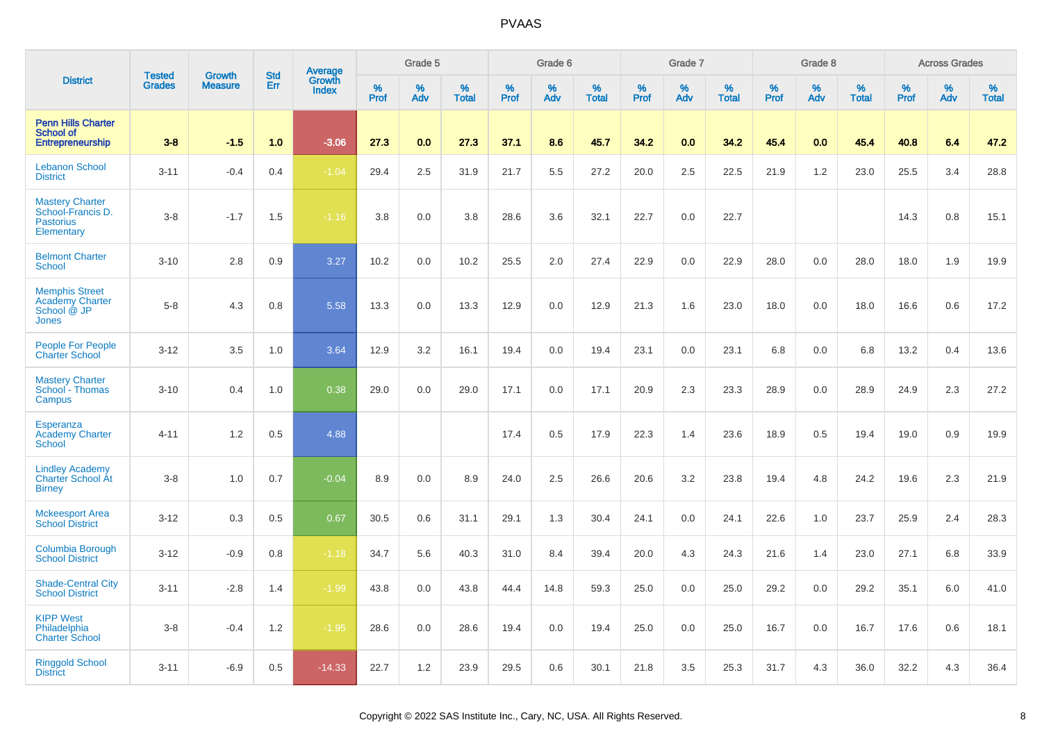| District | Tested Grades | Growth Measure | Std Err | Average Growth Index | Grade 5 | | | Grade 6 | | | Grade 7 | | | Grade 8 | | | Across Grades | | |
|---|---|---|---|---|---|---|---|---|---|---|---|---|---|---|---|---|---|---|---|
| | | | | | % Prof | % Adv | % Total | % Prof | % Adv | % Total | % Prof | % Adv | % Total | % Prof | % Adv | % Total | % Prof | % Adv | % Total |
| **Penn Hills Charter School of Entrepreneurship** | **3-8** | **-1.5** | **1.0** | **-3.06** | **27.3** | **0.0** | **27.3** | **37.1** | **8.6** | **45.7** | **34.2** | **0.0** | **34.2** | **45.4** | **0.0** | **45.4** | **40.8** | **6.4** | **47.2** |
| Lebanon School District | 3-11 | -0.4 | 0.4 | -1.04 | 29.4 | 2.5 | 31.9 | 21.7 | 5.5 | 27.2 | 20.0 | 2.5 | 22.5 | 21.9 | 1.2 | 23.0 | 25.5 | 3.4 | 28.8 |
| Mastery Charter School-Francis D. Pastorius Elementary | 3-8 | -1.7 | 1.5 | -1.16 | 3.8 | 0.0 | 3.8 | 28.6 | 3.6 | 32.1 | 22.7 | 0.0 | 22.7 | | | | 14.3 | 0.8 | 15.1 |
| Belmont Charter School | 3-10 | 2.8 | 0.9 | 3.27 | 10.2 | 0.0 | 10.2 | 25.5 | 2.0 | 27.4 | 22.9 | 0.0 | 22.9 | 28.0 | 0.0 | 28.0 | 18.0 | 1.9 | 19.9 |
| Memphis Street Academy Charter School @ JP Jones | 5-8 | 4.3 | 0.8 | 5.58 | 13.3 | 0.0 | 13.3 | 12.9 | 0.0 | 12.9 | 21.3 | 1.6 | 23.0 | 18.0 | 0.0 | 18.0 | 16.6 | 0.6 | 17.2 |
| People For People Charter School | 3-12 | 3.5 | 1.0 | 3.64 | 12.9 | 3.2 | 16.1 | 19.4 | 0.0 | 19.4 | 23.1 | 0.0 | 23.1 | 6.8 | 0.0 | 6.8 | 13.2 | 0.4 | 13.6 |
| Mastery Charter School - Thomas Campus | 3-10 | 0.4 | 1.0 | 0.38 | 29.0 | 0.0 | 29.0 | 17.1 | 0.0 | 17.1 | 20.9 | 2.3 | 23.3 | 28.9 | 0.0 | 28.9 | 24.9 | 2.3 | 27.2 |
| Esperanza Academy Charter School | 4-11 | 1.2 | 0.5 | 4.88 | | | | 17.4 | 0.5 | 17.9 | 22.3 | 1.4 | 23.6 | 18.9 | 0.5 | 19.4 | 19.0 | 0.9 | 19.9 |
| Lindley Academy Charter School At Birney | 3-8 | 1.0 | 0.7 | -0.04 | 8.9 | 0.0 | 8.9 | 24.0 | 2.5 | 26.6 | 20.6 | 3.2 | 23.8 | 19.4 | 4.8 | 24.2 | 19.6 | 2.3 | 21.9 |
| Mckeesport Area School District | 3-12 | 0.3 | 0.5 | 0.67 | 30.5 | 0.6 | 31.1 | 29.1 | 1.3 | 30.4 | 24.1 | 0.0 | 24.1 | 22.6 | 1.0 | 23.7 | 25.9 | 2.4 | 28.3 |
| Columbia Borough School District | 3-12 | -0.9 | 0.8 | -1.18 | 34.7 | 5.6 | 40.3 | 31.0 | 8.4 | 39.4 | 20.0 | 4.3 | 24.3 | 21.6 | 1.4 | 23.0 | 27.1 | 6.8 | 33.9 |
| Shade-Central City School District | 3-11 | -2.8 | 1.4 | -1.99 | 43.8 | 0.0 | 43.8 | 44.4 | 14.8 | 59.3 | 25.0 | 0.0 | 25.0 | 29.2 | 0.0 | 29.2 | 35.1 | 6.0 | 41.0 |
| KIPP West Philadelphia Charter School | 3-8 | -0.4 | 1.2 | -1.95 | 28.6 | 0.0 | 28.6 | 19.4 | 0.0 | 19.4 | 25.0 | 0.0 | 25.0 | 16.7 | 0.0 | 16.7 | 17.6 | 0.6 | 18.1 |
| Ringgold School District | 3-11 | -6.9 | 0.5 | -14.33 | 22.7 | 1.2 | 23.9 | 29.5 | 0.6 | 30.1 | 21.8 | 3.5 | 25.3 | 31.7 | 4.3 | 36.0 | 32.2 | 4.3 | 36.4 |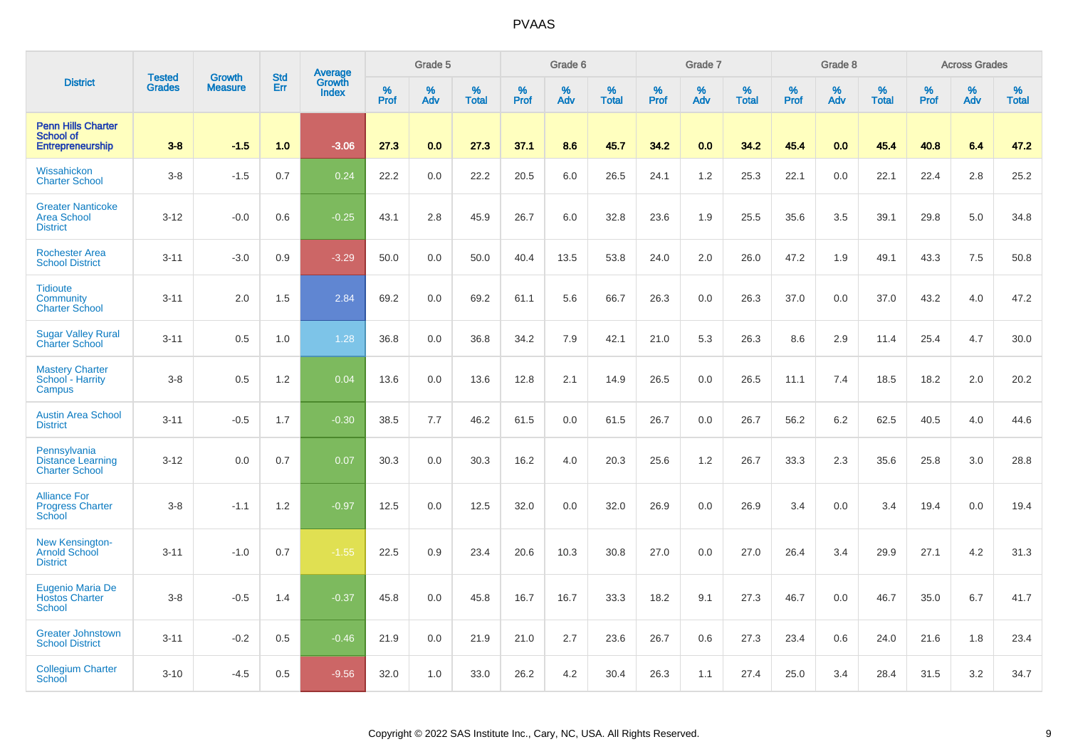# PVAAS

| District | Tested Grades | Growth Measure | Std Err | Average Growth Index | Grade 5 | | | Grade 6 | | | Grade 7 | | | Grade 8 | | | Across Grades | | |
|---|---|---|---|---|---|---|---|---|---|---|---|---|---|---|---|---|---|---|---|
| | | | | | % Prof | % Adv | % Total | % Prof | % Adv | % Total | % Prof | % Adv | % Total | % Prof | % Adv | % Total | % Prof | % Adv | % Total |
| **Penn Hills Charter School of Entrepreneurship** | **3-8** | **-1.5** | **1.0** | **-3.06** | **27.3** | **0.0** | **27.3** | **37.1** | **8.6** | **45.7** | **34.2** | **0.0** | **34.2** | **45.4** | **0.0** | **45.4** | **40.8** | **6.4** | **47.2** |
| Wissahickon Charter School | 3-8 | -1.5 | 0.7 | 0.24 | 22.2 | 0.0 | 22.2 | 20.5 | 6.0 | 26.5 | 24.1 | 1.2 | 25.3 | 22.1 | 0.0 | 22.1 | 22.4 | 2.8 | 25.2 |
| Greater Nanticoke Area School District | 3-12 | -0.0 | 0.6 | -0.25 | 43.1 | 2.8 | 45.9 | 26.7 | 6.0 | 32.8 | 23.6 | 1.9 | 25.5 | 35.6 | 3.5 | 39.1 | 29.8 | 5.0 | 34.8 |
| Rochester Area School District | 3-11 | -3.0 | 0.9 | -3.29 | 50.0 | 0.0 | 50.0 | 40.4 | 13.5 | 53.8 | 24.0 | 2.0 | 26.0 | 47.2 | 1.9 | 49.1 | 43.3 | 7.5 | 50.8 |
| Tidioute Community Charter School | 3-11 | 2.0 | 1.5 | 2.84 | 69.2 | 0.0 | 69.2 | 61.1 | 5.6 | 66.7 | 26.3 | 0.0 | 26.3 | 37.0 | 0.0 | 37.0 | 43.2 | 4.0 | 47.2 |
| Sugar Valley Rural Charter School | 3-11 | 0.5 | 1.0 | 1.28 | 36.8 | 0.0 | 36.8 | 34.2 | 7.9 | 42.1 | 21.0 | 5.3 | 26.3 | 8.6 | 2.9 | 11.4 | 25.4 | 4.7 | 30.0 |
| Mastery Charter School - Harrity Campus | 3-8 | 0.5 | 1.2 | 0.04 | 13.6 | 0.0 | 13.6 | 12.8 | 2.1 | 14.9 | 26.5 | 0.0 | 26.5 | 11.1 | 7.4 | 18.5 | 18.2 | 2.0 | 20.2 |
| Austin Area School District | 3-11 | -0.5 | 1.7 | -0.30 | 38.5 | 7.7 | 46.2 | 61.5 | 0.0 | 61.5 | 26.7 | 0.0 | 26.7 | 56.2 | 6.2 | 62.5 | 40.5 | 4.0 | 44.6 |
| Pennsylvania Distance Learning Charter School | 3-12 | 0.0 | 0.7 | 0.07 | 30.3 | 0.0 | 30.3 | 16.2 | 4.0 | 20.3 | 25.6 | 1.2 | 26.7 | 33.3 | 2.3 | 35.6 | 25.8 | 3.0 | 28.8 |
| Alliance For Progress Charter School | 3-8 | -1.1 | 1.2 | -0.97 | 12.5 | 0.0 | 12.5 | 32.0 | 0.0 | 32.0 | 26.9 | 0.0 | 26.9 | 3.4 | 0.0 | 3.4 | 19.4 | 0.0 | 19.4 |
| New Kensington-Arnold School District | 3-11 | -1.0 | 0.7 | -1.55 | 22.5 | 0.9 | 23.4 | 20.6 | 10.3 | 30.8 | 27.0 | 0.0 | 27.0 | 26.4 | 3.4 | 29.9 | 27.1 | 4.2 | 31.3 |
| Eugenio Maria De Hostos Charter School | 3-8 | -0.5 | 1.4 | -0.37 | 45.8 | 0.0 | 45.8 | 16.7 | 16.7 | 33.3 | 18.2 | 9.1 | 27.3 | 46.7 | 0.0 | 46.7 | 35.0 | 6.7 | 41.7 |
| Greater Johnstown School District | 3-11 | -0.2 | 0.5 | -0.46 | 21.9 | 0.0 | 21.9 | 21.0 | 2.7 | 23.6 | 26.7 | 0.6 | 27.3 | 23.4 | 0.6 | 24.0 | 21.6 | 1.8 | 23.4 |
| Collegium Charter School | 3-10 | -4.5 | 0.5 | -9.56 | 32.0 | 1.0 | 33.0 | 26.2 | 4.2 | 30.4 | 26.3 | 1.1 | 27.4 | 25.0 | 3.4 | 28.4 | 31.5 | 3.2 | 34.7 |

Copyright © 2022 SAS Institute Inc., Cary, NC, USA. All Rights Reserved.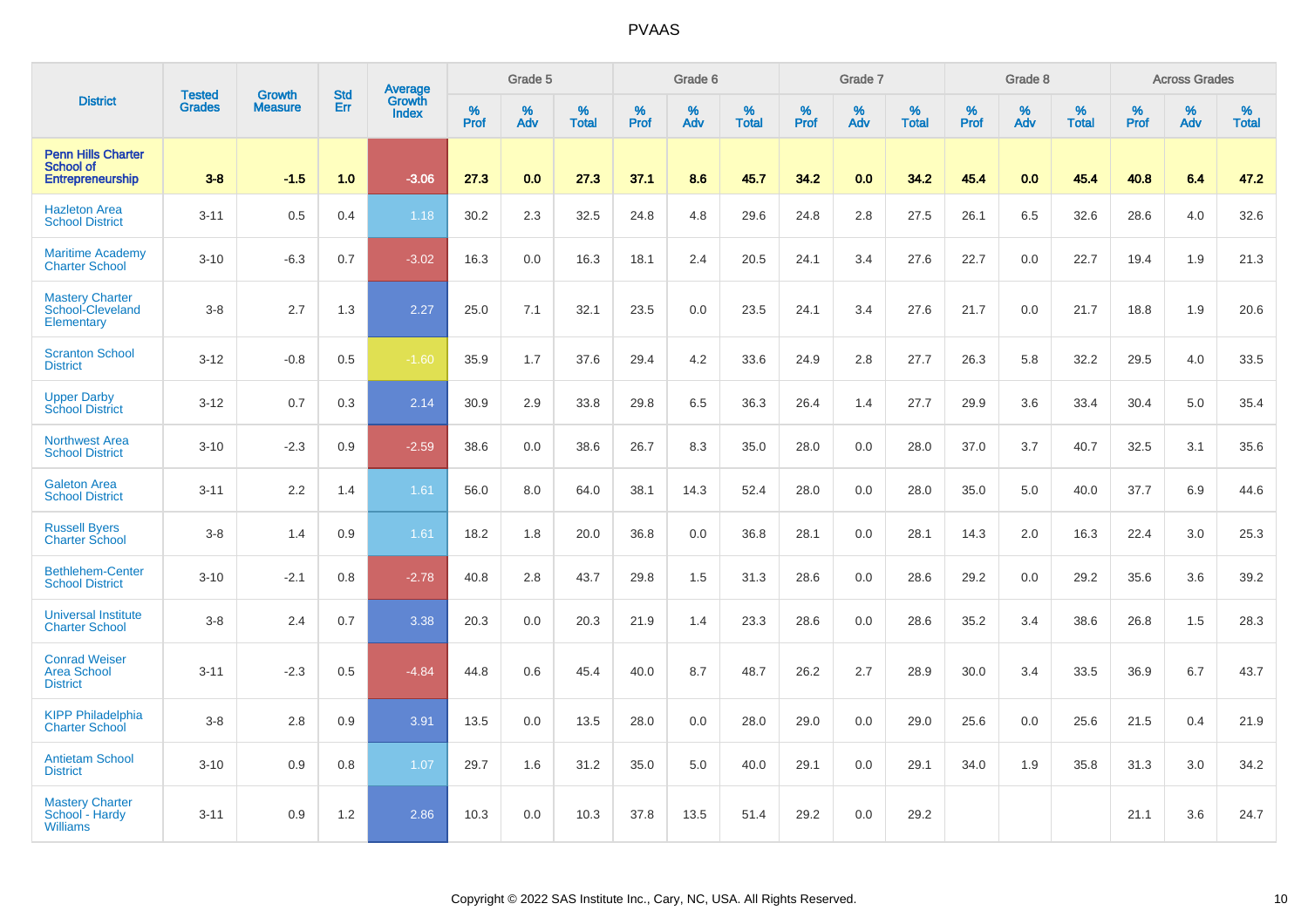# PVAAS

| District | Tested Grades | Growth Measure | Std Err | Average Growth Index | Grade 5 | | | Grade 6 | | | Grade 7 | | | Grade 8 | | | Across Grades | | |
|---|---|---|---|---|---|---|---|---|---|---|---|---|---|---|---|---|---|---|---|
| | | | | | % Prof | % Adv | % Total | % Prof | % Adv | % Total | % Prof | % Adv | % Total | % Prof | % Adv | % Total | % Prof | % Adv | % Total |
| **Penn Hills Charter School of Entrepreneurship** | **3-8** | **-1.5** | **1.0** | **-3.06** | **27.3** | **0.0** | **27.3** | **37.1** | **8.6** | **45.7** | **34.2** | **0.0** | **34.2** | **45.4** | **0.0** | **45.4** | **40.8** | **6.4** | **47.2** |
| Hazleton Area School District | 3-11 | 0.5 | 0.4 | 1.18 | 30.2 | 2.3 | 32.5 | 24.8 | 4.8 | 29.6 | 24.8 | 2.8 | 27.5 | 26.1 | 6.5 | 32.6 | 28.6 | 4.0 | 32.6 |
| Maritime Academy Charter School | 3-10 | -6.3 | 0.7 | -3.02 | 16.3 | 0.0 | 16.3 | 18.1 | 2.4 | 20.5 | 24.1 | 3.4 | 27.6 | 22.7 | 0.0 | 22.7 | 19.4 | 1.9 | 21.3 |
| Mastery Charter School-Cleveland Elementary | 3-8 | 2.7 | 1.3 | 2.27 | 25.0 | 7.1 | 32.1 | 23.5 | 0.0 | 23.5 | 24.1 | 3.4 | 27.6 | 21.7 | 0.0 | 21.7 | 18.8 | 1.9 | 20.6 |
| Scranton School District | 3-12 | -0.8 | 0.5 | -1.60 | 35.9 | 1.7 | 37.6 | 29.4 | 4.2 | 33.6 | 24.9 | 2.8 | 27.7 | 26.3 | 5.8 | 32.2 | 29.5 | 4.0 | 33.5 |
| Upper Darby School District | 3-12 | 0.7 | 0.3 | 2.14 | 30.9 | 2.9 | 33.8 | 29.8 | 6.5 | 36.3 | 26.4 | 1.4 | 27.7 | 29.9 | 3.6 | 33.4 | 30.4 | 5.0 | 35.4 |
| Northwest Area School District | 3-10 | -2.3 | 0.9 | -2.59 | 38.6 | 0.0 | 38.6 | 26.7 | 8.3 | 35.0 | 28.0 | 0.0 | 28.0 | 37.0 | 3.7 | 40.7 | 32.5 | 3.1 | 35.6 |
| Galeton Area School District | 3-11 | 2.2 | 1.4 | 1.61 | 56.0 | 8.0 | 64.0 | 38.1 | 14.3 | 52.4 | 28.0 | 0.0 | 28.0 | 35.0 | 5.0 | 40.0 | 37.7 | 6.9 | 44.6 |
| Russell Byers Charter School | 3-8 | 1.4 | 0.9 | 1.61 | 18.2 | 1.8 | 20.0 | 36.8 | 0.0 | 36.8 | 28.1 | 0.0 | 28.1 | 14.3 | 2.0 | 16.3 | 22.4 | 3.0 | 25.3 |
| Bethlehem-Center School District | 3-10 | -2.1 | 0.8 | -2.78 | 40.8 | 2.8 | 43.7 | 29.8 | 1.5 | 31.3 | 28.6 | 0.0 | 28.6 | 29.2 | 0.0 | 29.2 | 35.6 | 3.6 | 39.2 |
| Universal Institute Charter School | 3-8 | 2.4 | 0.7 | 3.38 | 20.3 | 0.0 | 20.3 | 21.9 | 1.4 | 23.3 | 28.6 | 0.0 | 28.6 | 35.2 | 3.4 | 38.6 | 26.8 | 1.5 | 28.3 |
| Conrad Weiser Area School District | 3-11 | -2.3 | 0.5 | -4.84 | 44.8 | 0.6 | 45.4 | 40.0 | 8.7 | 48.7 | 26.2 | 2.7 | 28.9 | 30.0 | 3.4 | 33.5 | 36.9 | 6.7 | 43.7 |
| KIPP Philadelphia Charter School | 3-8 | 2.8 | 0.9 | 3.91 | 13.5 | 0.0 | 13.5 | 28.0 | 0.0 | 28.0 | 29.0 | 0.0 | 29.0 | 25.6 | 0.0 | 25.6 | 21.5 | 0.4 | 21.9 |
| Antietam School District | 3-10 | 0.9 | 0.8 | 1.07 | 29.7 | 1.6 | 31.2 | 35.0 | 5.0 | 40.0 | 29.1 | 0.0 | 29.1 | 34.0 | 1.9 | 35.8 | 31.3 | 3.0 | 34.2 |
| Mastery Charter School - Hardy Williams | 3-11 | 0.9 | 1.2 | 2.86 | 10.3 | 0.0 | 10.3 | 37.8 | 13.5 | 51.4 | 29.2 | 0.0 | 29.2 | | | | 21.1 | 3.6 | 24.7 |

Copyright © 2022 SAS Institute Inc., Cary, NC, USA. All Rights Reserved.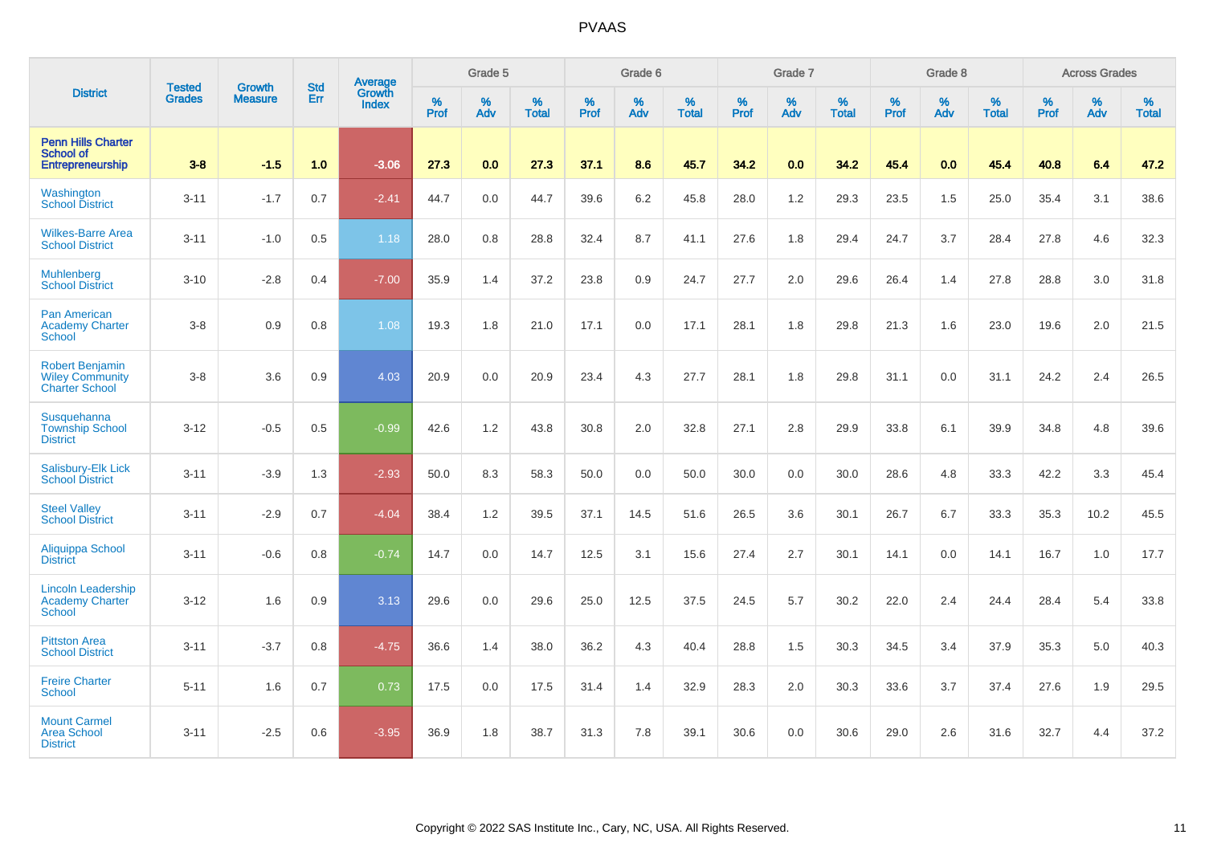# PVAAS

| District | Tested Grades | Growth Measure | Std Err | Average Growth Index | Grade 5 | | | Grade 6 | | | Grade 7 | | | Grade 8 | | | Across Grades | | |
|---|---|---|---|---|---|---|---|---|---|---|---|---|---|---|---|---|---|---|---|
| | | | | | % Prof | % Adv | % Total | % Prof | % Adv | % Total | % Prof | % Adv | % Total | % Prof | % Adv | % Total | % Prof | % Adv | % Total |
| **Penn Hills Charter School of Entrepreneurship** | **3-8** | **-1.5** | **1.0** | **-3.06** | **27.3** | **0.0** | **27.3** | **37.1** | **8.6** | **45.7** | **34.2** | **0.0** | **34.2** | **45.4** | **0.0** | **45.4** | **40.8** | **6.4** | **47.2** |
| Washington School District | 3-11 | -1.7 | 0.7 | -2.41 | 44.7 | 0.0 | 44.7 | 39.6 | 6.2 | 45.8 | 28.0 | 1.2 | 29.3 | 23.5 | 1.5 | 25.0 | 35.4 | 3.1 | 38.6 |
| Wilkes-Barre Area School District | 3-11 | -1.0 | 0.5 | 1.18 | 28.0 | 0.8 | 28.8 | 32.4 | 8.7 | 41.1 | 27.6 | 1.8 | 29.4 | 24.7 | 3.7 | 28.4 | 27.8 | 4.6 | 32.3 |
| Muhlenberg School District | 3-10 | -2.8 | 0.4 | -7.00 | 35.9 | 1.4 | 37.2 | 23.8 | 0.9 | 24.7 | 27.7 | 2.0 | 29.6 | 26.4 | 1.4 | 27.8 | 28.8 | 3.0 | 31.8 |
| Pan American Academy Charter School | 3-8 | 0.9 | 0.8 | 1.08 | 19.3 | 1.8 | 21.0 | 17.1 | 0.0 | 17.1 | 28.1 | 1.8 | 29.8 | 21.3 | 1.6 | 23.0 | 19.6 | 2.0 | 21.5 |
| Robert Benjamin Wiley Community Charter School | 3-8 | 3.6 | 0.9 | 4.03 | 20.9 | 0.0 | 20.9 | 23.4 | 4.3 | 27.7 | 28.1 | 1.8 | 29.8 | 31.1 | 0.0 | 31.1 | 24.2 | 2.4 | 26.5 |
| Susquehanna Township School District | 3-12 | -0.5 | 0.5 | -0.99 | 42.6 | 1.2 | 43.8 | 30.8 | 2.0 | 32.8 | 27.1 | 2.8 | 29.9 | 33.8 | 6.1 | 39.9 | 34.8 | 4.8 | 39.6 |
| Salisbury-Elk Lick School District | 3-11 | -3.9 | 1.3 | -2.93 | 50.0 | 8.3 | 58.3 | 50.0 | 0.0 | 50.0 | 30.0 | 0.0 | 30.0 | 28.6 | 4.8 | 33.3 | 42.2 | 3.3 | 45.4 |
| Steel Valley School District | 3-11 | -2.9 | 0.7 | -4.04 | 38.4 | 1.2 | 39.5 | 37.1 | 14.5 | 51.6 | 26.5 | 3.6 | 30.1 | 26.7 | 6.7 | 33.3 | 35.3 | 10.2 | 45.5 |
| Aliquippa School District | 3-11 | -0.6 | 0.8 | -0.74 | 14.7 | 0.0 | 14.7 | 12.5 | 3.1 | 15.6 | 27.4 | 2.7 | 30.1 | 14.1 | 0.0 | 14.1 | 16.7 | 1.0 | 17.7 |
| Lincoln Leadership Academy Charter School | 3-12 | 1.6 | 0.9 | 3.13 | 29.6 | 0.0 | 29.6 | 25.0 | 12.5 | 37.5 | 24.5 | 5.7 | 30.2 | 22.0 | 2.4 | 24.4 | 28.4 | 5.4 | 33.8 |
| Pittston Area School District | 3-11 | -3.7 | 0.8 | -4.75 | 36.6 | 1.4 | 38.0 | 36.2 | 4.3 | 40.4 | 28.8 | 1.5 | 30.3 | 34.5 | 3.4 | 37.9 | 35.3 | 5.0 | 40.3 |
| Freire Charter School | 5-11 | 1.6 | 0.7 | 0.73 | 17.5 | 0.0 | 17.5 | 31.4 | 1.4 | 32.9 | 28.3 | 2.0 | 30.3 | 33.6 | 3.7 | 37.4 | 27.6 | 1.9 | 29.5 |
| Mount Carmel Area School District | 3-11 | -2.5 | 0.6 | -3.95 | 36.9 | 1.8 | 38.7 | 31.3 | 7.8 | 39.1 | 30.6 | 0.0 | 30.6 | 29.0 | 2.6 | 31.6 | 32.7 | 4.4 | 37.2 |

Copyright © 2022 SAS Institute Inc., Cary, NC, USA. All Rights Reserved.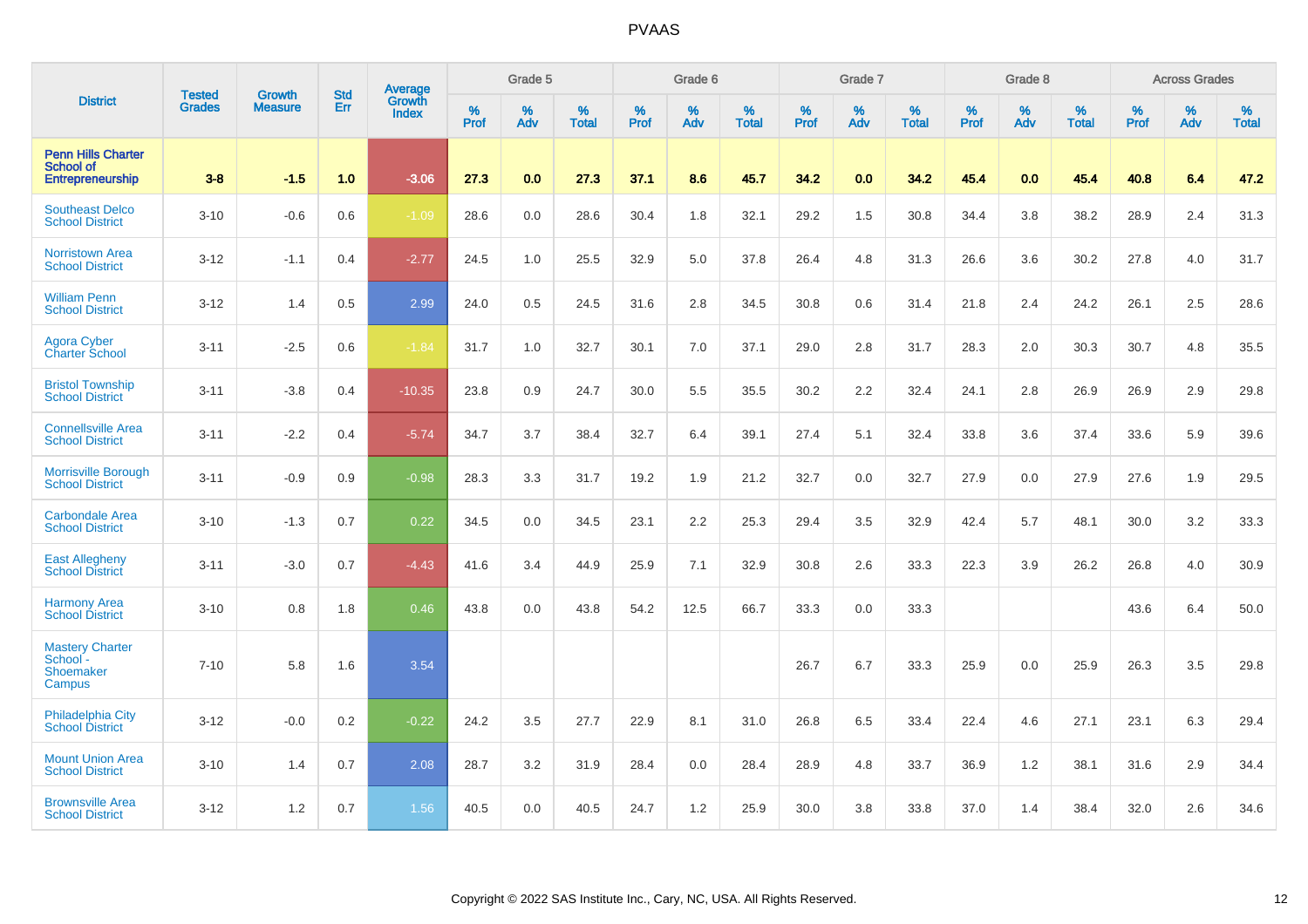| District | Tested Grades | Growth Measure | Std Err | Average Growth Index | Grade 5 | | | Grade 6 | | | Grade 7 | | | Grade 8 | | | Across Grades | | |
|---|---|---|---|---|---|---|---|---|---|---|---|---|---|---|---|---|---|---|---|
| | | | | | % Prof | % Adv | % Total | % Prof | % Adv | % Total | % Prof | % Adv | % Total | % Prof | % Adv | % Total | % Prof | % Adv | % Total |
| **Penn Hills Charter School of Entrepreneurship** | **3-8** | **-1.5** | **1.0** | **-3.06** | **27.3** | **0.0** | **27.3** | **37.1** | **8.6** | **45.7** | **34.2** | **0.0** | **34.2** | **45.4** | **0.0** | **45.4** | **40.8** | **6.4** | **47.2** |
| Southeast Delco School District | 3-10 | -0.6 | 0.6 | -1.09 | 28.6 | 0.0 | 28.6 | 30.4 | 1.8 | 32.1 | 29.2 | 1.5 | 30.8 | 34.4 | 3.8 | 38.2 | 28.9 | 2.4 | 31.3 |
| Norristown Area School District | 3-12 | -1.1 | 0.4 | -2.77 | 24.5 | 1.0 | 25.5 | 32.9 | 5.0 | 37.8 | 26.4 | 4.8 | 31.3 | 26.6 | 3.6 | 30.2 | 27.8 | 4.0 | 31.7 |
| William Penn School District | 3-12 | 1.4 | 0.5 | 2.99 | 24.0 | 0.5 | 24.5 | 31.6 | 2.8 | 34.5 | 30.8 | 0.6 | 31.4 | 21.8 | 2.4 | 24.2 | 26.1 | 2.5 | 28.6 |
| Agora Cyber Charter School | 3-11 | -2.5 | 0.6 | -1.84 | 31.7 | 1.0 | 32.7 | 30.1 | 7.0 | 37.1 | 29.0 | 2.8 | 31.7 | 28.3 | 2.0 | 30.3 | 30.7 | 4.8 | 35.5 |
| Bristol Township School District | 3-11 | -3.8 | 0.4 | -10.35 | 23.8 | 0.9 | 24.7 | 30.0 | 5.5 | 35.5 | 30.2 | 2.2 | 32.4 | 24.1 | 2.8 | 26.9 | 26.9 | 2.9 | 29.8 |
| Connellsville Area School District | 3-11 | -2.2 | 0.4 | -5.74 | 34.7 | 3.7 | 38.4 | 32.7 | 6.4 | 39.1 | 27.4 | 5.1 | 32.4 | 33.8 | 3.6 | 37.4 | 33.6 | 5.9 | 39.6 |
| Morrisville Borough School District | 3-11 | -0.9 | 0.9 | -0.98 | 28.3 | 3.3 | 31.7 | 19.2 | 1.9 | 21.2 | 32.7 | 0.0 | 32.7 | 27.9 | 0.0 | 27.9 | 27.6 | 1.9 | 29.5 |
| Carbondale Area School District | 3-10 | -1.3 | 0.7 | 0.22 | 34.5 | 0.0 | 34.5 | 23.1 | 2.2 | 25.3 | 29.4 | 3.5 | 32.9 | 42.4 | 5.7 | 48.1 | 30.0 | 3.2 | 33.3 |
| East Allegheny School District | 3-11 | -3.0 | 0.7 | -4.43 | 41.6 | 3.4 | 44.9 | 25.9 | 7.1 | 32.9 | 30.8 | 2.6 | 33.3 | 22.3 | 3.9 | 26.2 | 26.8 | 4.0 | 30.9 |
| Harmony Area School District | 3-10 | 0.8 | 1.8 | 0.46 | 43.8 | 0.0 | 43.8 | 54.2 | 12.5 | 66.7 | 33.3 | 0.0 | 33.3 | | | | 43.6 | 6.4 | 50.0 |
| Mastery Charter School - Shoemaker Campus | 7-10 | 5.8 | 1.6 | 3.54 | | | | | | | 26.7 | 6.7 | 33.3 | 25.9 | 0.0 | 25.9 | 26.3 | 3.5 | 29.8 |
| Philadelphia City School District | 3-12 | -0.0 | 0.2 | -0.22 | 24.2 | 3.5 | 27.7 | 22.9 | 8.1 | 31.0 | 26.8 | 6.5 | 33.4 | 22.4 | 4.6 | 27.1 | 23.1 | 6.3 | 29.4 |
| Mount Union Area School District | 3-10 | 1.4 | 0.7 | 2.08 | 28.7 | 3.2 | 31.9 | 28.4 | 0.0 | 28.4 | 28.9 | 4.8 | 33.7 | 36.9 | 1.2 | 38.1 | 31.6 | 2.9 | 34.4 |
| Brownsville Area School District | 3-12 | 1.2 | 0.7 | 1.56 | 40.5 | 0.0 | 40.5 | 24.7 | 1.2 | 25.9 | 30.0 | 3.8 | 33.8 | 37.0 | 1.4 | 38.4 | 32.0 | 2.6 | 34.6 |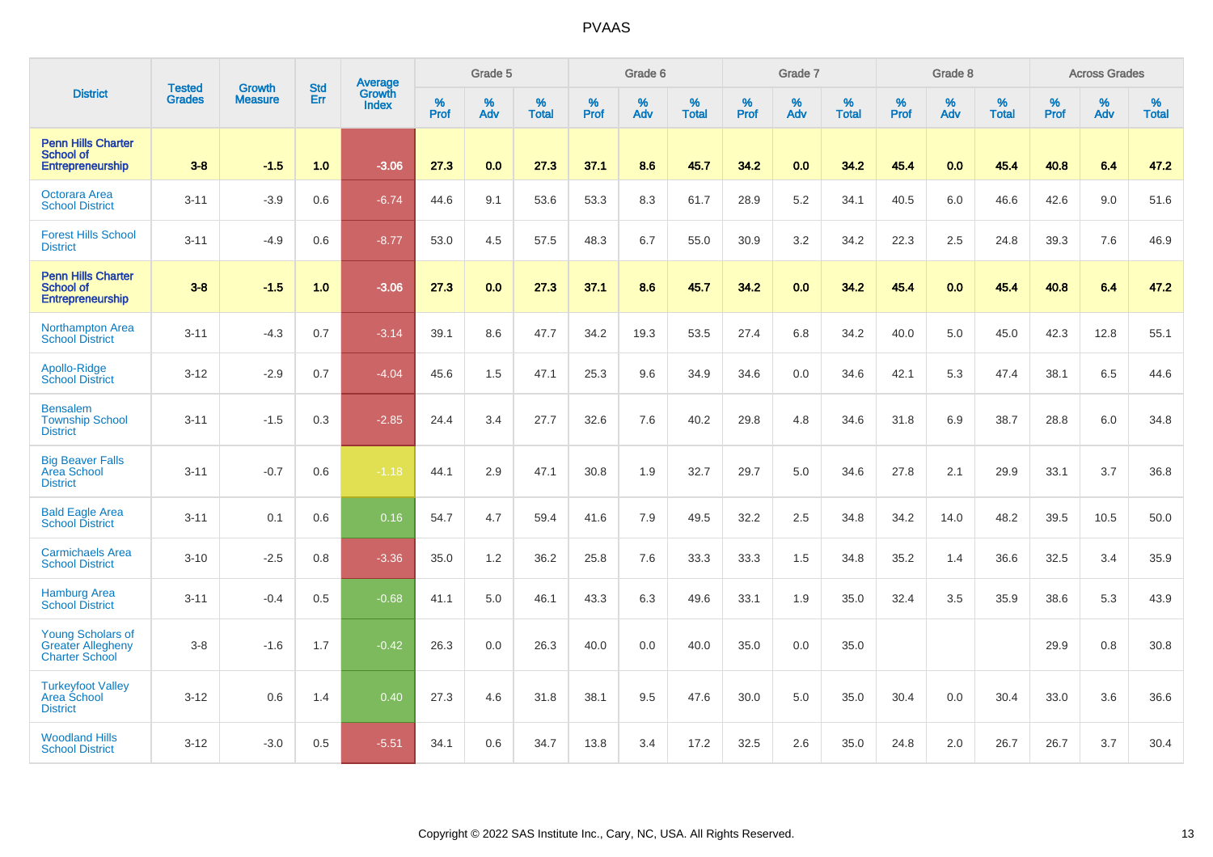# PVAAS

| District | Tested Grades | Growth Measure | Std Err | Average Growth Index | Grade 5 | | | Grade 6 | | | Grade 7 | | | Grade 8 | | | Across Grades | | |
|---|---|---|---|---|---|---|---|---|---|---|---|---|---|---|---|---|---|---|---|
| | | | | | % Prof | % Adv | % Total | % Prof | % Adv | % Total | % Prof | % Adv | % Total | % Prof | % Adv | % Total | % Prof | % Adv | % Total |
| **Penn Hills Charter School of Entrepreneurship** | **3-8** | **-1.5** | **1.0** | **-3.06** | **27.3** | **0.0** | **27.3** | **37.1** | **8.6** | **45.7** | **34.2** | **0.0** | **34.2** | **45.4** | **0.0** | **45.4** | **40.8** | **6.4** | **47.2** |
| Octorara Area School District | 3-11 | -3.9 | 0.6 | -6.74 | 44.6 | 9.1 | 53.6 | 53.3 | 8.3 | 61.7 | 28.9 | 5.2 | 34.1 | 40.5 | 6.0 | 46.6 | 42.6 | 9.0 | 51.6 |
| Forest Hills School District | 3-11 | -4.9 | 0.6 | -8.77 | 53.0 | 4.5 | 57.5 | 48.3 | 6.7 | 55.0 | 30.9 | 3.2 | 34.2 | 22.3 | 2.5 | 24.8 | 39.3 | 7.6 | 46.9 |
| **Penn Hills Charter School of Entrepreneurship** | **3-8** | **-1.5** | **1.0** | **-3.06** | **27.3** | **0.0** | **27.3** | **37.1** | **8.6** | **45.7** | **34.2** | **0.0** | **34.2** | **45.4** | **0.0** | **45.4** | **40.8** | **6.4** | **47.2** |
| Northampton Area School District | 3-11 | -4.3 | 0.7 | -3.14 | 39.1 | 8.6 | 47.7 | 34.2 | 19.3 | 53.5 | 27.4 | 6.8 | 34.2 | 40.0 | 5.0 | 45.0 | 42.3 | 12.8 | 55.1 |
| Apollo-Ridge School District | 3-12 | -2.9 | 0.7 | -4.04 | 45.6 | 1.5 | 47.1 | 25.3 | 9.6 | 34.9 | 34.6 | 0.0 | 34.6 | 42.1 | 5.3 | 47.4 | 38.1 | 6.5 | 44.6 |
| Bensalem Township School District | 3-11 | -1.5 | 0.3 | -2.85 | 24.4 | 3.4 | 27.7 | 32.6 | 7.6 | 40.2 | 29.8 | 4.8 | 34.6 | 31.8 | 6.9 | 38.7 | 28.8 | 6.0 | 34.8 |
| Big Beaver Falls Area School District | 3-11 | -0.7 | 0.6 | -1.18 | 44.1 | 2.9 | 47.1 | 30.8 | 1.9 | 32.7 | 29.7 | 5.0 | 34.6 | 27.8 | 2.1 | 29.9 | 33.1 | 3.7 | 36.8 |
| Bald Eagle Area School District | 3-11 | 0.1 | 0.6 | 0.16 | 54.7 | 4.7 | 59.4 | 41.6 | 7.9 | 49.5 | 32.2 | 2.5 | 34.8 | 34.2 | 14.0 | 48.2 | 39.5 | 10.5 | 50.0 |
| Carmichaels Area School District | 3-10 | -2.5 | 0.8 | -3.36 | 35.0 | 1.2 | 36.2 | 25.8 | 7.6 | 33.3 | 33.3 | 1.5 | 34.8 | 35.2 | 1.4 | 36.6 | 32.5 | 3.4 | 35.9 |
| Hamburg Area School District | 3-11 | -0.4 | 0.5 | -0.68 | 41.1 | 5.0 | 46.1 | 43.3 | 6.3 | 49.6 | 33.1 | 1.9 | 35.0 | 32.4 | 3.5 | 35.9 | 38.6 | 5.3 | 43.9 |
| Young Scholars of Greater Allegheny Charter School | 3-8 | -1.6 | 1.7 | -0.42 | 26.3 | 0.0 | 26.3 | 40.0 | 0.0 | 40.0 | 35.0 | 0.0 | 35.0 | | | | 29.9 | 0.8 | 30.8 |
| Turkeyfoot Valley Area School District | 3-12 | 0.6 | 1.4 | 0.40 | 27.3 | 4.6 | 31.8 | 38.1 | 9.5 | 47.6 | 30.0 | 5.0 | 35.0 | 30.4 | 0.0 | 30.4 | 33.0 | 3.6 | 36.6 |
| Woodland Hills School District | 3-12 | -3.0 | 0.5 | -5.51 | 34.1 | 0.6 | 34.7 | 13.8 | 3.4 | 17.2 | 32.5 | 2.6 | 35.0 | 24.8 | 2.0 | 26.7 | 26.7 | 3.7 | 30.4 |

Copyright © 2022 SAS Institute Inc., Cary, NC, USA. All Rights Reserved.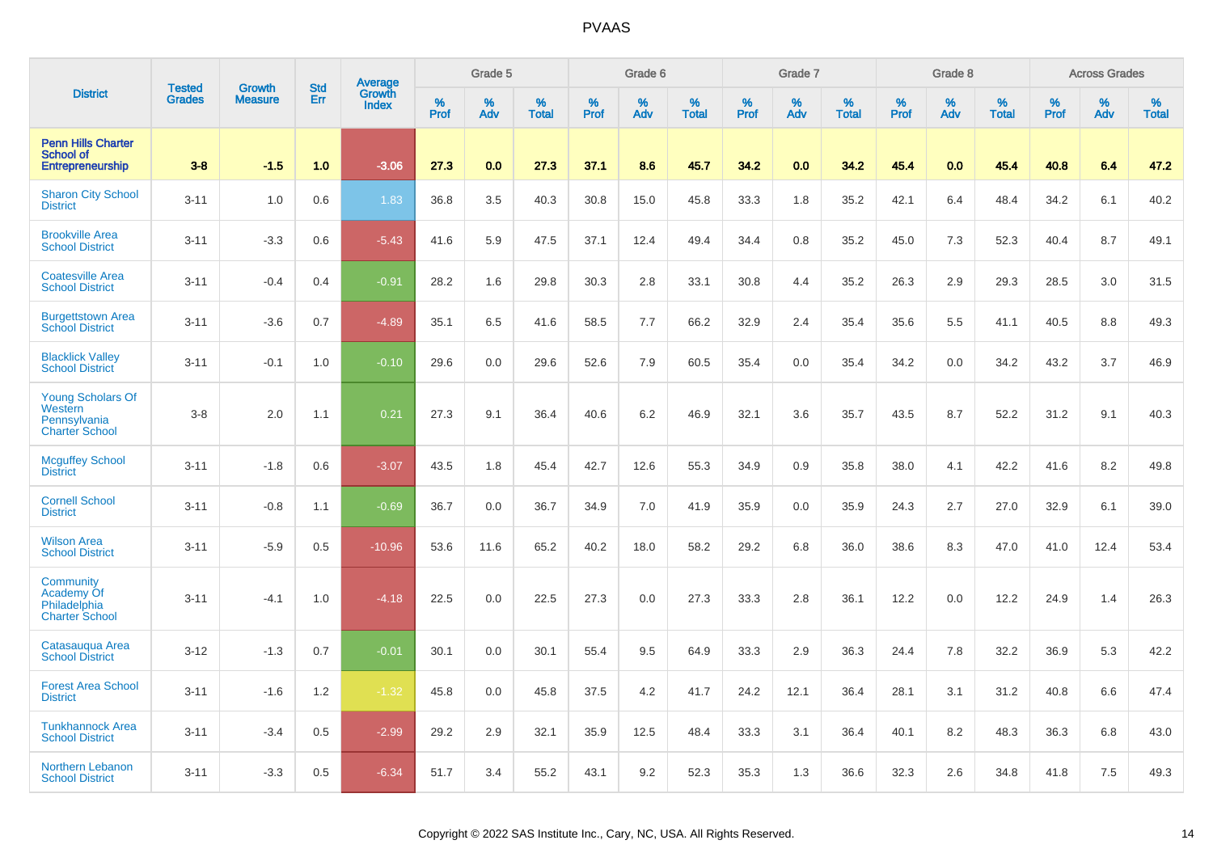# PVAAS

| District | Tested Grades | Growth Measure | Std Err | Average Growth Index | Grade 5 | | | Grade 6 | | | Grade 7 | | | Grade 8 | | | Across Grades | | |
|---|---|---|---|---|---|---|---|---|---|---|---|---|---|---|---|---|---|---|---|
| | | | | | % Prof | % Adv | % Total | % Prof | % Adv | % Total | % Prof | % Adv | % Total | % Prof | % Adv | % Total | % Prof | % Adv | % Total |
| **Penn Hills Charter School of Entrepreneurship** | **3-8** | **-1.5** | **1.0** | **-3.06** | **27.3** | **0.0** | **27.3** | **37.1** | **8.6** | **45.7** | **34.2** | **0.0** | **34.2** | **45.4** | **0.0** | **45.4** | **40.8** | **6.4** | **47.2** |
| Sharon City School District | 3-11 | 1.0 | 0.6 | 1.83 | 36.8 | 3.5 | 40.3 | 30.8 | 15.0 | 45.8 | 33.3 | 1.8 | 35.2 | 42.1 | 6.4 | 48.4 | 34.2 | 6.1 | 40.2 |
| Brookville Area School District | 3-11 | -3.3 | 0.6 | -5.43 | 41.6 | 5.9 | 47.5 | 37.1 | 12.4 | 49.4 | 34.4 | 0.8 | 35.2 | 45.0 | 7.3 | 52.3 | 40.4 | 8.7 | 49.1 |
| Coatesville Area School District | 3-11 | -0.4 | 0.4 | -0.91 | 28.2 | 1.6 | 29.8 | 30.3 | 2.8 | 33.1 | 30.8 | 4.4 | 35.2 | 26.3 | 2.9 | 29.3 | 28.5 | 3.0 | 31.5 |
| Burgettstown Area School District | 3-11 | -3.6 | 0.7 | -4.89 | 35.1 | 6.5 | 41.6 | 58.5 | 7.7 | 66.2 | 32.9 | 2.4 | 35.4 | 35.6 | 5.5 | 41.1 | 40.5 | 8.8 | 49.3 |
| Blacklick Valley School District | 3-11 | -0.1 | 1.0 | -0.10 | 29.6 | 0.0 | 29.6 | 52.6 | 7.9 | 60.5 | 35.4 | 0.0 | 35.4 | 34.2 | 0.0 | 34.2 | 43.2 | 3.7 | 46.9 |
| Young Scholars Of Western Pennsylvania Charter School | 3-8 | 2.0 | 1.1 | 0.21 | 27.3 | 9.1 | 36.4 | 40.6 | 6.2 | 46.9 | 32.1 | 3.6 | 35.7 | 43.5 | 8.7 | 52.2 | 31.2 | 9.1 | 40.3 |
| Mcguffey School District | 3-11 | -1.8 | 0.6 | -3.07 | 43.5 | 1.8 | 45.4 | 42.7 | 12.6 | 55.3 | 34.9 | 0.9 | 35.8 | 38.0 | 4.1 | 42.2 | 41.6 | 8.2 | 49.8 |
| Cornell School District | 3-11 | -0.8 | 1.1 | -0.69 | 36.7 | 0.0 | 36.7 | 34.9 | 7.0 | 41.9 | 35.9 | 0.0 | 35.9 | 24.3 | 2.7 | 27.0 | 32.9 | 6.1 | 39.0 |
| Wilson Area School District | 3-11 | -5.9 | 0.5 | -10.96 | 53.6 | 11.6 | 65.2 | 40.2 | 18.0 | 58.2 | 29.2 | 6.8 | 36.0 | 38.6 | 8.3 | 47.0 | 41.0 | 12.4 | 53.4 |
| Community Academy Of Philadelphia Charter School | 3-11 | -4.1 | 1.0 | -4.18 | 22.5 | 0.0 | 22.5 | 27.3 | 0.0 | 27.3 | 33.3 | 2.8 | 36.1 | 12.2 | 0.0 | 12.2 | 24.9 | 1.4 | 26.3 |
| Catasauqua Area School District | 3-12 | -1.3 | 0.7 | -0.01 | 30.1 | 0.0 | 30.1 | 55.4 | 9.5 | 64.9 | 33.3 | 2.9 | 36.3 | 24.4 | 7.8 | 32.2 | 36.9 | 5.3 | 42.2 |
| Forest Area School District | 3-11 | -1.6 | 1.2 | -1.32 | 45.8 | 0.0 | 45.8 | 37.5 | 4.2 | 41.7 | 24.2 | 12.1 | 36.4 | 28.1 | 3.1 | 31.2 | 40.8 | 6.6 | 47.4 |
| Tunkhannock Area School District | 3-11 | -3.4 | 0.5 | -2.99 | 29.2 | 2.9 | 32.1 | 35.9 | 12.5 | 48.4 | 33.3 | 3.1 | 36.4 | 40.1 | 8.2 | 48.3 | 36.3 | 6.8 | 43.0 |
| Northern Lebanon School District | 3-11 | -3.3 | 0.5 | -6.34 | 51.7 | 3.4 | 55.2 | 43.1 | 9.2 | 52.3 | 35.3 | 1.3 | 36.6 | 32.3 | 2.6 | 34.8 | 41.8 | 7.5 | 49.3 |

Copyright © 2022 SAS Institute Inc., Cary, NC, USA. All Rights Reserved.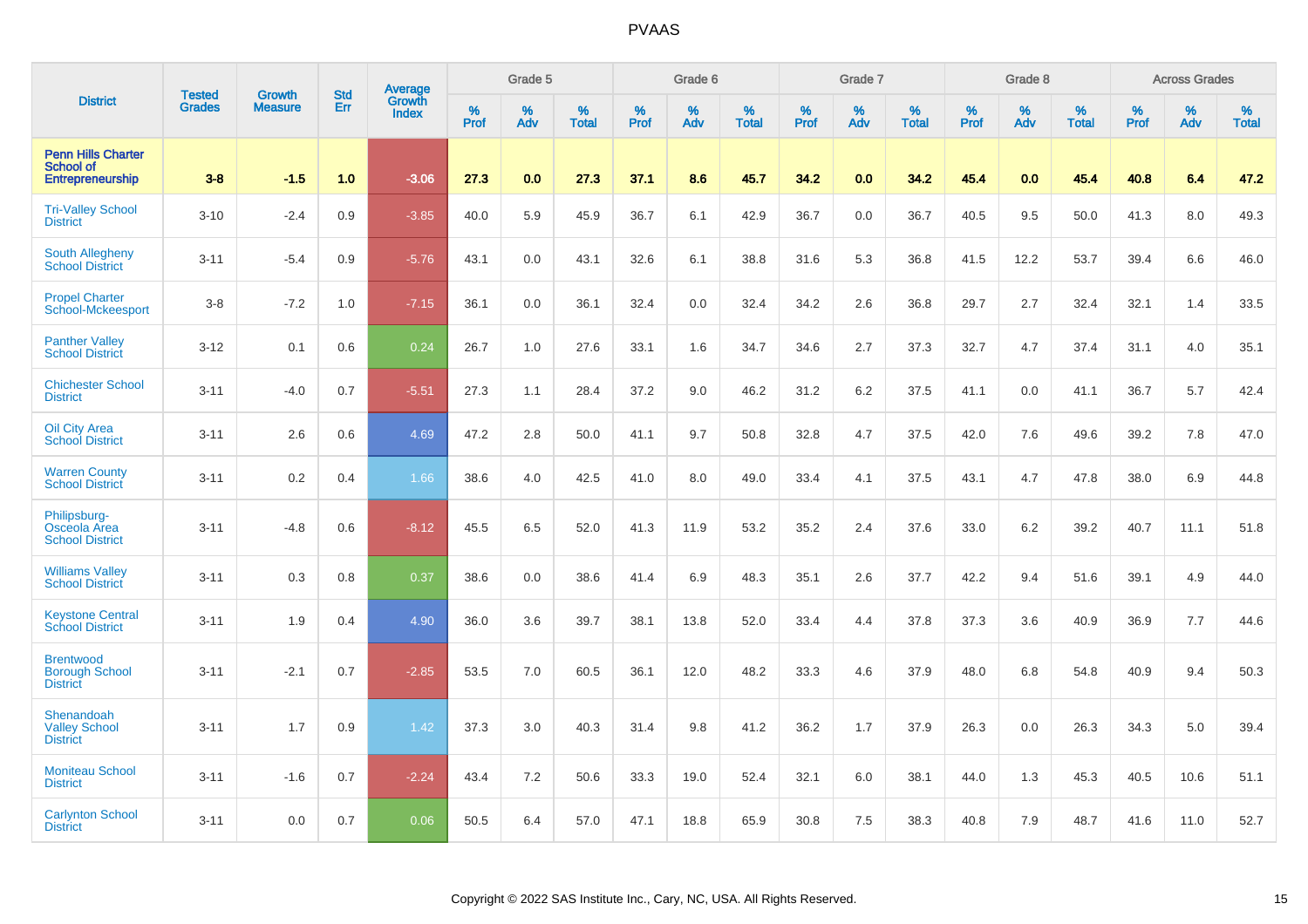# PVAAS

| District | Tested Grades | Growth Measure | Std Err | Average Growth Index | Grade 5 | | | Grade 6 | | | Grade 7 | | | Grade 8 | | | Across Grades | | |
|---|---|---|---|---|---|---|---|---|---|---|---|---|---|---|---|---|---|---|---|
| | | | | | % Prof | % Adv | % Total | % Prof | % Adv | % Total | % Prof | % Adv | % Total | % Prof | % Adv | % Total | % Prof | % Adv | % Total |
| **Penn Hills Charter School of Entrepreneurship** | **3-8** | **-1.5** | **1.0** | **-3.06** | **27.3** | **0.0** | **27.3** | **37.1** | **8.6** | **45.7** | **34.2** | **0.0** | **34.2** | **45.4** | **0.0** | **45.4** | **40.8** | **6.4** | **47.2** |
| Tri-Valley School District | 3-10 | -2.4 | 0.9 | -3.85 | 40.0 | 5.9 | 45.9 | 36.7 | 6.1 | 42.9 | 36.7 | 0.0 | 36.7 | 40.5 | 9.5 | 50.0 | 41.3 | 8.0 | 49.3 |
| South Allegheny School District | 3-11 | -5.4 | 0.9 | -5.76 | 43.1 | 0.0 | 43.1 | 32.6 | 6.1 | 38.8 | 31.6 | 5.3 | 36.8 | 41.5 | 12.2 | 53.7 | 39.4 | 6.6 | 46.0 |
| Propel Charter School-Mckeesport | 3-8 | -7.2 | 1.0 | -7.15 | 36.1 | 0.0 | 36.1 | 32.4 | 0.0 | 32.4 | 34.2 | 2.6 | 36.8 | 29.7 | 2.7 | 32.4 | 32.1 | 1.4 | 33.5 |
| Panther Valley School District | 3-12 | 0.1 | 0.6 | 0.24 | 26.7 | 1.0 | 27.6 | 33.1 | 1.6 | 34.7 | 34.6 | 2.7 | 37.3 | 32.7 | 4.7 | 37.4 | 31.1 | 4.0 | 35.1 |
| Chichester School District | 3-11 | -4.0 | 0.7 | -5.51 | 27.3 | 1.1 | 28.4 | 37.2 | 9.0 | 46.2 | 31.2 | 6.2 | 37.5 | 41.1 | 0.0 | 41.1 | 36.7 | 5.7 | 42.4 |
| Oil City Area School District | 3-11 | 2.6 | 0.6 | 4.69 | 47.2 | 2.8 | 50.0 | 41.1 | 9.7 | 50.8 | 32.8 | 4.7 | 37.5 | 42.0 | 7.6 | 49.6 | 39.2 | 7.8 | 47.0 |
| Warren County School District | 3-11 | 0.2 | 0.4 | 1.66 | 38.6 | 4.0 | 42.5 | 41.0 | 8.0 | 49.0 | 33.4 | 4.1 | 37.5 | 43.1 | 4.7 | 47.8 | 38.0 | 6.9 | 44.8 |
| Philipsburg-Osceola Area School District | 3-11 | -4.8 | 0.6 | -8.12 | 45.5 | 6.5 | 52.0 | 41.3 | 11.9 | 53.2 | 35.2 | 2.4 | 37.6 | 33.0 | 6.2 | 39.2 | 40.7 | 11.1 | 51.8 |
| Williams Valley School District | 3-11 | 0.3 | 0.8 | 0.37 | 38.6 | 0.0 | 38.6 | 41.4 | 6.9 | 48.3 | 35.1 | 2.6 | 37.7 | 42.2 | 9.4 | 51.6 | 39.1 | 4.9 | 44.0 |
| Keystone Central School District | 3-11 | 1.9 | 0.4 | 4.90 | 36.0 | 3.6 | 39.7 | 38.1 | 13.8 | 52.0 | 33.4 | 4.4 | 37.8 | 37.3 | 3.6 | 40.9 | 36.9 | 7.7 | 44.6 |
| Brentwood Borough School District | 3-11 | -2.1 | 0.7 | -2.85 | 53.5 | 7.0 | 60.5 | 36.1 | 12.0 | 48.2 | 33.3 | 4.6 | 37.9 | 48.0 | 6.8 | 54.8 | 40.9 | 9.4 | 50.3 |
| Shenandoah Valley School District | 3-11 | 1.7 | 0.9 | 1.42 | 37.3 | 3.0 | 40.3 | 31.4 | 9.8 | 41.2 | 36.2 | 1.7 | 37.9 | 26.3 | 0.0 | 26.3 | 34.3 | 5.0 | 39.4 |
| Moniteau School District | 3-11 | -1.6 | 0.7 | -2.24 | 43.4 | 7.2 | 50.6 | 33.3 | 19.0 | 52.4 | 32.1 | 6.0 | 38.1 | 44.0 | 1.3 | 45.3 | 40.5 | 10.6 | 51.1 |
| Carlynton School District | 3-11 | 0.0 | 0.7 | 0.06 | 50.5 | 6.4 | 57.0 | 47.1 | 18.8 | 65.9 | 30.8 | 7.5 | 38.3 | 40.8 | 7.9 | 48.7 | 41.6 | 11.0 | 52.7 |

Copyright © 2022 SAS Institute Inc., Cary, NC, USA. All Rights Reserved.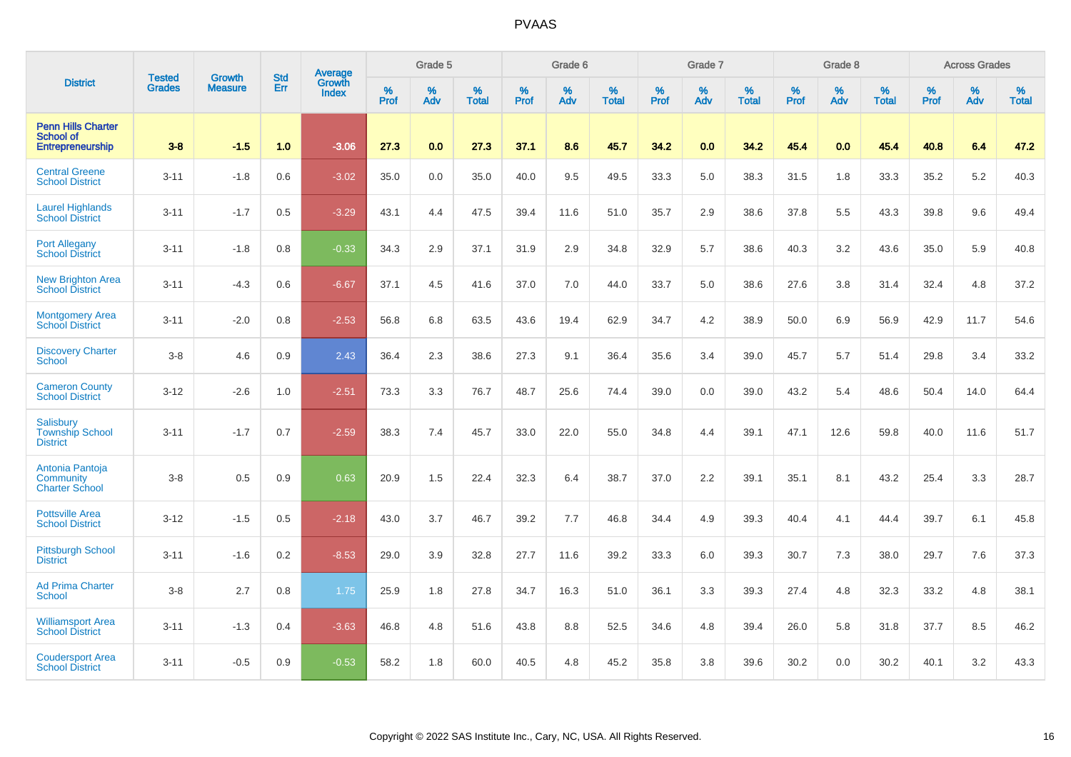# PVAAS

| District | Tested Grades | Growth Measure | Std Err | Average Growth Index | Grade 5 | | | Grade 6 | | | Grade 7 | | | Grade 8 | | | Across Grades | | |
|---|---|---|---|---|---|---|---|---|---|---|---|---|---|---|---|---|---|---|---|
| | | | | | % Prof | % Adv | % Total | % Prof | % Adv | % Total | % Prof | % Adv | % Total | % Prof | % Adv | % Total | % Prof | % Adv | % Total |
| **Penn Hills Charter School of Entrepreneurship** | **3-8** | **-1.5** | **1.0** | **-3.06** | **27.3** | **0.0** | **27.3** | **37.1** | **8.6** | **45.7** | **34.2** | **0.0** | **34.2** | **45.4** | **0.0** | **45.4** | **40.8** | **6.4** | **47.2** |
| Central Greene School District | 3-11 | -1.8 | 0.6 | -3.02 | 35.0 | 0.0 | 35.0 | 40.0 | 9.5 | 49.5 | 33.3 | 5.0 | 38.3 | 31.5 | 1.8 | 33.3 | 35.2 | 5.2 | 40.3 |
| Laurel Highlands School District | 3-11 | -1.7 | 0.5 | -3.29 | 43.1 | 4.4 | 47.5 | 39.4 | 11.6 | 51.0 | 35.7 | 2.9 | 38.6 | 37.8 | 5.5 | 43.3 | 39.8 | 9.6 | 49.4 |
| Port Allegany School District | 3-11 | -1.8 | 0.8 | -0.33 | 34.3 | 2.9 | 37.1 | 31.9 | 2.9 | 34.8 | 32.9 | 5.7 | 38.6 | 40.3 | 3.2 | 43.6 | 35.0 | 5.9 | 40.8 |
| New Brighton Area School District | 3-11 | -4.3 | 0.6 | -6.67 | 37.1 | 4.5 | 41.6 | 37.0 | 7.0 | 44.0 | 33.7 | 5.0 | 38.6 | 27.6 | 3.8 | 31.4 | 32.4 | 4.8 | 37.2 |
| Montgomery Area School District | 3-11 | -2.0 | 0.8 | -2.53 | 56.8 | 6.8 | 63.5 | 43.6 | 19.4 | 62.9 | 34.7 | 4.2 | 38.9 | 50.0 | 6.9 | 56.9 | 42.9 | 11.7 | 54.6 |
| Discovery Charter School | 3-8 | 4.6 | 0.9 | 2.43 | 36.4 | 2.3 | 38.6 | 27.3 | 9.1 | 36.4 | 35.6 | 3.4 | 39.0 | 45.7 | 5.7 | 51.4 | 29.8 | 3.4 | 33.2 |
| Cameron County School District | 3-12 | -2.6 | 1.0 | -2.51 | 73.3 | 3.3 | 76.7 | 48.7 | 25.6 | 74.4 | 39.0 | 0.0 | 39.0 | 43.2 | 5.4 | 48.6 | 50.4 | 14.0 | 64.4 |
| Salisbury Township School District | 3-11 | -1.7 | 0.7 | -2.59 | 38.3 | 7.4 | 45.7 | 33.0 | 22.0 | 55.0 | 34.8 | 4.4 | 39.1 | 47.1 | 12.6 | 59.8 | 40.0 | 11.6 | 51.7 |
| Antonia Pantoja Community Charter School | 3-8 | 0.5 | 0.9 | 0.63 | 20.9 | 1.5 | 22.4 | 32.3 | 6.4 | 38.7 | 37.0 | 2.2 | 39.1 | 35.1 | 8.1 | 43.2 | 25.4 | 3.3 | 28.7 |
| Pottsville Area School District | 3-12 | -1.5 | 0.5 | -2.18 | 43.0 | 3.7 | 46.7 | 39.2 | 7.7 | 46.8 | 34.4 | 4.9 | 39.3 | 40.4 | 4.1 | 44.4 | 39.7 | 6.1 | 45.8 |
| Pittsburgh School District | 3-11 | -1.6 | 0.2 | -8.53 | 29.0 | 3.9 | 32.8 | 27.7 | 11.6 | 39.2 | 33.3 | 6.0 | 39.3 | 30.7 | 7.3 | 38.0 | 29.7 | 7.6 | 37.3 |
| Ad Prima Charter School | 3-8 | 2.7 | 0.8 | 1.75 | 25.9 | 1.8 | 27.8 | 34.7 | 16.3 | 51.0 | 36.1 | 3.3 | 39.3 | 27.4 | 4.8 | 32.3 | 33.2 | 4.8 | 38.1 |
| Williamsport Area School District | 3-11 | -1.3 | 0.4 | -3.63 | 46.8 | 4.8 | 51.6 | 43.8 | 8.8 | 52.5 | 34.6 | 4.8 | 39.4 | 26.0 | 5.8 | 31.8 | 37.7 | 8.5 | 46.2 |
| Coudersport Area School District | 3-11 | -0.5 | 0.9 | -0.53 | 58.2 | 1.8 | 60.0 | 40.5 | 4.8 | 45.2 | 35.8 | 3.8 | 39.6 | 30.2 | 0.0 | 30.2 | 40.1 | 3.2 | 43.3 |

Copyright © 2022 SAS Institute Inc., Cary, NC, USA. All Rights Reserved.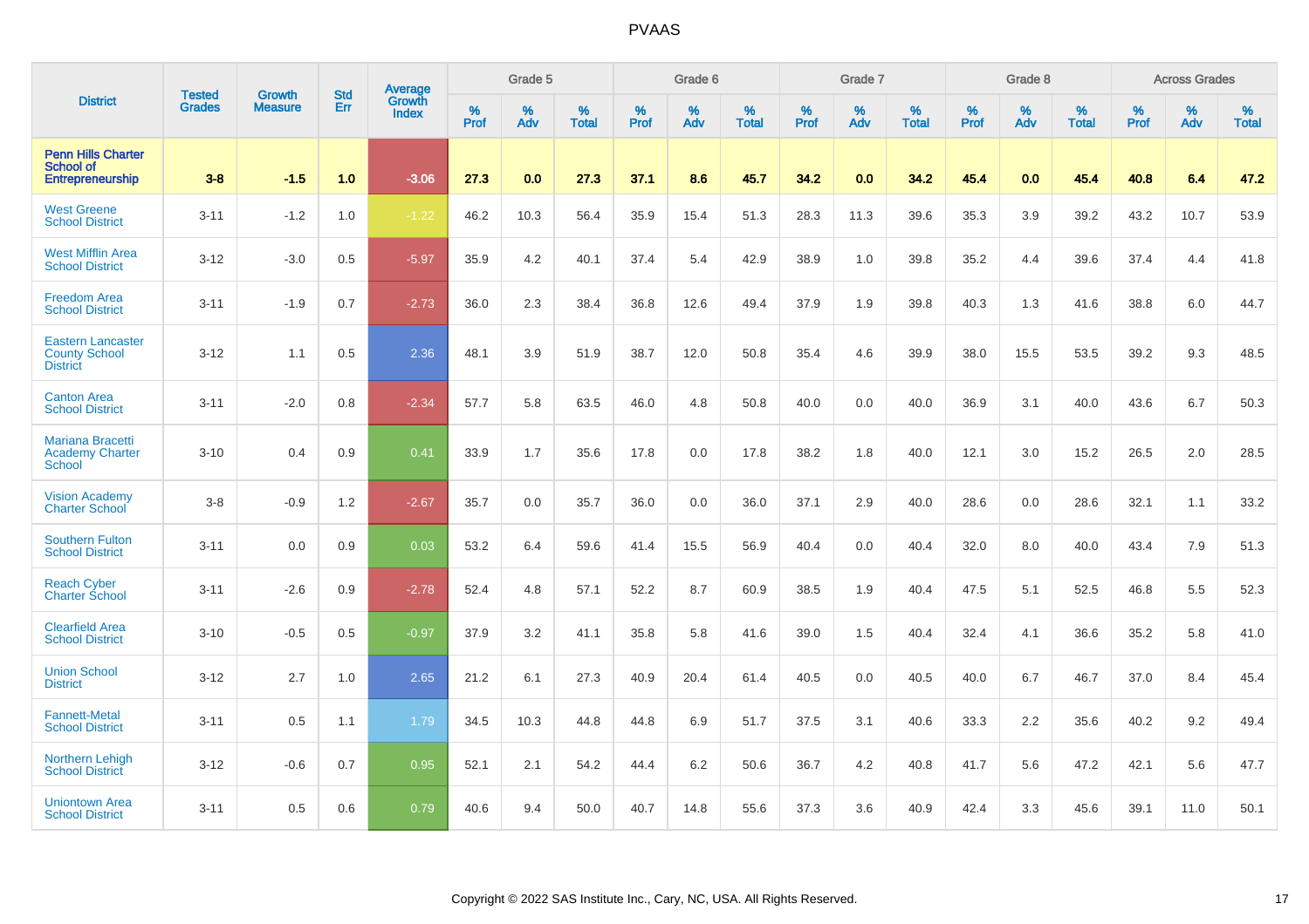| District | Tested Grades | Growth Measure | Std Err | Average Growth Index | Grade 5 | | | Grade 6 | | | Grade 7 | | | Grade 8 | | | Across Grades | | |
|---|---|---|---|---|---|---|---|---|---|---|---|---|---|---|---|---|---|---|---|
| | | | | | % Prof | % Adv | % Total | % Prof | % Adv | % Total | % Prof | % Adv | % Total | % Prof | % Adv | % Total | % Prof | % Adv | % Total |
| **Penn Hills Charter School of Entrepreneurship** | **3-8** | **-1.5** | **1.0** | **-3.06** | **27.3** | **0.0** | **27.3** | **37.1** | **8.6** | **45.7** | **34.2** | **0.0** | **34.2** | **45.4** | **0.0** | **45.4** | **40.8** | **6.4** | **47.2** |
| West Greene School District | 3-11 | -1.2 | 1.0 | -1.22 | 46.2 | 10.3 | 56.4 | 35.9 | 15.4 | 51.3 | 28.3 | 11.3 | 39.6 | 35.3 | 3.9 | 39.2 | 43.2 | 10.7 | 53.9 |
| West Mifflin Area School District | 3-12 | -3.0 | 0.5 | -5.97 | 35.9 | 4.2 | 40.1 | 37.4 | 5.4 | 42.9 | 38.9 | 1.0 | 39.8 | 35.2 | 4.4 | 39.6 | 37.4 | 4.4 | 41.8 |
| Freedom Area School District | 3-11 | -1.9 | 0.7 | -2.73 | 36.0 | 2.3 | 38.4 | 36.8 | 12.6 | 49.4 | 37.9 | 1.9 | 39.8 | 40.3 | 1.3 | 41.6 | 38.8 | 6.0 | 44.7 |
| Eastern Lancaster County School District | 3-12 | 1.1 | 0.5 | 2.36 | 48.1 | 3.9 | 51.9 | 38.7 | 12.0 | 50.8 | 35.4 | 4.6 | 39.9 | 38.0 | 15.5 | 53.5 | 39.2 | 9.3 | 48.5 |
| Canton Area School District | 3-11 | -2.0 | 0.8 | -2.34 | 57.7 | 5.8 | 63.5 | 46.0 | 4.8 | 50.8 | 40.0 | 0.0 | 40.0 | 36.9 | 3.1 | 40.0 | 43.6 | 6.7 | 50.3 |
| Mariana Bracetti Academy Charter School | 3-10 | 0.4 | 0.9 | 0.41 | 33.9 | 1.7 | 35.6 | 17.8 | 0.0 | 17.8 | 38.2 | 1.8 | 40.0 | 12.1 | 3.0 | 15.2 | 26.5 | 2.0 | 28.5 |
| Vision Academy Charter School | 3-8 | -0.9 | 1.2 | -2.67 | 35.7 | 0.0 | 35.7 | 36.0 | 0.0 | 36.0 | 37.1 | 2.9 | 40.0 | 28.6 | 0.0 | 28.6 | 32.1 | 1.1 | 33.2 |
| Southern Fulton School District | 3-11 | 0.0 | 0.9 | 0.03 | 53.2 | 6.4 | 59.6 | 41.4 | 15.5 | 56.9 | 40.4 | 0.0 | 40.4 | 32.0 | 8.0 | 40.0 | 43.4 | 7.9 | 51.3 |
| Reach Cyber Charter School | 3-11 | -2.6 | 0.9 | -2.78 | 52.4 | 4.8 | 57.1 | 52.2 | 8.7 | 60.9 | 38.5 | 1.9 | 40.4 | 47.5 | 5.1 | 52.5 | 46.8 | 5.5 | 52.3 |
| Clearfield Area School District | 3-10 | -0.5 | 0.5 | -0.97 | 37.9 | 3.2 | 41.1 | 35.8 | 5.8 | 41.6 | 39.0 | 1.5 | 40.4 | 32.4 | 4.1 | 36.6 | 35.2 | 5.8 | 41.0 |
| Union School District | 3-12 | 2.7 | 1.0 | 2.65 | 21.2 | 6.1 | 27.3 | 40.9 | 20.4 | 61.4 | 40.5 | 0.0 | 40.5 | 40.0 | 6.7 | 46.7 | 37.0 | 8.4 | 45.4 |
| Fannett-Metal School District | 3-11 | 0.5 | 1.1 | 1.79 | 34.5 | 10.3 | 44.8 | 44.8 | 6.9 | 51.7 | 37.5 | 3.1 | 40.6 | 33.3 | 2.2 | 35.6 | 40.2 | 9.2 | 49.4 |
| Northern Lehigh School District | 3-12 | -0.6 | 0.7 | 0.95 | 52.1 | 2.1 | 54.2 | 44.4 | 6.2 | 50.6 | 36.7 | 4.2 | 40.8 | 41.7 | 5.6 | 47.2 | 42.1 | 5.6 | 47.7 |
| Uniontown Area School District | 3-11 | 0.5 | 0.6 | 0.79 | 40.6 | 9.4 | 50.0 | 40.7 | 14.8 | 55.6 | 37.3 | 3.6 | 40.9 | 42.4 | 3.3 | 45.6 | 39.1 | 11.0 | 50.1 |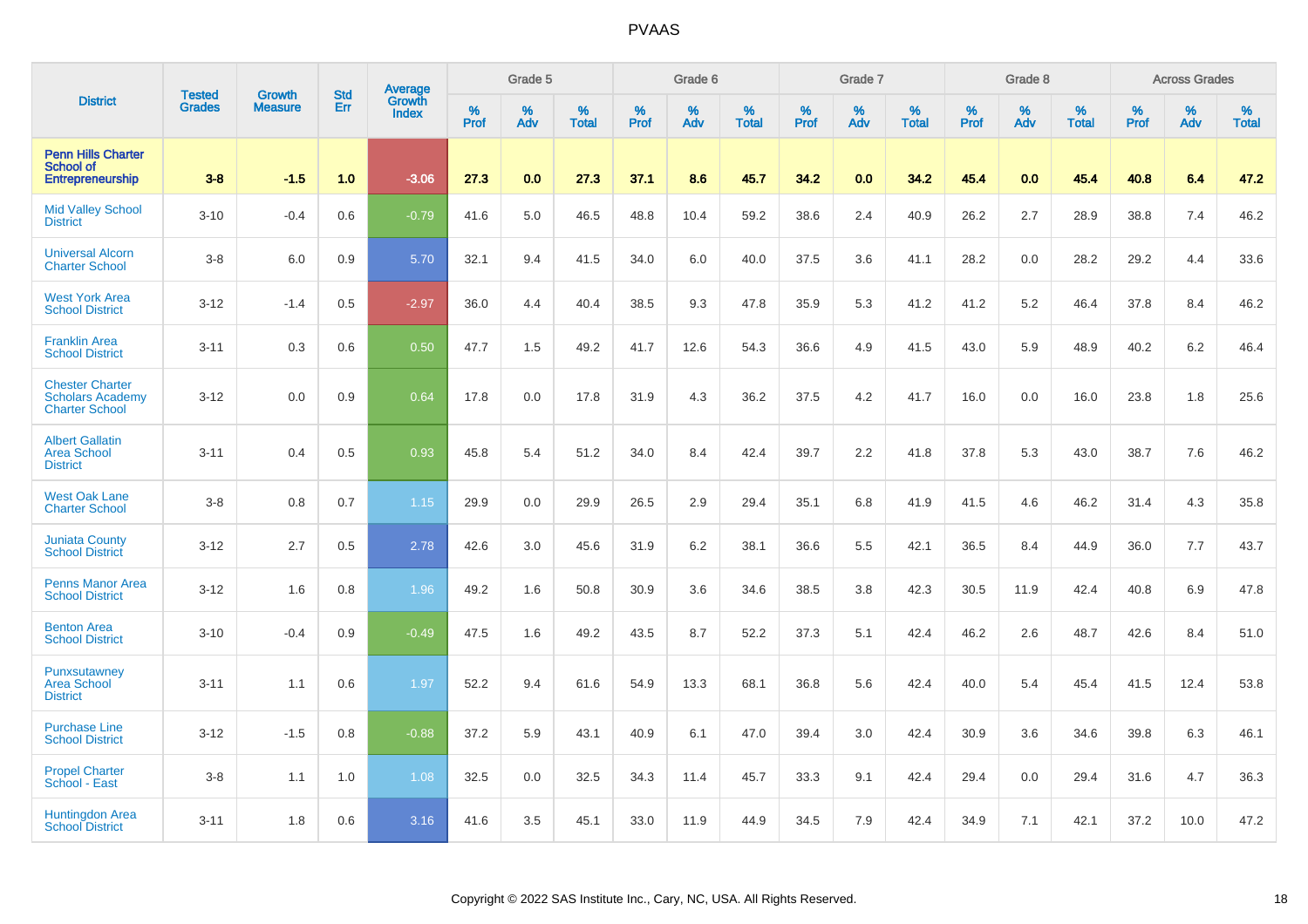| District | Tested Grades | Growth Measure | Std Err | Average Growth Index | Grade 5 | | | Grade 6 | | | Grade 7 | | | Grade 8 | | | Across Grades | | |
|---|---|---|---|---|---|---|---|---|---|---|---|---|---|---|---|---|---|---|---|
| | | | | | % Prof | % Adv | % Total | % Prof | % Adv | % Total | % Prof | % Adv | % Total | % Prof | % Adv | % Total | % Prof | % Adv | % Total |
| **Penn Hills Charter School of Entrepreneurship** | **3-8** | **-1.5** | **1.0** | **-3.06** | **27.3** | **0.0** | **27.3** | **37.1** | **8.6** | **45.7** | **34.2** | **0.0** | **34.2** | **45.4** | **0.0** | **45.4** | **40.8** | **6.4** | **47.2** |
| Mid Valley School District | 3-10 | -0.4 | 0.6 | -0.79 | 41.6 | 5.0 | 46.5 | 48.8 | 10.4 | 59.2 | 38.6 | 2.4 | 40.9 | 26.2 | 2.7 | 28.9 | 38.8 | 7.4 | 46.2 |
| Universal Alcorn Charter School | 3-8 | 6.0 | 0.9 | 5.70 | 32.1 | 9.4 | 41.5 | 34.0 | 6.0 | 40.0 | 37.5 | 3.6 | 41.1 | 28.2 | 0.0 | 28.2 | 29.2 | 4.4 | 33.6 |
| West York Area School District | 3-12 | -1.4 | 0.5 | -2.97 | 36.0 | 4.4 | 40.4 | 38.5 | 9.3 | 47.8 | 35.9 | 5.3 | 41.2 | 41.2 | 5.2 | 46.4 | 37.8 | 8.4 | 46.2 |
| Franklin Area School District | 3-11 | 0.3 | 0.6 | 0.50 | 47.7 | 1.5 | 49.2 | 41.7 | 12.6 | 54.3 | 36.6 | 4.9 | 41.5 | 43.0 | 5.9 | 48.9 | 40.2 | 6.2 | 46.4 |
| Chester Charter Scholars Academy Charter School | 3-12 | 0.0 | 0.9 | 0.64 | 17.8 | 0.0 | 17.8 | 31.9 | 4.3 | 36.2 | 37.5 | 4.2 | 41.7 | 16.0 | 0.0 | 16.0 | 23.8 | 1.8 | 25.6 |
| Albert Gallatin Area School District | 3-11 | 0.4 | 0.5 | 0.93 | 45.8 | 5.4 | 51.2 | 34.0 | 8.4 | 42.4 | 39.7 | 2.2 | 41.8 | 37.8 | 5.3 | 43.0 | 38.7 | 7.6 | 46.2 |
| West Oak Lane Charter School | 3-8 | 0.8 | 0.7 | 1.15 | 29.9 | 0.0 | 29.9 | 26.5 | 2.9 | 29.4 | 35.1 | 6.8 | 41.9 | 41.5 | 4.6 | 46.2 | 31.4 | 4.3 | 35.8 |
| Juniata County School District | 3-12 | 2.7 | 0.5 | 2.78 | 42.6 | 3.0 | 45.6 | 31.9 | 6.2 | 38.1 | 36.6 | 5.5 | 42.1 | 36.5 | 8.4 | 44.9 | 36.0 | 7.7 | 43.7 |
| Penns Manor Area School District | 3-12 | 1.6 | 0.8 | 1.96 | 49.2 | 1.6 | 50.8 | 30.9 | 3.6 | 34.6 | 38.5 | 3.8 | 42.3 | 30.5 | 11.9 | 42.4 | 40.8 | 6.9 | 47.8 |
| Benton Area School District | 3-10 | -0.4 | 0.9 | -0.49 | 47.5 | 1.6 | 49.2 | 43.5 | 8.7 | 52.2 | 37.3 | 5.1 | 42.4 | 46.2 | 2.6 | 48.7 | 42.6 | 8.4 | 51.0 |
| Punxsutawney Area School District | 3-11 | 1.1 | 0.6 | 1.97 | 52.2 | 9.4 | 61.6 | 54.9 | 13.3 | 68.1 | 36.8 | 5.6 | 42.4 | 40.0 | 5.4 | 45.4 | 41.5 | 12.4 | 53.8 |
| Purchase Line School District | 3-12 | -1.5 | 0.8 | -0.88 | 37.2 | 5.9 | 43.1 | 40.9 | 6.1 | 47.0 | 39.4 | 3.0 | 42.4 | 30.9 | 3.6 | 34.6 | 39.8 | 6.3 | 46.1 |
| Propel Charter School - East | 3-8 | 1.1 | 1.0 | 1.08 | 32.5 | 0.0 | 32.5 | 34.3 | 11.4 | 45.7 | 33.3 | 9.1 | 42.4 | 29.4 | 0.0 | 29.4 | 31.6 | 4.7 | 36.3 |
| Huntingdon Area School District | 3-11 | 1.8 | 0.6 | 3.16 | 41.6 | 3.5 | 45.1 | 33.0 | 11.9 | 44.9 | 34.5 | 7.9 | 42.4 | 34.9 | 7.1 | 42.1 | 37.2 | 10.0 | 47.2 |

Copyright © 2022 SAS Institute Inc., Cary, NC, USA. All Rights Reserved.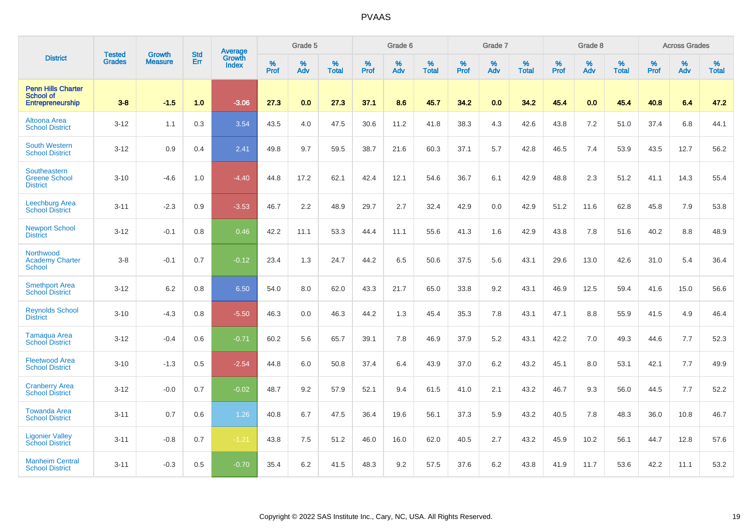# PVAAS

| District | Tested Grades | Growth Measure | Std Err | Average Growth Index | Grade 5 | | | Grade 6 | | | Grade 7 | | | Grade 8 | | | Across Grades | | |
|---|---|---|---|---|---|---|---|---|---|---|---|---|---|---|---|---|---|---|---|
| | | | | | % Prof | % Adv | % Total | % Prof | % Adv | % Total | % Prof | % Adv | % Total | % Prof | % Adv | % Total | % Prof | % Adv | % Total |
| **Penn Hills Charter School of Entrepreneurship** | **3-8** | **-1.5** | **1.0** | **-3.06** | **27.3** | **0.0** | **27.3** | **37.1** | **8.6** | **45.7** | **34.2** | **0.0** | **34.2** | **45.4** | **0.0** | **45.4** | **40.8** | **6.4** | **47.2** |
| Altoona Area School District | 3-12 | 1.1 | 0.3 | 3.54 | 43.5 | 4.0 | 47.5 | 30.6 | 11.2 | 41.8 | 38.3 | 4.3 | 42.6 | 43.8 | 7.2 | 51.0 | 37.4 | 6.8 | 44.1 |
| South Western School District | 3-12 | 0.9 | 0.4 | 2.41 | 49.8 | 9.7 | 59.5 | 38.7 | 21.6 | 60.3 | 37.1 | 5.7 | 42.8 | 46.5 | 7.4 | 53.9 | 43.5 | 12.7 | 56.2 |
| Southeastern Greene School District | 3-10 | -4.6 | 1.0 | -4.40 | 44.8 | 17.2 | 62.1 | 42.4 | 12.1 | 54.6 | 36.7 | 6.1 | 42.9 | 48.8 | 2.3 | 51.2 | 41.1 | 14.3 | 55.4 |
| Leechburg Area School District | 3-11 | -2.3 | 0.9 | -3.53 | 46.7 | 2.2 | 48.9 | 29.7 | 2.7 | 32.4 | 42.9 | 0.0 | 42.9 | 51.2 | 11.6 | 62.8 | 45.8 | 7.9 | 53.8 |
| Newport School District | 3-12 | -0.1 | 0.8 | 0.46 | 42.2 | 11.1 | 53.3 | 44.4 | 11.1 | 55.6 | 41.3 | 1.6 | 42.9 | 43.8 | 7.8 | 51.6 | 40.2 | 8.8 | 48.9 |
| Northwood Academy Charter School | 3-8 | -0.1 | 0.7 | -0.12 | 23.4 | 1.3 | 24.7 | 44.2 | 6.5 | 50.6 | 37.5 | 5.6 | 43.1 | 29.6 | 13.0 | 42.6 | 31.0 | 5.4 | 36.4 |
| Smethport Area School District | 3-12 | 6.2 | 0.8 | 6.50 | 54.0 | 8.0 | 62.0 | 43.3 | 21.7 | 65.0 | 33.8 | 9.2 | 43.1 | 46.9 | 12.5 | 59.4 | 41.6 | 15.0 | 56.6 |
| Reynolds School District | 3-10 | -4.3 | 0.8 | -5.50 | 46.3 | 0.0 | 46.3 | 44.2 | 1.3 | 45.4 | 35.3 | 7.8 | 43.1 | 47.1 | 8.8 | 55.9 | 41.5 | 4.9 | 46.4 |
| Tamaqua Area School District | 3-12 | -0.4 | 0.6 | -0.71 | 60.2 | 5.6 | 65.7 | 39.1 | 7.8 | 46.9 | 37.9 | 5.2 | 43.1 | 42.2 | 7.0 | 49.3 | 44.6 | 7.7 | 52.3 |
| Fleetwood Area School District | 3-10 | -1.3 | 0.5 | -2.54 | 44.8 | 6.0 | 50.8 | 37.4 | 6.4 | 43.9 | 37.0 | 6.2 | 43.2 | 45.1 | 8.0 | 53.1 | 42.1 | 7.7 | 49.9 |
| Cranberry Area School District | 3-12 | -0.0 | 0.7 | -0.02 | 48.7 | 9.2 | 57.9 | 52.1 | 9.4 | 61.5 | 41.0 | 2.1 | 43.2 | 46.7 | 9.3 | 56.0 | 44.5 | 7.7 | 52.2 |
| Towanda Area School District | 3-11 | 0.7 | 0.6 | 1.26 | 40.8 | 6.7 | 47.5 | 36.4 | 19.6 | 56.1 | 37.3 | 5.9 | 43.2 | 40.5 | 7.8 | 48.3 | 36.0 | 10.8 | 46.7 |
| Ligonier Valley School District | 3-11 | -0.8 | 0.7 | -1.21 | 43.8 | 7.5 | 51.2 | 46.0 | 16.0 | 62.0 | 40.5 | 2.7 | 43.2 | 45.9 | 10.2 | 56.1 | 44.7 | 12.8 | 57.6 |
| Manheim Central School District | 3-11 | -0.3 | 0.5 | -0.70 | 35.4 | 6.2 | 41.5 | 48.3 | 9.2 | 57.5 | 37.6 | 6.2 | 43.8 | 41.9 | 11.7 | 53.6 | 42.2 | 11.1 | 53.2 |

Copyright © 2022 SAS Institute Inc., Cary, NC, USA. All Rights Reserved.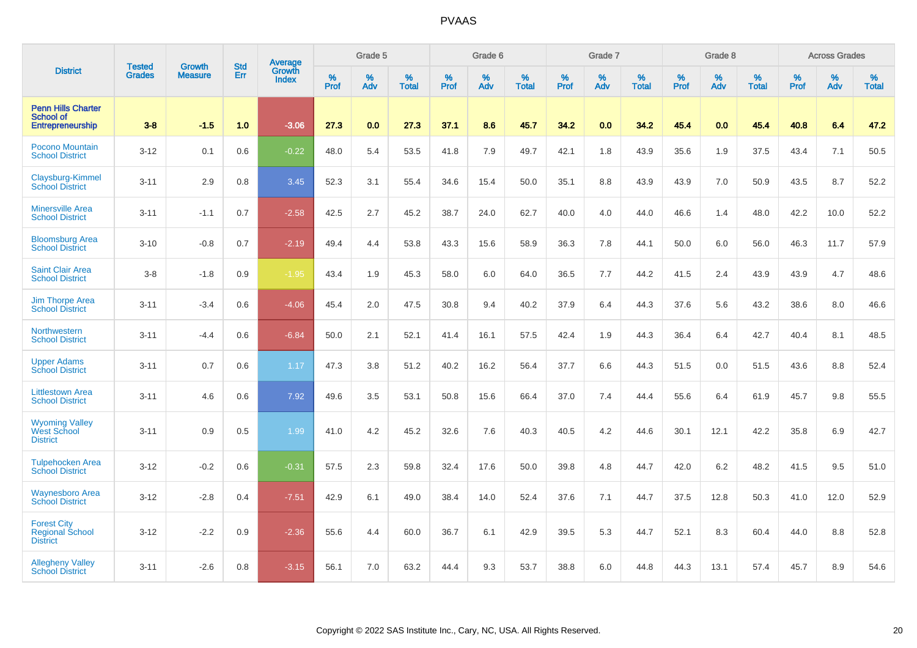# PVAAS

| District | Tested Grades | Growth Measure | Std Err | Average Growth Index | Grade 5 | | | Grade 6 | | | Grade 7 | | | Grade 8 | | | Across Grades | | |
|---|---|---|---|---|---|---|---|---|---|---|---|---|---|---|---|---|---|---|---|
| | | | | | % Prof | % Adv | % Total | % Prof | % Adv | % Total | % Prof | % Adv | % Total | % Prof | % Adv | % Total | % Prof | % Adv | % Total |
| **Penn Hills Charter School of Entrepreneurship** | **3-8** | **-1.5** | **1.0** | **-3.06** | **27.3** | **0.0** | **27.3** | **37.1** | **8.6** | **45.7** | **34.2** | **0.0** | **34.2** | **45.4** | **0.0** | **45.4** | **40.8** | **6.4** | **47.2** |
| Pocono Mountain School District | 3-12 | 0.1 | 0.6 | -0.22 | 48.0 | 5.4 | 53.5 | 41.8 | 7.9 | 49.7 | 42.1 | 1.8 | 43.9 | 35.6 | 1.9 | 37.5 | 43.4 | 7.1 | 50.5 |
| Claysburg-Kimmel School District | 3-11 | 2.9 | 0.8 | 3.45 | 52.3 | 3.1 | 55.4 | 34.6 | 15.4 | 50.0 | 35.1 | 8.8 | 43.9 | 43.9 | 7.0 | 50.9 | 43.5 | 8.7 | 52.2 |
| Minersville Area School District | 3-11 | -1.1 | 0.7 | -2.58 | 42.5 | 2.7 | 45.2 | 38.7 | 24.0 | 62.7 | 40.0 | 4.0 | 44.0 | 46.6 | 1.4 | 48.0 | 42.2 | 10.0 | 52.2 |
| Bloomsburg Area School District | 3-10 | -0.8 | 0.7 | -2.19 | 49.4 | 4.4 | 53.8 | 43.3 | 15.6 | 58.9 | 36.3 | 7.8 | 44.1 | 50.0 | 6.0 | 56.0 | 46.3 | 11.7 | 57.9 |
| Saint Clair Area School District | 3-8 | -1.8 | 0.9 | -1.95 | 43.4 | 1.9 | 45.3 | 58.0 | 6.0 | 64.0 | 36.5 | 7.7 | 44.2 | 41.5 | 2.4 | 43.9 | 43.9 | 4.7 | 48.6 |
| Jim Thorpe Area School District | 3-11 | -3.4 | 0.6 | -4.06 | 45.4 | 2.0 | 47.5 | 30.8 | 9.4 | 40.2 | 37.9 | 6.4 | 44.3 | 37.6 | 5.6 | 43.2 | 38.6 | 8.0 | 46.6 |
| Northwestern School District | 3-11 | -4.4 | 0.6 | -6.84 | 50.0 | 2.1 | 52.1 | 41.4 | 16.1 | 57.5 | 42.4 | 1.9 | 44.3 | 36.4 | 6.4 | 42.7 | 40.4 | 8.1 | 48.5 |
| Upper Adams School District | 3-11 | 0.7 | 0.6 | 1.17 | 47.3 | 3.8 | 51.2 | 40.2 | 16.2 | 56.4 | 37.7 | 6.6 | 44.3 | 51.5 | 0.0 | 51.5 | 43.6 | 8.8 | 52.4 |
| Littlestown Area School District | 3-11 | 4.6 | 0.6 | 7.92 | 49.6 | 3.5 | 53.1 | 50.8 | 15.6 | 66.4 | 37.0 | 7.4 | 44.4 | 55.6 | 6.4 | 61.9 | 45.7 | 9.8 | 55.5 |
| Wyoming Valley West School District | 3-11 | 0.9 | 0.5 | 1.99 | 41.0 | 4.2 | 45.2 | 32.6 | 7.6 | 40.3 | 40.5 | 4.2 | 44.6 | 30.1 | 12.1 | 42.2 | 35.8 | 6.9 | 42.7 |
| Tulpehocken Area School District | 3-12 | -0.2 | 0.6 | -0.31 | 57.5 | 2.3 | 59.8 | 32.4 | 17.6 | 50.0 | 39.8 | 4.8 | 44.7 | 42.0 | 6.2 | 48.2 | 41.5 | 9.5 | 51.0 |
| Waynesboro Area School District | 3-12 | -2.8 | 0.4 | -7.51 | 42.9 | 6.1 | 49.0 | 38.4 | 14.0 | 52.4 | 37.6 | 7.1 | 44.7 | 37.5 | 12.8 | 50.3 | 41.0 | 12.0 | 52.9 |
| Forest City Regional School District | 3-12 | -2.2 | 0.9 | -2.36 | 55.6 | 4.4 | 60.0 | 36.7 | 6.1 | 42.9 | 39.5 | 5.3 | 44.7 | 52.1 | 8.3 | 60.4 | 44.0 | 8.8 | 52.8 |
| Allegheny Valley School District | 3-11 | -2.6 | 0.8 | -3.15 | 56.1 | 7.0 | 63.2 | 44.4 | 9.3 | 53.7 | 38.8 | 6.0 | 44.8 | 44.3 | 13.1 | 57.4 | 45.7 | 8.9 | 54.6 |

Copyright © 2022 SAS Institute Inc., Cary, NC, USA. All Rights Reserved.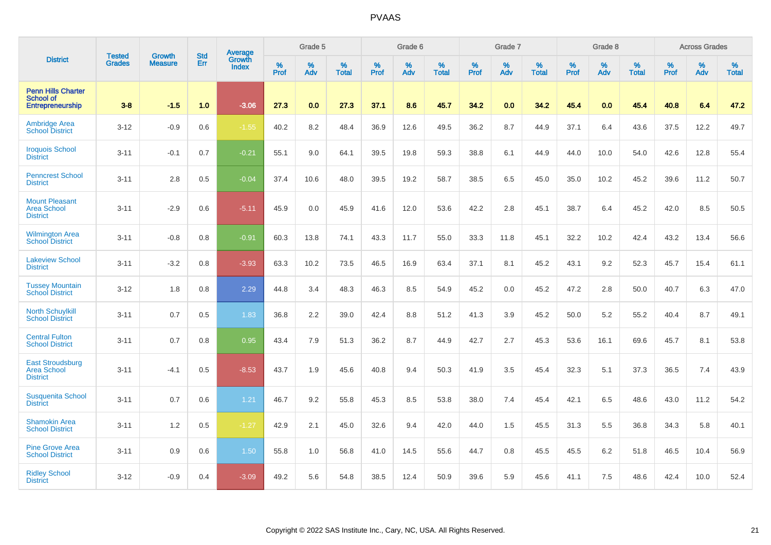# PVAAS

| District | Tested Grades | Growth Measure | Std Err | Average Growth Index | Grade 5 | | | Grade 6 | | | Grade 7 | | | Grade 8 | | | Across Grades | | |
|---|---|---|---|---|---|---|---|---|---|---|---|---|---|---|---|---|---|---|---|
| | | | | | % Prof | % Adv | % Total | % Prof | % Adv | % Total | % Prof | % Adv | % Total | % Prof | % Adv | % Total | % Prof | % Adv | % Total |
| **Penn Hills Charter School of Entrepreneurship** | **3-8** | **-1.5** | **1.0** | **-3.06** | **27.3** | **0.0** | **27.3** | **37.1** | **8.6** | **45.7** | **34.2** | **0.0** | **34.2** | **45.4** | **0.0** | **45.4** | **40.8** | **6.4** | **47.2** |
| Ambridge Area School District | 3-12 | -0.9 | 0.6 | -1.55 | 40.2 | 8.2 | 48.4 | 36.9 | 12.6 | 49.5 | 36.2 | 8.7 | 44.9 | 37.1 | 6.4 | 43.6 | 37.5 | 12.2 | 49.7 |
| Iroquois School District | 3-11 | -0.1 | 0.7 | -0.21 | 55.1 | 9.0 | 64.1 | 39.5 | 19.8 | 59.3 | 38.8 | 6.1 | 44.9 | 44.0 | 10.0 | 54.0 | 42.6 | 12.8 | 55.4 |
| Penncrest School District | 3-11 | 2.8 | 0.5 | -0.04 | 37.4 | 10.6 | 48.0 | 39.5 | 19.2 | 58.7 | 38.5 | 6.5 | 45.0 | 35.0 | 10.2 | 45.2 | 39.6 | 11.2 | 50.7 |
| Mount Pleasant Area School District | 3-11 | -2.9 | 0.6 | -5.11 | 45.9 | 0.0 | 45.9 | 41.6 | 12.0 | 53.6 | 42.2 | 2.8 | 45.1 | 38.7 | 6.4 | 45.2 | 42.0 | 8.5 | 50.5 |
| Wilmington Area School District | 3-11 | -0.8 | 0.8 | -0.91 | 60.3 | 13.8 | 74.1 | 43.3 | 11.7 | 55.0 | 33.3 | 11.8 | 45.1 | 32.2 | 10.2 | 42.4 | 43.2 | 13.4 | 56.6 |
| Lakeview School District | 3-11 | -3.2 | 0.8 | -3.93 | 63.3 | 10.2 | 73.5 | 46.5 | 16.9 | 63.4 | 37.1 | 8.1 | 45.2 | 43.1 | 9.2 | 52.3 | 45.7 | 15.4 | 61.1 |
| Tussey Mountain School District | 3-12 | 1.8 | 0.8 | 2.29 | 44.8 | 3.4 | 48.3 | 46.3 | 8.5 | 54.9 | 45.2 | 0.0 | 45.2 | 47.2 | 2.8 | 50.0 | 40.7 | 6.3 | 47.0 |
| North Schuylkill School District | 3-11 | 0.7 | 0.5 | 1.83 | 36.8 | 2.2 | 39.0 | 42.4 | 8.8 | 51.2 | 41.3 | 3.9 | 45.2 | 50.0 | 5.2 | 55.2 | 40.4 | 8.7 | 49.1 |
| Central Fulton School District | 3-11 | 0.7 | 0.8 | 0.95 | 43.4 | 7.9 | 51.3 | 36.2 | 8.7 | 44.9 | 42.7 | 2.7 | 45.3 | 53.6 | 16.1 | 69.6 | 45.7 | 8.1 | 53.8 |
| East Stroudsburg Area School District | 3-11 | -4.1 | 0.5 | -8.53 | 43.7 | 1.9 | 45.6 | 40.8 | 9.4 | 50.3 | 41.9 | 3.5 | 45.4 | 32.3 | 5.1 | 37.3 | 36.5 | 7.4 | 43.9 |
| Susquenita School District | 3-11 | 0.7 | 0.6 | 1.21 | 46.7 | 9.2 | 55.8 | 45.3 | 8.5 | 53.8 | 38.0 | 7.4 | 45.4 | 42.1 | 6.5 | 48.6 | 43.0 | 11.2 | 54.2 |
| Shamokin Area School District | 3-11 | 1.2 | 0.5 | -1.27 | 42.9 | 2.1 | 45.0 | 32.6 | 9.4 | 42.0 | 44.0 | 1.5 | 45.5 | 31.3 | 5.5 | 36.8 | 34.3 | 5.8 | 40.1 |
| Pine Grove Area School District | 3-11 | 0.9 | 0.6 | 1.50 | 55.8 | 1.0 | 56.8 | 41.0 | 14.5 | 55.6 | 44.7 | 0.8 | 45.5 | 45.5 | 6.2 | 51.8 | 46.5 | 10.4 | 56.9 |
| Ridley School District | 3-12 | -0.9 | 0.4 | -3.09 | 49.2 | 5.6 | 54.8 | 38.5 | 12.4 | 50.9 | 39.6 | 5.9 | 45.6 | 41.1 | 7.5 | 48.6 | 42.4 | 10.0 | 52.4 |

Copyright © 2022 SAS Institute Inc., Cary, NC, USA. All Rights Reserved.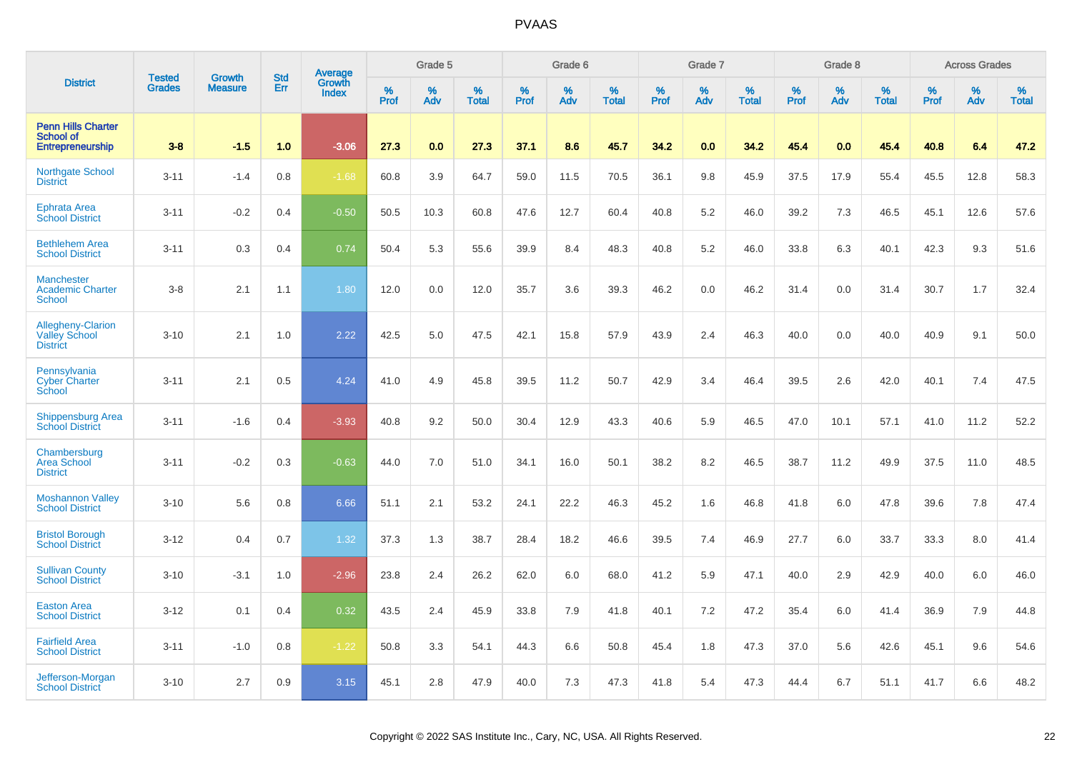| District | Tested Grades | Growth Measure | Std Err | Average Growth Index | Grade 5 | | | Grade 6 | | | Grade 7 | | | Grade 8 | | | Across Grades | | |
|---|---|---|---|---|---|---|---|---|---|---|---|---|---|---|---|---|---|---|---|
| | | | | | % Prof | % Adv | % Total | % Prof | % Adv | % Total | % Prof | % Adv | % Total | % Prof | % Adv | % Total | % Prof | % Adv | % Total |
| **Penn Hills Charter School of Entrepreneurship** | **3-8** | **-1.5** | **1.0** | **-3.06** | **27.3** | **0.0** | **27.3** | **37.1** | **8.6** | **45.7** | **34.2** | **0.0** | **34.2** | **45.4** | **0.0** | **45.4** | **40.8** | **6.4** | **47.2** |
| Northgate School District | 3-11 | -1.4 | 0.8 | -1.68 | 60.8 | 3.9 | 64.7 | 59.0 | 11.5 | 70.5 | 36.1 | 9.8 | 45.9 | 37.5 | 17.9 | 55.4 | 45.5 | 12.8 | 58.3 |
| Ephrata Area School District | 3-11 | -0.2 | 0.4 | -0.50 | 50.5 | 10.3 | 60.8 | 47.6 | 12.7 | 60.4 | 40.8 | 5.2 | 46.0 | 39.2 | 7.3 | 46.5 | 45.1 | 12.6 | 57.6 |
| Bethlehem Area School District | 3-11 | 0.3 | 0.4 | 0.74 | 50.4 | 5.3 | 55.6 | 39.9 | 8.4 | 48.3 | 40.8 | 5.2 | 46.0 | 33.8 | 6.3 | 40.1 | 42.3 | 9.3 | 51.6 |
| Manchester Academic Charter School | 3-8 | 2.1 | 1.1 | 1.80 | 12.0 | 0.0 | 12.0 | 35.7 | 3.6 | 39.3 | 46.2 | 0.0 | 46.2 | 31.4 | 0.0 | 31.4 | 30.7 | 1.7 | 32.4 |
| Allegheny-Clarion Valley School District | 3-10 | 2.1 | 1.0 | 2.22 | 42.5 | 5.0 | 47.5 | 42.1 | 15.8 | 57.9 | 43.9 | 2.4 | 46.3 | 40.0 | 0.0 | 40.0 | 40.9 | 9.1 | 50.0 |
| Pennsylvania Cyber Charter School | 3-11 | 2.1 | 0.5 | 4.24 | 41.0 | 4.9 | 45.8 | 39.5 | 11.2 | 50.7 | 42.9 | 3.4 | 46.4 | 39.5 | 2.6 | 42.0 | 40.1 | 7.4 | 47.5 |
| Shippensburg Area School District | 3-11 | -1.6 | 0.4 | -3.93 | 40.8 | 9.2 | 50.0 | 30.4 | 12.9 | 43.3 | 40.6 | 5.9 | 46.5 | 47.0 | 10.1 | 57.1 | 41.0 | 11.2 | 52.2 |
| Chambersburg Area School District | 3-11 | -0.2 | 0.3 | -0.63 | 44.0 | 7.0 | 51.0 | 34.1 | 16.0 | 50.1 | 38.2 | 8.2 | 46.5 | 38.7 | 11.2 | 49.9 | 37.5 | 11.0 | 48.5 |
| Moshannon Valley School District | 3-10 | 5.6 | 0.8 | 6.66 | 51.1 | 2.1 | 53.2 | 24.1 | 22.2 | 46.3 | 45.2 | 1.6 | 46.8 | 41.8 | 6.0 | 47.8 | 39.6 | 7.8 | 47.4 |
| Bristol Borough School District | 3-12 | 0.4 | 0.7 | 1.32 | 37.3 | 1.3 | 38.7 | 28.4 | 18.2 | 46.6 | 39.5 | 7.4 | 46.9 | 27.7 | 6.0 | 33.7 | 33.3 | 8.0 | 41.4 |
| Sullivan County School District | 3-10 | -3.1 | 1.0 | -2.96 | 23.8 | 2.4 | 26.2 | 62.0 | 6.0 | 68.0 | 41.2 | 5.9 | 47.1 | 40.0 | 2.9 | 42.9 | 40.0 | 6.0 | 46.0 |
| Easton Area School District | 3-12 | 0.1 | 0.4 | 0.32 | 43.5 | 2.4 | 45.9 | 33.8 | 7.9 | 41.8 | 40.1 | 7.2 | 47.2 | 35.4 | 6.0 | 41.4 | 36.9 | 7.9 | 44.8 |
| Fairfield Area School District | 3-11 | -1.0 | 0.8 | -1.22 | 50.8 | 3.3 | 54.1 | 44.3 | 6.6 | 50.8 | 45.4 | 1.8 | 47.3 | 37.0 | 5.6 | 42.6 | 45.1 | 9.6 | 54.6 |
| Jefferson-Morgan School District | 3-10 | 2.7 | 0.9 | 3.15 | 45.1 | 2.8 | 47.9 | 40.0 | 7.3 | 47.3 | 41.8 | 5.4 | 47.3 | 44.4 | 6.7 | 51.1 | 41.7 | 6.6 | 48.2 |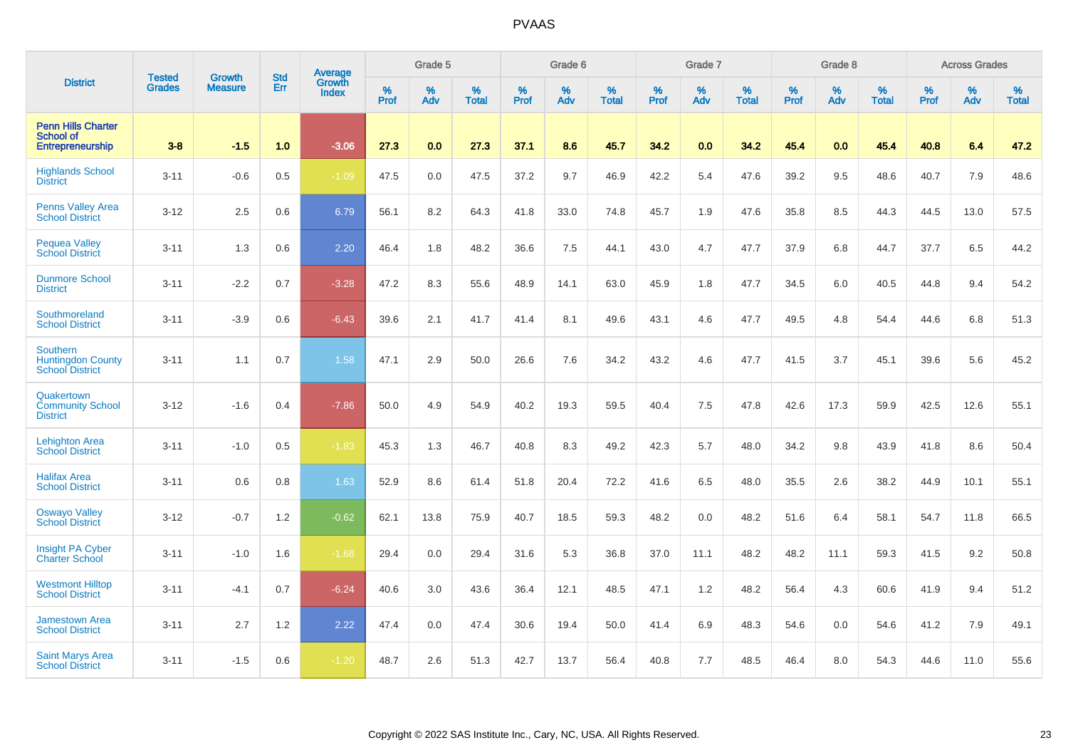# PVAAS

| District | Tested Grades | Growth Measure | Std Err | Average Growth Index | Grade 5 | | | Grade 6 | | | Grade 7 | | | Grade 8 | | | Across Grades | | |
|---|---|---|---|---|---|---|---|---|---|---|---|---|---|---|---|---|---|---|---|
| | | | | | % Prof | % Adv | % Total | % Prof | % Adv | % Total | % Prof | % Adv | % Total | % Prof | % Adv | % Total | % Prof | % Adv | % Total |
| **Penn Hills Charter School of Entrepreneurship** | **3-8** | **-1.5** | **1.0** | **-3.06** | **27.3** | **0.0** | **27.3** | **37.1** | **8.6** | **45.7** | **34.2** | **0.0** | **34.2** | **45.4** | **0.0** | **45.4** | **40.8** | **6.4** | **47.2** |
| Highlands School District | 3-11 | -0.6 | 0.5 | -1.09 | 47.5 | 0.0 | 47.5 | 37.2 | 9.7 | 46.9 | 42.2 | 5.4 | 47.6 | 39.2 | 9.5 | 48.6 | 40.7 | 7.9 | 48.6 |
| Penns Valley Area School District | 3-12 | 2.5 | 0.6 | 6.79 | 56.1 | 8.2 | 64.3 | 41.8 | 33.0 | 74.8 | 45.7 | 1.9 | 47.6 | 35.8 | 8.5 | 44.3 | 44.5 | 13.0 | 57.5 |
| Pequea Valley School District | 3-11 | 1.3 | 0.6 | 2.20 | 46.4 | 1.8 | 48.2 | 36.6 | 7.5 | 44.1 | 43.0 | 4.7 | 47.7 | 37.9 | 6.8 | 44.7 | 37.7 | 6.5 | 44.2 |
| Dunmore School District | 3-11 | -2.2 | 0.7 | -3.28 | 47.2 | 8.3 | 55.6 | 48.9 | 14.1 | 63.0 | 45.9 | 1.8 | 47.7 | 34.5 | 6.0 | 40.5 | 44.8 | 9.4 | 54.2 |
| Southmoreland School District | 3-11 | -3.9 | 0.6 | -6.43 | 39.6 | 2.1 | 41.7 | 41.4 | 8.1 | 49.6 | 43.1 | 4.6 | 47.7 | 49.5 | 4.8 | 54.4 | 44.6 | 6.8 | 51.3 |
| Southern Huntingdon County School District | 3-11 | 1.1 | 0.7 | 1.58 | 47.1 | 2.9 | 50.0 | 26.6 | 7.6 | 34.2 | 43.2 | 4.6 | 47.7 | 41.5 | 3.7 | 45.1 | 39.6 | 5.6 | 45.2 |
| Quakertown Community School District | 3-12 | -1.6 | 0.4 | -7.86 | 50.0 | 4.9 | 54.9 | 40.2 | 19.3 | 59.5 | 40.4 | 7.5 | 47.8 | 42.6 | 17.3 | 59.9 | 42.5 | 12.6 | 55.1 |
| Lehighton Area School District | 3-11 | -1.0 | 0.5 | -1.83 | 45.3 | 1.3 | 46.7 | 40.8 | 8.3 | 49.2 | 42.3 | 5.7 | 48.0 | 34.2 | 9.8 | 43.9 | 41.8 | 8.6 | 50.4 |
| Halifax Area School District | 3-11 | 0.6 | 0.8 | 1.63 | 52.9 | 8.6 | 61.4 | 51.8 | 20.4 | 72.2 | 41.6 | 6.5 | 48.0 | 35.5 | 2.6 | 38.2 | 44.9 | 10.1 | 55.1 |
| Oswayo Valley School District | 3-12 | -0.7 | 1.2 | -0.62 | 62.1 | 13.8 | 75.9 | 40.7 | 18.5 | 59.3 | 48.2 | 0.0 | 48.2 | 51.6 | 6.4 | 58.1 | 54.7 | 11.8 | 66.5 |
| Insight PA Cyber Charter School | 3-11 | -1.0 | 1.6 | -1.68 | 29.4 | 0.0 | 29.4 | 31.6 | 5.3 | 36.8 | 37.0 | 11.1 | 48.2 | 48.2 | 11.1 | 59.3 | 41.5 | 9.2 | 50.8 |
| Westmont Hilltop School District | 3-11 | -4.1 | 0.7 | -6.24 | 40.6 | 3.0 | 43.6 | 36.4 | 12.1 | 48.5 | 47.1 | 1.2 | 48.2 | 56.4 | 4.3 | 60.6 | 41.9 | 9.4 | 51.2 |
| Jamestown Area School District | 3-11 | 2.7 | 1.2 | 2.22 | 47.4 | 0.0 | 47.4 | 30.6 | 19.4 | 50.0 | 41.4 | 6.9 | 48.3 | 54.6 | 0.0 | 54.6 | 41.2 | 7.9 | 49.1 |
| Saint Marys Area School District | 3-11 | -1.5 | 0.6 | -1.20 | 48.7 | 2.6 | 51.3 | 42.7 | 13.7 | 56.4 | 40.8 | 7.7 | 48.5 | 46.4 | 8.0 | 54.3 | 44.6 | 11.0 | 55.6 |

Copyright © 2022 SAS Institute Inc., Cary, NC, USA. All Rights Reserved.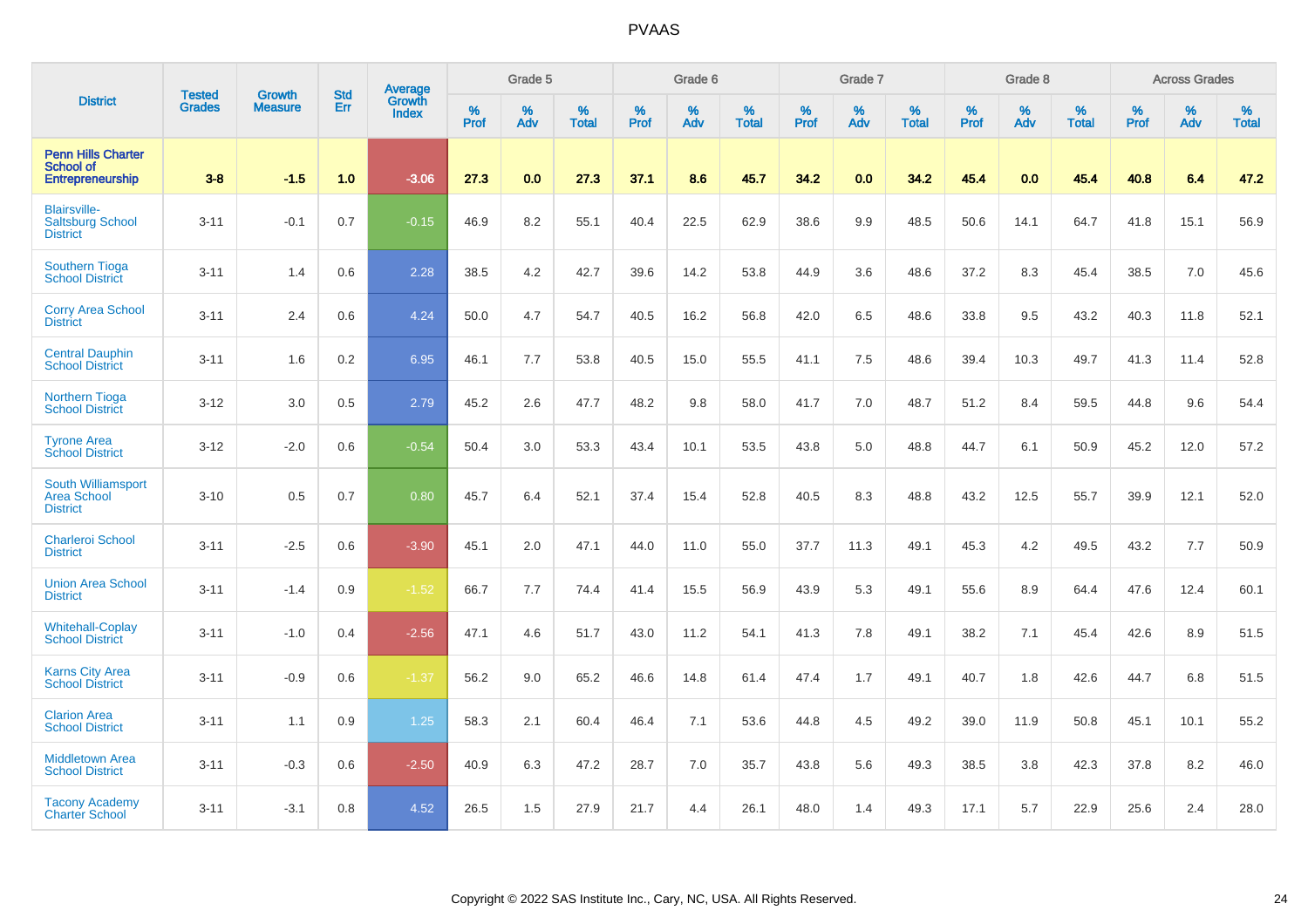# PVAAS

| District | Tested Grades | Growth Measure | Std Err | Average Growth Index | Grade 5 | | | Grade 6 | | | Grade 7 | | | Grade 8 | | | Across Grades | | |
|---|---|---|---|---|---|---|---|---|---|---|---|---|---|---|---|---|---|---|---|
| | | | | | % Prof | % Adv | % Total | % Prof | % Adv | % Total | % Prof | % Adv | % Total | % Prof | % Adv | % Total | % Prof | % Adv | % Total |
| **Penn Hills Charter School of Entrepreneurship** | **3-8** | **-1.5** | **1.0** | **-3.06** | **27.3** | **0.0** | **27.3** | **37.1** | **8.6** | **45.7** | **34.2** | **0.0** | **34.2** | **45.4** | **0.0** | **45.4** | **40.8** | **6.4** | **47.2** |
| Blairsville-Saltsburg School District | 3-11 | -0.1 | 0.7 | -0.15 | 46.9 | 8.2 | 55.1 | 40.4 | 22.5 | 62.9 | 38.6 | 9.9 | 48.5 | 50.6 | 14.1 | 64.7 | 41.8 | 15.1 | 56.9 |
| Southern Tioga School District | 3-11 | 1.4 | 0.6 | 2.28 | 38.5 | 4.2 | 42.7 | 39.6 | 14.2 | 53.8 | 44.9 | 3.6 | 48.6 | 37.2 | 8.3 | 45.4 | 38.5 | 7.0 | 45.6 |
| Corry Area School District | 3-11 | 2.4 | 0.6 | 4.24 | 50.0 | 4.7 | 54.7 | 40.5 | 16.2 | 56.8 | 42.0 | 6.5 | 48.6 | 33.8 | 9.5 | 43.2 | 40.3 | 11.8 | 52.1 |
| Central Dauphin School District | 3-11 | 1.6 | 0.2 | 6.95 | 46.1 | 7.7 | 53.8 | 40.5 | 15.0 | 55.5 | 41.1 | 7.5 | 48.6 | 39.4 | 10.3 | 49.7 | 41.3 | 11.4 | 52.8 |
| Northern Tioga School District | 3-12 | 3.0 | 0.5 | 2.79 | 45.2 | 2.6 | 47.7 | 48.2 | 9.8 | 58.0 | 41.7 | 7.0 | 48.7 | 51.2 | 8.4 | 59.5 | 44.8 | 9.6 | 54.4 |
| Tyrone Area School District | 3-12 | -2.0 | 0.6 | -0.54 | 50.4 | 3.0 | 53.3 | 43.4 | 10.1 | 53.5 | 43.8 | 5.0 | 48.8 | 44.7 | 6.1 | 50.9 | 45.2 | 12.0 | 57.2 |
| South Williamsport Area School District | 3-10 | 0.5 | 0.7 | 0.80 | 45.7 | 6.4 | 52.1 | 37.4 | 15.4 | 52.8 | 40.5 | 8.3 | 48.8 | 43.2 | 12.5 | 55.7 | 39.9 | 12.1 | 52.0 |
| Charleroi School District | 3-11 | -2.5 | 0.6 | -3.90 | 45.1 | 2.0 | 47.1 | 44.0 | 11.0 | 55.0 | 37.7 | 11.3 | 49.1 | 45.3 | 4.2 | 49.5 | 43.2 | 7.7 | 50.9 |
| Union Area School District | 3-11 | -1.4 | 0.9 | -1.52 | 66.7 | 7.7 | 74.4 | 41.4 | 15.5 | 56.9 | 43.9 | 5.3 | 49.1 | 55.6 | 8.9 | 64.4 | 47.6 | 12.4 | 60.1 |
| Whitehall-Coplay School District | 3-11 | -1.0 | 0.4 | -2.56 | 47.1 | 4.6 | 51.7 | 43.0 | 11.2 | 54.1 | 41.3 | 7.8 | 49.1 | 38.2 | 7.1 | 45.4 | 42.6 | 8.9 | 51.5 |
| Karns City Area School District | 3-11 | -0.9 | 0.6 | -1.37 | 56.2 | 9.0 | 65.2 | 46.6 | 14.8 | 61.4 | 47.4 | 1.7 | 49.1 | 40.7 | 1.8 | 42.6 | 44.7 | 6.8 | 51.5 |
| Clarion Area School District | 3-11 | 1.1 | 0.9 | 1.25 | 58.3 | 2.1 | 60.4 | 46.4 | 7.1 | 53.6 | 44.8 | 4.5 | 49.2 | 39.0 | 11.9 | 50.8 | 45.1 | 10.1 | 55.2 |
| Middletown Area School District | 3-11 | -0.3 | 0.6 | -2.50 | 40.9 | 6.3 | 47.2 | 28.7 | 7.0 | 35.7 | 43.8 | 5.6 | 49.3 | 38.5 | 3.8 | 42.3 | 37.8 | 8.2 | 46.0 |
| Tacony Academy Charter School | 3-11 | -3.1 | 0.8 | 4.52 | 26.5 | 1.5 | 27.9 | 21.7 | 4.4 | 26.1 | 48.0 | 1.4 | 49.3 | 17.1 | 5.7 | 22.9 | 25.6 | 2.4 | 28.0 |

Copyright © 2022 SAS Institute Inc., Cary, NC, USA. All Rights Reserved.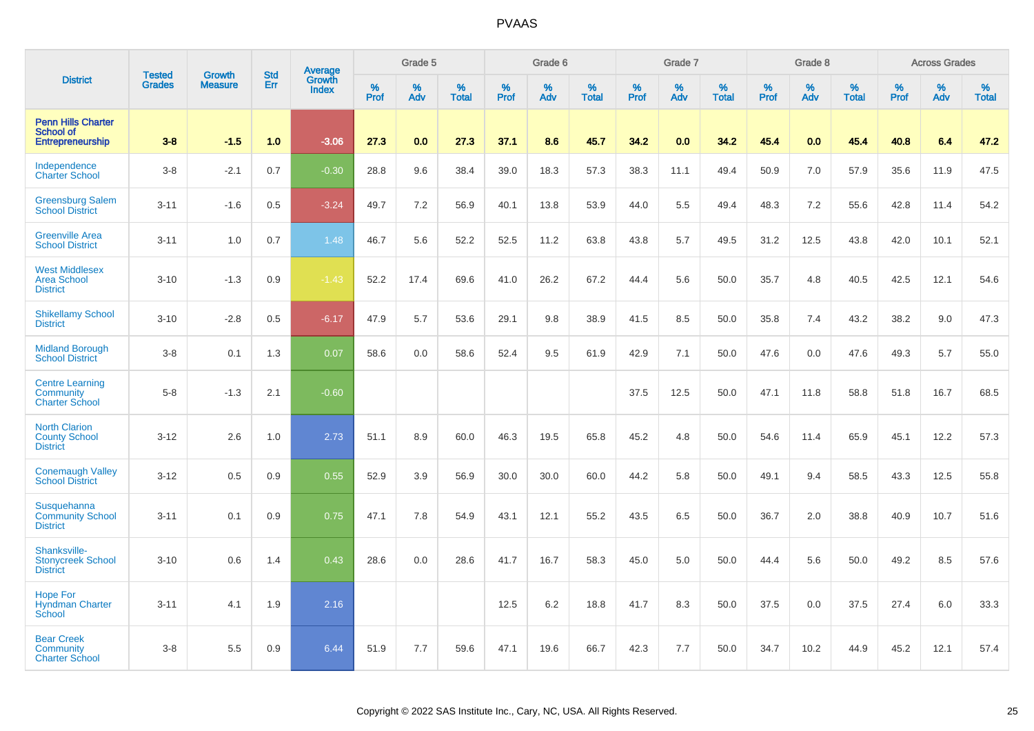# PVAAS

| District | Tested Grades | Growth Measure | Std Err | Average Growth Index | Grade 5 | | | Grade 6 | | | Grade 7 | | | Grade 8 | | | Across Grades | | |
|---|---|---|---|---|---|---|---|---|---|---|---|---|---|---|---|---|---|---|---|
| | | | | | % Prof | % Adv | % Total | % Prof | % Adv | % Total | % Prof | % Adv | % Total | % Prof | % Adv | % Total | % Prof | % Adv | % Total |
| **Penn Hills Charter School of Entrepreneurship** | **3-8** | **-1.5** | **1.0** | **-3.06** | **27.3** | **0.0** | **27.3** | **37.1** | **8.6** | **45.7** | **34.2** | **0.0** | **34.2** | **45.4** | **0.0** | **45.4** | **40.8** | **6.4** | **47.2** |
| Independence Charter School | 3-8 | -2.1 | 0.7 | -0.30 | 28.8 | 9.6 | 38.4 | 39.0 | 18.3 | 57.3 | 38.3 | 11.1 | 49.4 | 50.9 | 7.0 | 57.9 | 35.6 | 11.9 | 47.5 |
| Greensburg Salem School District | 3-11 | -1.6 | 0.5 | -3.24 | 49.7 | 7.2 | 56.9 | 40.1 | 13.8 | 53.9 | 44.0 | 5.5 | 49.4 | 48.3 | 7.2 | 55.6 | 42.8 | 11.4 | 54.2 |
| Greenville Area School District | 3-11 | 1.0 | 0.7 | 1.48 | 46.7 | 5.6 | 52.2 | 52.5 | 11.2 | 63.8 | 43.8 | 5.7 | 49.5 | 31.2 | 12.5 | 43.8 | 42.0 | 10.1 | 52.1 |
| West Middlesex Area School District | 3-10 | -1.3 | 0.9 | -1.43 | 52.2 | 17.4 | 69.6 | 41.0 | 26.2 | 67.2 | 44.4 | 5.6 | 50.0 | 35.7 | 4.8 | 40.5 | 42.5 | 12.1 | 54.6 |
| Shikellamy School District | 3-10 | -2.8 | 0.5 | -6.17 | 47.9 | 5.7 | 53.6 | 29.1 | 9.8 | 38.9 | 41.5 | 8.5 | 50.0 | 35.8 | 7.4 | 43.2 | 38.2 | 9.0 | 47.3 |
| Midland Borough School District | 3-8 | 0.1 | 1.3 | 0.07 | 58.6 | 0.0 | 58.6 | 52.4 | 9.5 | 61.9 | 42.9 | 7.1 | 50.0 | 47.6 | 0.0 | 47.6 | 49.3 | 5.7 | 55.0 |
| Centre Learning Community Charter School | 5-8 | -1.3 | 2.1 | -0.60 | | | | | | | 37.5 | 12.5 | 50.0 | 47.1 | 11.8 | 58.8 | 51.8 | 16.7 | 68.5 |
| North Clarion County School District | 3-12 | 2.6 | 1.0 | 2.73 | 51.1 | 8.9 | 60.0 | 46.3 | 19.5 | 65.8 | 45.2 | 4.8 | 50.0 | 54.6 | 11.4 | 65.9 | 45.1 | 12.2 | 57.3 |
| Conemaugh Valley School District | 3-12 | 0.5 | 0.9 | 0.55 | 52.9 | 3.9 | 56.9 | 30.0 | 30.0 | 60.0 | 44.2 | 5.8 | 50.0 | 49.1 | 9.4 | 58.5 | 43.3 | 12.5 | 55.8 |
| Susquehanna Community School District | 3-11 | 0.1 | 0.9 | 0.75 | 47.1 | 7.8 | 54.9 | 43.1 | 12.1 | 55.2 | 43.5 | 6.5 | 50.0 | 36.7 | 2.0 | 38.8 | 40.9 | 10.7 | 51.6 |
| Shanksville-Stonycreek School District | 3-10 | 0.6 | 1.4 | 0.43 | 28.6 | 0.0 | 28.6 | 41.7 | 16.7 | 58.3 | 45.0 | 5.0 | 50.0 | 44.4 | 5.6 | 50.0 | 49.2 | 8.5 | 57.6 |
| Hope For Hyndman Charter School | 3-11 | 4.1 | 1.9 | 2.16 | | | | 12.5 | 6.2 | 18.8 | 41.7 | 8.3 | 50.0 | 37.5 | 0.0 | 37.5 | 27.4 | 6.0 | 33.3 |
| Bear Creek Community Charter School | 3-8 | 5.5 | 0.9 | 6.44 | 51.9 | 7.7 | 59.6 | 47.1 | 19.6 | 66.7 | 42.3 | 7.7 | 50.0 | 34.7 | 10.2 | 44.9 | 45.2 | 12.1 | 57.4 |

Copyright © 2022 SAS Institute Inc., Cary, NC, USA. All Rights Reserved.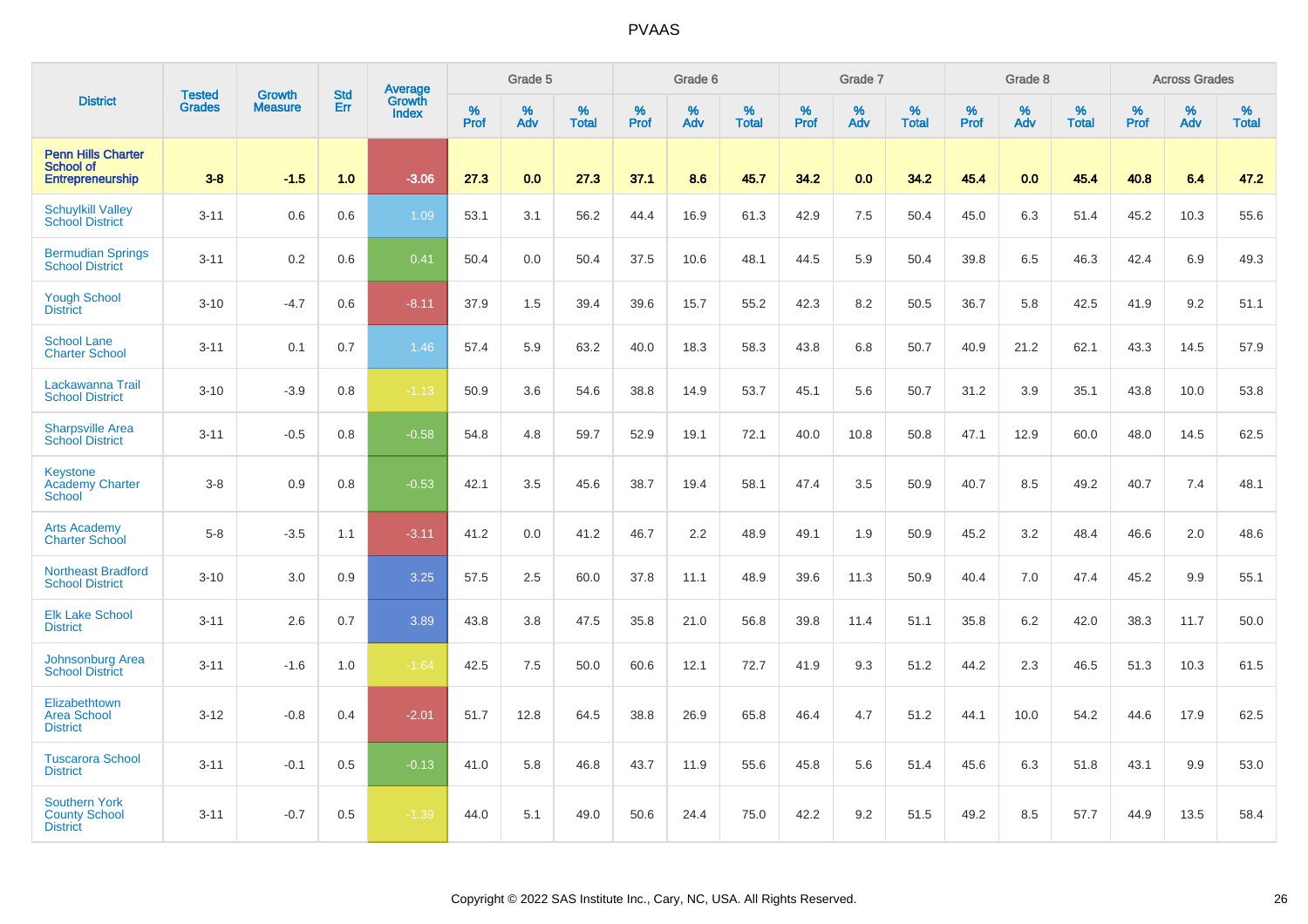# PVAAS

| District | Tested Grades | Growth Measure | Std Err | Average Growth Index | Grade 5 | | | Grade 6 | | | Grade 7 | | | Grade 8 | | | Across Grades | | |
|---|---|---|---|---|---|---|---|---|---|---|---|---|---|---|---|---|---|---|---|
| | | | | | % Prof | % Adv | % Total | % Prof | % Adv | % Total | % Prof | % Adv | % Total | % Prof | % Adv | % Total | % Prof | % Adv | % Total |
| **Penn Hills Charter School of Entrepreneurship** | **3-8** | **-1.5** | **1.0** | **-3.06** | **27.3** | **0.0** | **27.3** | **37.1** | **8.6** | **45.7** | **34.2** | **0.0** | **34.2** | **45.4** | **0.0** | **45.4** | **40.8** | **6.4** | **47.2** |
| Schuylkill Valley School District | 3-11 | 0.6 | 0.6 | 1.09 | 53.1 | 3.1 | 56.2 | 44.4 | 16.9 | 61.3 | 42.9 | 7.5 | 50.4 | 45.0 | 6.3 | 51.4 | 45.2 | 10.3 | 55.6 |
| Bermudian Springs School District | 3-11 | 0.2 | 0.6 | 0.41 | 50.4 | 0.0 | 50.4 | 37.5 | 10.6 | 48.1 | 44.5 | 5.9 | 50.4 | 39.8 | 6.5 | 46.3 | 42.4 | 6.9 | 49.3 |
| Yough School District | 3-10 | -4.7 | 0.6 | -8.11 | 37.9 | 1.5 | 39.4 | 39.6 | 15.7 | 55.2 | 42.3 | 8.2 | 50.5 | 36.7 | 5.8 | 42.5 | 41.9 | 9.2 | 51.1 |
| School Lane Charter School | 3-11 | 0.1 | 0.7 | 1.46 | 57.4 | 5.9 | 63.2 | 40.0 | 18.3 | 58.3 | 43.8 | 6.8 | 50.7 | 40.9 | 21.2 | 62.1 | 43.3 | 14.5 | 57.9 |
| Lackawanna Trail School District | 3-10 | -3.9 | 0.8 | -1.13 | 50.9 | 3.6 | 54.6 | 38.8 | 14.9 | 53.7 | 45.1 | 5.6 | 50.7 | 31.2 | 3.9 | 35.1 | 43.8 | 10.0 | 53.8 |
| Sharpsville Area School District | 3-11 | -0.5 | 0.8 | -0.58 | 54.8 | 4.8 | 59.7 | 52.9 | 19.1 | 72.1 | 40.0 | 10.8 | 50.8 | 47.1 | 12.9 | 60.0 | 48.0 | 14.5 | 62.5 |
| Keystone Academy Charter School | 3-8 | 0.9 | 0.8 | -0.53 | 42.1 | 3.5 | 45.6 | 38.7 | 19.4 | 58.1 | 47.4 | 3.5 | 50.9 | 40.7 | 8.5 | 49.2 | 40.7 | 7.4 | 48.1 |
| Arts Academy Charter School | 5-8 | -3.5 | 1.1 | -3.11 | 41.2 | 0.0 | 41.2 | 46.7 | 2.2 | 48.9 | 49.1 | 1.9 | 50.9 | 45.2 | 3.2 | 48.4 | 46.6 | 2.0 | 48.6 |
| Northeast Bradford School District | 3-10 | 3.0 | 0.9 | 3.25 | 57.5 | 2.5 | 60.0 | 37.8 | 11.1 | 48.9 | 39.6 | 11.3 | 50.9 | 40.4 | 7.0 | 47.4 | 45.2 | 9.9 | 55.1 |
| Elk Lake School District | 3-11 | 2.6 | 0.7 | 3.89 | 43.8 | 3.8 | 47.5 | 35.8 | 21.0 | 56.8 | 39.8 | 11.4 | 51.1 | 35.8 | 6.2 | 42.0 | 38.3 | 11.7 | 50.0 |
| Johnsonburg Area School District | 3-11 | -1.6 | 1.0 | -1.64 | 42.5 | 7.5 | 50.0 | 60.6 | 12.1 | 72.7 | 41.9 | 9.3 | 51.2 | 44.2 | 2.3 | 46.5 | 51.3 | 10.3 | 61.5 |
| Elizabethtown Area School District | 3-12 | -0.8 | 0.4 | -2.01 | 51.7 | 12.8 | 64.5 | 38.8 | 26.9 | 65.8 | 46.4 | 4.7 | 51.2 | 44.1 | 10.0 | 54.2 | 44.6 | 17.9 | 62.5 |
| Tuscarora School District | 3-11 | -0.1 | 0.5 | -0.13 | 41.0 | 5.8 | 46.8 | 43.7 | 11.9 | 55.6 | 45.8 | 5.6 | 51.4 | 45.6 | 6.3 | 51.8 | 43.1 | 9.9 | 53.0 |
| Southern York County School District | 3-11 | -0.7 | 0.5 | -1.39 | 44.0 | 5.1 | 49.0 | 50.6 | 24.4 | 75.0 | 42.2 | 9.2 | 51.5 | 49.2 | 8.5 | 57.7 | 44.9 | 13.5 | 58.4 |

Copyright © 2022 SAS Institute Inc., Cary, NC, USA. All Rights Reserved.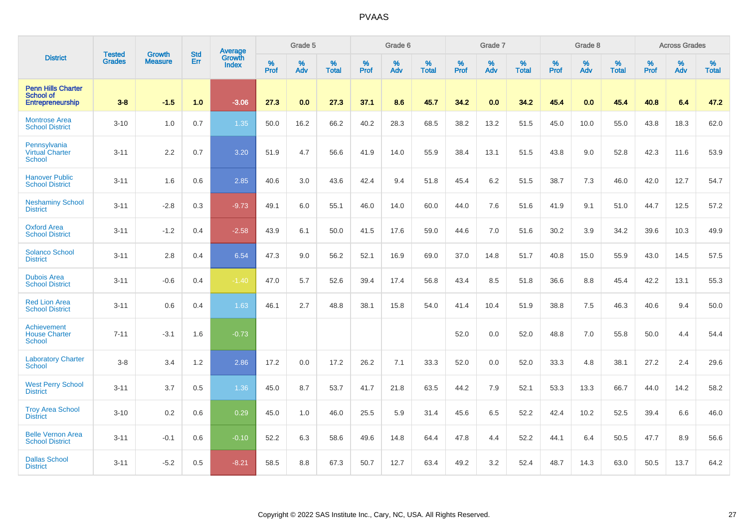PVAAS

| District | Tested Grades | Growth Measure | Std Err | Average Growth Index | Grade 5 | | | Grade 6 | | | Grade 7 | | | Grade 8 | | | Across Grades | | |
|---|---|---|---|---|---|---|---|---|---|---|---|---|---|---|---|---|---|---|---|
| | | | | | % Prof | % Adv | % Total | % Prof | % Adv | % Total | % Prof | % Adv | % Total | % Prof | % Adv | % Total | % Prof | % Adv | % Total |
| **Penn Hills Charter School of Entrepreneurship** | **3-8** | **-1.5** | **1.0** | **-3.06** | **27.3** | **0.0** | **27.3** | **37.1** | **8.6** | **45.7** | **34.2** | **0.0** | **34.2** | **45.4** | **0.0** | **45.4** | **40.8** | **6.4** | **47.2** |
| Montrose Area School District | 3-10 | 1.0 | 0.7 | 1.35 | 50.0 | 16.2 | 66.2 | 40.2 | 28.3 | 68.5 | 38.2 | 13.2 | 51.5 | 45.0 | 10.0 | 55.0 | 43.8 | 18.3 | 62.0 |
| Pennsylvania Virtual Charter School | 3-11 | 2.2 | 0.7 | 3.20 | 51.9 | 4.7 | 56.6 | 41.9 | 14.0 | 55.9 | 38.4 | 13.1 | 51.5 | 43.8 | 9.0 | 52.8 | 42.3 | 11.6 | 53.9 |
| Hanover Public School District | 3-11 | 1.6 | 0.6 | 2.85 | 40.6 | 3.0 | 43.6 | 42.4 | 9.4 | 51.8 | 45.4 | 6.2 | 51.5 | 38.7 | 7.3 | 46.0 | 42.0 | 12.7 | 54.7 |
| Neshaminy School District | 3-11 | -2.8 | 0.3 | -9.73 | 49.1 | 6.0 | 55.1 | 46.0 | 14.0 | 60.0 | 44.0 | 7.6 | 51.6 | 41.9 | 9.1 | 51.0 | 44.7 | 12.5 | 57.2 |
| Oxford Area School District | 3-11 | -1.2 | 0.4 | -2.58 | 43.9 | 6.1 | 50.0 | 41.5 | 17.6 | 59.0 | 44.6 | 7.0 | 51.6 | 30.2 | 3.9 | 34.2 | 39.6 | 10.3 | 49.9 |
| Solanco School District | 3-11 | 2.8 | 0.4 | 6.54 | 47.3 | 9.0 | 56.2 | 52.1 | 16.9 | 69.0 | 37.0 | 14.8 | 51.7 | 40.8 | 15.0 | 55.9 | 43.0 | 14.5 | 57.5 |
| Dubois Area School District | 3-11 | -0.6 | 0.4 | -1.40 | 47.0 | 5.7 | 52.6 | 39.4 | 17.4 | 56.8 | 43.4 | 8.5 | 51.8 | 36.6 | 8.8 | 45.4 | 42.2 | 13.1 | 55.3 |
| Red Lion Area School District | 3-11 | 0.6 | 0.4 | 1.63 | 46.1 | 2.7 | 48.8 | 38.1 | 15.8 | 54.0 | 41.4 | 10.4 | 51.9 | 38.8 | 7.5 | 46.3 | 40.6 | 9.4 | 50.0 |
| Achievement House Charter School | 7-11 | -3.1 | 1.6 | -0.73 | | | | | | | 52.0 | 0.0 | 52.0 | 48.8 | 7.0 | 55.8 | 50.0 | 4.4 | 54.4 |
| Laboratory Charter School | 3-8 | 3.4 | 1.2 | 2.86 | 17.2 | 0.0 | 17.2 | 26.2 | 7.1 | 33.3 | 52.0 | 0.0 | 52.0 | 33.3 | 4.8 | 38.1 | 27.2 | 2.4 | 29.6 |
| West Perry School District | 3-11 | 3.7 | 0.5 | 1.36 | 45.0 | 8.7 | 53.7 | 41.7 | 21.8 | 63.5 | 44.2 | 7.9 | 52.1 | 53.3 | 13.3 | 66.7 | 44.0 | 14.2 | 58.2 |
| Troy Area School District | 3-10 | 0.2 | 0.6 | 0.29 | 45.0 | 1.0 | 46.0 | 25.5 | 5.9 | 31.4 | 45.6 | 6.5 | 52.2 | 42.4 | 10.2 | 52.5 | 39.4 | 6.6 | 46.0 |
| Belle Vernon Area School District | 3-11 | -0.1 | 0.6 | -0.10 | 52.2 | 6.3 | 58.6 | 49.6 | 14.8 | 64.4 | 47.8 | 4.4 | 52.2 | 44.1 | 6.4 | 50.5 | 47.7 | 8.9 | 56.6 |
| Dallas School District | 3-11 | -5.2 | 0.5 | -8.21 | 58.5 | 8.8 | 67.3 | 50.7 | 12.7 | 63.4 | 49.2 | 3.2 | 52.4 | 48.7 | 14.3 | 63.0 | 50.5 | 13.7 | 64.2 |

Copyright © 2022 SAS Institute Inc., Cary, NC, USA. All Rights Reserved.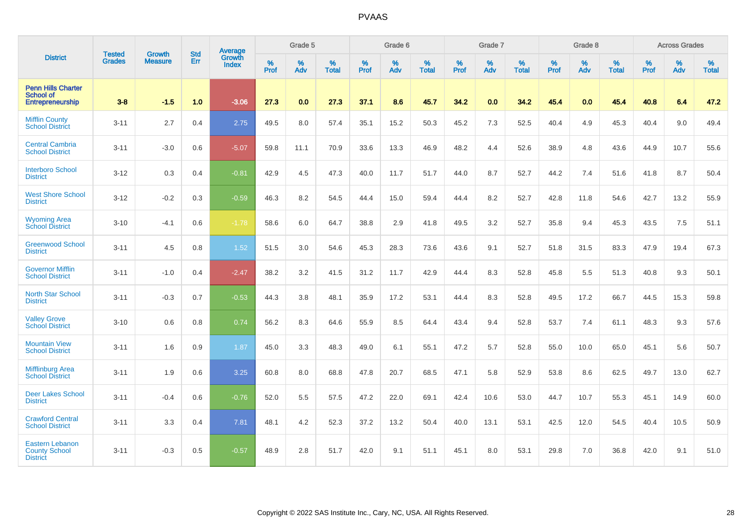# PVAAS

| District | Tested Grades | Growth Measure | Std Err | Average Growth Index | Grade 5 | | | Grade 6 | | | Grade 7 | | | Grade 8 | | | Across Grades | | |
|---|---|---|---|---|---|---|---|---|---|---|---|---|---|---|---|---|---|---|---|
| | | | | | % Prof | % Adv | % Total | % Prof | % Adv | % Total | % Prof | % Adv | % Total | % Prof | % Adv | % Total | % Prof | % Adv | % Total |
| **Penn Hills Charter School of Entrepreneurship** | **3-8** | **-1.5** | **1.0** | **-3.06** | **27.3** | **0.0** | **27.3** | **37.1** | **8.6** | **45.7** | **34.2** | **0.0** | **34.2** | **45.4** | **0.0** | **45.4** | **40.8** | **6.4** | **47.2** |
| Mifflin County School District | 3-11 | 2.7 | 0.4 | 2.75 | 49.5 | 8.0 | 57.4 | 35.1 | 15.2 | 50.3 | 45.2 | 7.3 | 52.5 | 40.4 | 4.9 | 45.3 | 40.4 | 9.0 | 49.4 |
| Central Cambria School District | 3-11 | -3.0 | 0.6 | -5.07 | 59.8 | 11.1 | 70.9 | 33.6 | 13.3 | 46.9 | 48.2 | 4.4 | 52.6 | 38.9 | 4.8 | 43.6 | 44.9 | 10.7 | 55.6 |
| Interboro School District | 3-12 | 0.3 | 0.4 | -0.81 | 42.9 | 4.5 | 47.3 | 40.0 | 11.7 | 51.7 | 44.0 | 8.7 | 52.7 | 44.2 | 7.4 | 51.6 | 41.8 | 8.7 | 50.4 |
| West Shore School District | 3-12 | -0.2 | 0.3 | -0.59 | 46.3 | 8.2 | 54.5 | 44.4 | 15.0 | 59.4 | 44.4 | 8.2 | 52.7 | 42.8 | 11.8 | 54.6 | 42.7 | 13.2 | 55.9 |
| Wyoming Area School District | 3-10 | -4.1 | 0.6 | -1.78 | 58.6 | 6.0 | 64.7 | 38.8 | 2.9 | 41.8 | 49.5 | 3.2 | 52.7 | 35.8 | 9.4 | 45.3 | 43.5 | 7.5 | 51.1 |
| Greenwood School District | 3-11 | 4.5 | 0.8 | 1.52 | 51.5 | 3.0 | 54.6 | 45.3 | 28.3 | 73.6 | 43.6 | 9.1 | 52.7 | 51.8 | 31.5 | 83.3 | 47.9 | 19.4 | 67.3 |
| Governor Mifflin School District | 3-11 | -1.0 | 0.4 | -2.47 | 38.2 | 3.2 | 41.5 | 31.2 | 11.7 | 42.9 | 44.4 | 8.3 | 52.8 | 45.8 | 5.5 | 51.3 | 40.8 | 9.3 | 50.1 |
| North Star School District | 3-11 | -0.3 | 0.7 | -0.53 | 44.3 | 3.8 | 48.1 | 35.9 | 17.2 | 53.1 | 44.4 | 8.3 | 52.8 | 49.5 | 17.2 | 66.7 | 44.5 | 15.3 | 59.8 |
| Valley Grove School District | 3-10 | 0.6 | 0.8 | 0.74 | 56.2 | 8.3 | 64.6 | 55.9 | 8.5 | 64.4 | 43.4 | 9.4 | 52.8 | 53.7 | 7.4 | 61.1 | 48.3 | 9.3 | 57.6 |
| Mountain View School District | 3-11 | 1.6 | 0.9 | 1.87 | 45.0 | 3.3 | 48.3 | 49.0 | 6.1 | 55.1 | 47.2 | 5.7 | 52.8 | 55.0 | 10.0 | 65.0 | 45.1 | 5.6 | 50.7 |
| Mifflinburg Area School District | 3-11 | 1.9 | 0.6 | 3.25 | 60.8 | 8.0 | 68.8 | 47.8 | 20.7 | 68.5 | 47.1 | 5.8 | 52.9 | 53.8 | 8.6 | 62.5 | 49.7 | 13.0 | 62.7 |
| Deer Lakes School District | 3-11 | -0.4 | 0.6 | -0.76 | 52.0 | 5.5 | 57.5 | 47.2 | 22.0 | 69.1 | 42.4 | 10.6 | 53.0 | 44.7 | 10.7 | 55.3 | 45.1 | 14.9 | 60.0 |
| Crawford Central School District | 3-11 | 3.3 | 0.4 | 7.81 | 48.1 | 4.2 | 52.3 | 37.2 | 13.2 | 50.4 | 40.0 | 13.1 | 53.1 | 42.5 | 12.0 | 54.5 | 40.4 | 10.5 | 50.9 |
| Eastern Lebanon County School District | 3-11 | -0.3 | 0.5 | -0.57 | 48.9 | 2.8 | 51.7 | 42.0 | 9.1 | 51.1 | 45.1 | 8.0 | 53.1 | 29.8 | 7.0 | 36.8 | 42.0 | 9.1 | 51.0 |

Copyright © 2022 SAS Institute Inc., Cary, NC, USA. All Rights Reserved.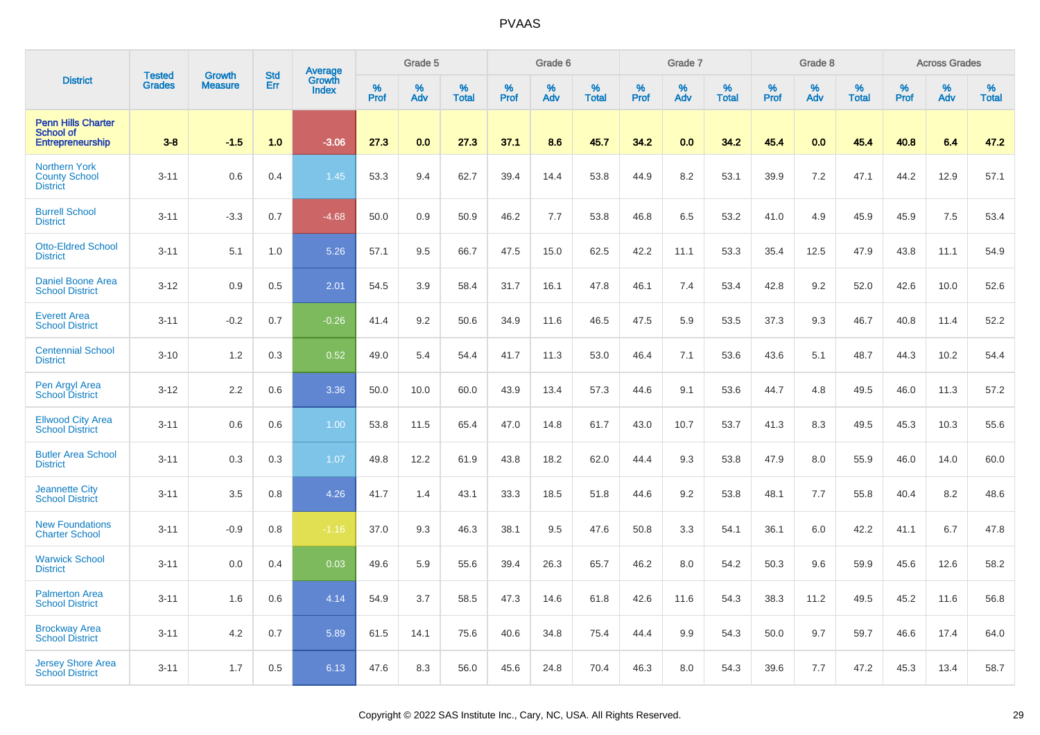# PVAAS

| District | Tested Grades | Growth Measure | Std Err | Average Growth Index | Grade 5 | | | Grade 6 | | | Grade 7 | | | Grade 8 | | | Across Grades | | |
|---|---|---|---|---|---|---|---|---|---|---|---|---|---|---|---|---|---|---|---|
| | | | | | % Prof | % Adv | % Total | % Prof | % Adv | % Total | % Prof | % Adv | % Total | % Prof | % Adv | % Total | % Prof | % Adv | % Total |
| **Penn Hills Charter School of Entrepreneurship** | **3-8** | **-1.5** | **1.0** | **-3.06** | **27.3** | **0.0** | **27.3** | **37.1** | **8.6** | **45.7** | **34.2** | **0.0** | **34.2** | **45.4** | **0.0** | **45.4** | **40.8** | **6.4** | **47.2** |
| Northern York County School District | 3-11 | 0.6 | 0.4 | 1.45 | 53.3 | 9.4 | 62.7 | 39.4 | 14.4 | 53.8 | 44.9 | 8.2 | 53.1 | 39.9 | 7.2 | 47.1 | 44.2 | 12.9 | 57.1 |
| Burrell School District | 3-11 | -3.3 | 0.7 | -4.68 | 50.0 | 0.9 | 50.9 | 46.2 | 7.7 | 53.8 | 46.8 | 6.5 | 53.2 | 41.0 | 4.9 | 45.9 | 45.9 | 7.5 | 53.4 |
| Otto-Eldred School District | 3-11 | 5.1 | 1.0 | 5.26 | 57.1 | 9.5 | 66.7 | 47.5 | 15.0 | 62.5 | 42.2 | 11.1 | 53.3 | 35.4 | 12.5 | 47.9 | 43.8 | 11.1 | 54.9 |
| Daniel Boone Area School District | 3-12 | 0.9 | 0.5 | 2.01 | 54.5 | 3.9 | 58.4 | 31.7 | 16.1 | 47.8 | 46.1 | 7.4 | 53.4 | 42.8 | 9.2 | 52.0 | 42.6 | 10.0 | 52.6 |
| Everett Area School District | 3-11 | -0.2 | 0.7 | -0.26 | 41.4 | 9.2 | 50.6 | 34.9 | 11.6 | 46.5 | 47.5 | 5.9 | 53.5 | 37.3 | 9.3 | 46.7 | 40.8 | 11.4 | 52.2 |
| Centennial School District | 3-10 | 1.2 | 0.3 | 0.52 | 49.0 | 5.4 | 54.4 | 41.7 | 11.3 | 53.0 | 46.4 | 7.1 | 53.6 | 43.6 | 5.1 | 48.7 | 44.3 | 10.2 | 54.4 |
| Pen Argyl Area School District | 3-12 | 2.2 | 0.6 | 3.36 | 50.0 | 10.0 | 60.0 | 43.9 | 13.4 | 57.3 | 44.6 | 9.1 | 53.6 | 44.7 | 4.8 | 49.5 | 46.0 | 11.3 | 57.2 |
| Ellwood City Area School District | 3-11 | 0.6 | 0.6 | 1.00 | 53.8 | 11.5 | 65.4 | 47.0 | 14.8 | 61.7 | 43.0 | 10.7 | 53.7 | 41.3 | 8.3 | 49.5 | 45.3 | 10.3 | 55.6 |
| Butler Area School District | 3-11 | 0.3 | 0.3 | 1.07 | 49.8 | 12.2 | 61.9 | 43.8 | 18.2 | 62.0 | 44.4 | 9.3 | 53.8 | 47.9 | 8.0 | 55.9 | 46.0 | 14.0 | 60.0 |
| Jeannette City School District | 3-11 | 3.5 | 0.8 | 4.26 | 41.7 | 1.4 | 43.1 | 33.3 | 18.5 | 51.8 | 44.6 | 9.2 | 53.8 | 48.1 | 7.7 | 55.8 | 40.4 | 8.2 | 48.6 |
| New Foundations Charter School | 3-11 | -0.9 | 0.8 | -1.16 | 37.0 | 9.3 | 46.3 | 38.1 | 9.5 | 47.6 | 50.8 | 3.3 | 54.1 | 36.1 | 6.0 | 42.2 | 41.1 | 6.7 | 47.8 |
| Warwick School District | 3-11 | 0.0 | 0.4 | 0.03 | 49.6 | 5.9 | 55.6 | 39.4 | 26.3 | 65.7 | 46.2 | 8.0 | 54.2 | 50.3 | 9.6 | 59.9 | 45.6 | 12.6 | 58.2 |
| Palmerton Area School District | 3-11 | 1.6 | 0.6 | 4.14 | 54.9 | 3.7 | 58.5 | 47.3 | 14.6 | 61.8 | 42.6 | 11.6 | 54.3 | 38.3 | 11.2 | 49.5 | 45.2 | 11.6 | 56.8 |
| Brockway Area School District | 3-11 | 4.2 | 0.7 | 5.89 | 61.5 | 14.1 | 75.6 | 40.6 | 34.8 | 75.4 | 44.4 | 9.9 | 54.3 | 50.0 | 9.7 | 59.7 | 46.6 | 17.4 | 64.0 |
| Jersey Shore Area School District | 3-11 | 1.7 | 0.5 | 6.13 | 47.6 | 8.3 | 56.0 | 45.6 | 24.8 | 70.4 | 46.3 | 8.0 | 54.3 | 39.6 | 7.7 | 47.2 | 45.3 | 13.4 | 58.7 |

Copyright © 2022 SAS Institute Inc., Cary, NC, USA. All Rights Reserved.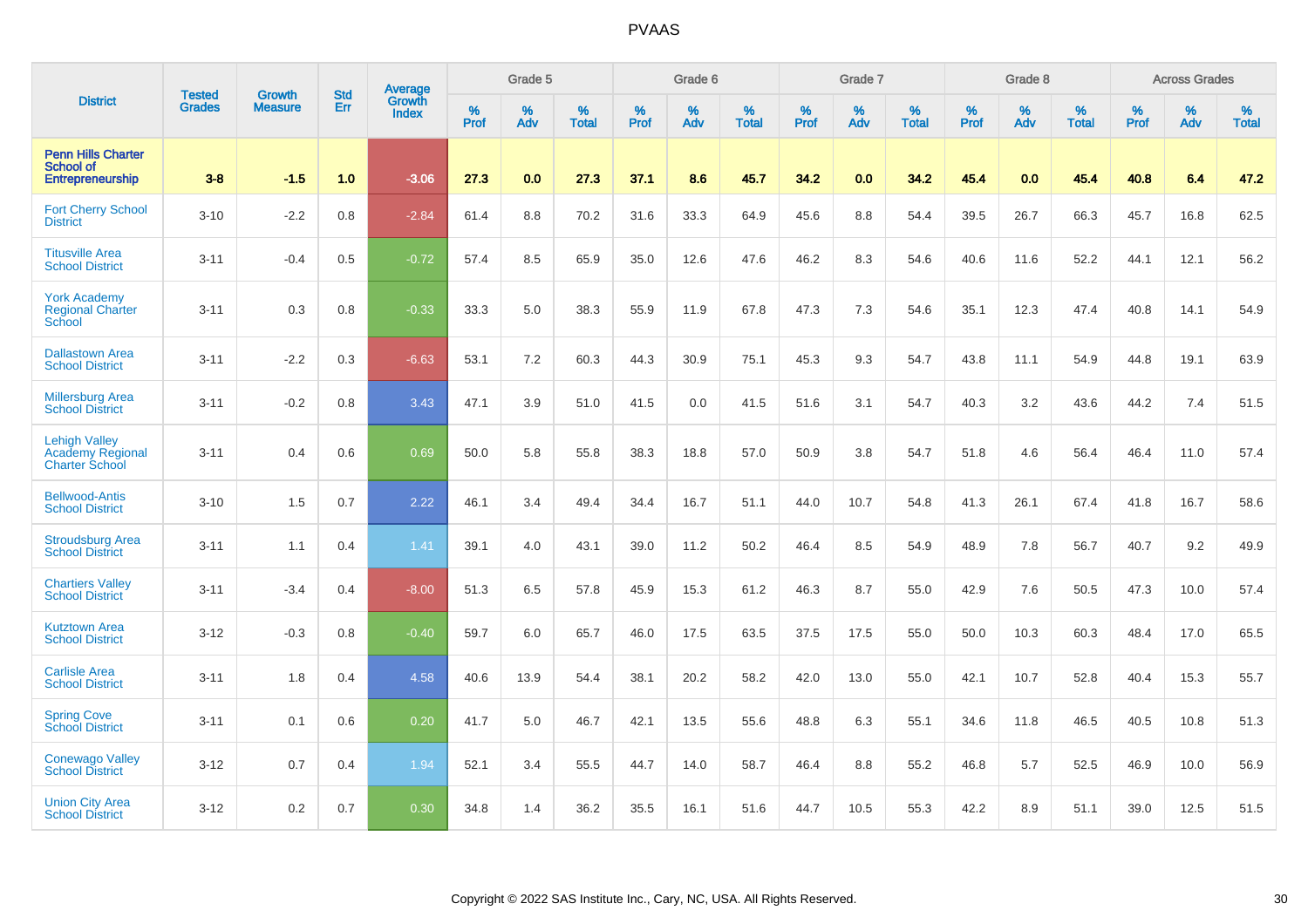| District | Tested Grades | Growth Measure | Std Err | Average Growth Index | Grade 5 | | | Grade 6 | | | Grade 7 | | | Grade 8 | | | Across Grades | | |
|---|---|---|---|---|---|---|---|---|---|---|---|---|---|---|---|---|---|---|---|
| | | | | | % Prof | % Adv | % Total | % Prof | % Adv | % Total | % Prof | % Adv | % Total | % Prof | % Adv | % Total | % Prof | % Adv | % Total |
| **Penn Hills Charter School of Entrepreneurship** | **3-8** | **-1.5** | **1.0** | **-3.06** | **27.3** | **0.0** | **27.3** | **37.1** | **8.6** | **45.7** | **34.2** | **0.0** | **34.2** | **45.4** | **0.0** | **45.4** | **40.8** | **6.4** | **47.2** |
| Fort Cherry School District | 3-10 | -2.2 | 0.8 | -2.84 | 61.4 | 8.8 | 70.2 | 31.6 | 33.3 | 64.9 | 45.6 | 8.8 | 54.4 | 39.5 | 26.7 | 66.3 | 45.7 | 16.8 | 62.5 |
| Titusville Area School District | 3-11 | -0.4 | 0.5 | -0.72 | 57.4 | 8.5 | 65.9 | 35.0 | 12.6 | 47.6 | 46.2 | 8.3 | 54.6 | 40.6 | 11.6 | 52.2 | 44.1 | 12.1 | 56.2 |
| York Academy Regional Charter School | 3-11 | 0.3 | 0.8 | -0.33 | 33.3 | 5.0 | 38.3 | 55.9 | 11.9 | 67.8 | 47.3 | 7.3 | 54.6 | 35.1 | 12.3 | 47.4 | 40.8 | 14.1 | 54.9 |
| Dallastown Area School District | 3-11 | -2.2 | 0.3 | -6.63 | 53.1 | 7.2 | 60.3 | 44.3 | 30.9 | 75.1 | 45.3 | 9.3 | 54.7 | 43.8 | 11.1 | 54.9 | 44.8 | 19.1 | 63.9 |
| Millersburg Area School District | 3-11 | -0.2 | 0.8 | 3.43 | 47.1 | 3.9 | 51.0 | 41.5 | 0.0 | 41.5 | 51.6 | 3.1 | 54.7 | 40.3 | 3.2 | 43.6 | 44.2 | 7.4 | 51.5 |
| Lehigh Valley Academy Regional Charter School | 3-11 | 0.4 | 0.6 | 0.69 | 50.0 | 5.8 | 55.8 | 38.3 | 18.8 | 57.0 | 50.9 | 3.8 | 54.7 | 51.8 | 4.6 | 56.4 | 46.4 | 11.0 | 57.4 |
| Bellwood-Antis School District | 3-10 | 1.5 | 0.7 | 2.22 | 46.1 | 3.4 | 49.4 | 34.4 | 16.7 | 51.1 | 44.0 | 10.7 | 54.8 | 41.3 | 26.1 | 67.4 | 41.8 | 16.7 | 58.6 |
| Stroudsburg Area School District | 3-11 | 1.1 | 0.4 | 1.41 | 39.1 | 4.0 | 43.1 | 39.0 | 11.2 | 50.2 | 46.4 | 8.5 | 54.9 | 48.9 | 7.8 | 56.7 | 40.7 | 9.2 | 49.9 |
| Chartiers Valley School District | 3-11 | -3.4 | 0.4 | -8.00 | 51.3 | 6.5 | 57.8 | 45.9 | 15.3 | 61.2 | 46.3 | 8.7 | 55.0 | 42.9 | 7.6 | 50.5 | 47.3 | 10.0 | 57.4 |
| Kutztown Area School District | 3-12 | -0.3 | 0.8 | -0.40 | 59.7 | 6.0 | 65.7 | 46.0 | 17.5 | 63.5 | 37.5 | 17.5 | 55.0 | 50.0 | 10.3 | 60.3 | 48.4 | 17.0 | 65.5 |
| Carlisle Area School District | 3-11 | 1.8 | 0.4 | 4.58 | 40.6 | 13.9 | 54.4 | 38.1 | 20.2 | 58.2 | 42.0 | 13.0 | 55.0 | 42.1 | 10.7 | 52.8 | 40.4 | 15.3 | 55.7 |
| Spring Cove School District | 3-11 | 0.1 | 0.6 | 0.20 | 41.7 | 5.0 | 46.7 | 42.1 | 13.5 | 55.6 | 48.8 | 6.3 | 55.1 | 34.6 | 11.8 | 46.5 | 40.5 | 10.8 | 51.3 |
| Conewago Valley School District | 3-12 | 0.7 | 0.4 | 1.94 | 52.1 | 3.4 | 55.5 | 44.7 | 14.0 | 58.7 | 46.4 | 8.8 | 55.2 | 46.8 | 5.7 | 52.5 | 46.9 | 10.0 | 56.9 |
| Union City Area School District | 3-12 | 0.2 | 0.7 | 0.30 | 34.8 | 1.4 | 36.2 | 35.5 | 16.1 | 51.6 | 44.7 | 10.5 | 55.3 | 42.2 | 8.9 | 51.1 | 39.0 | 12.5 | 51.5 |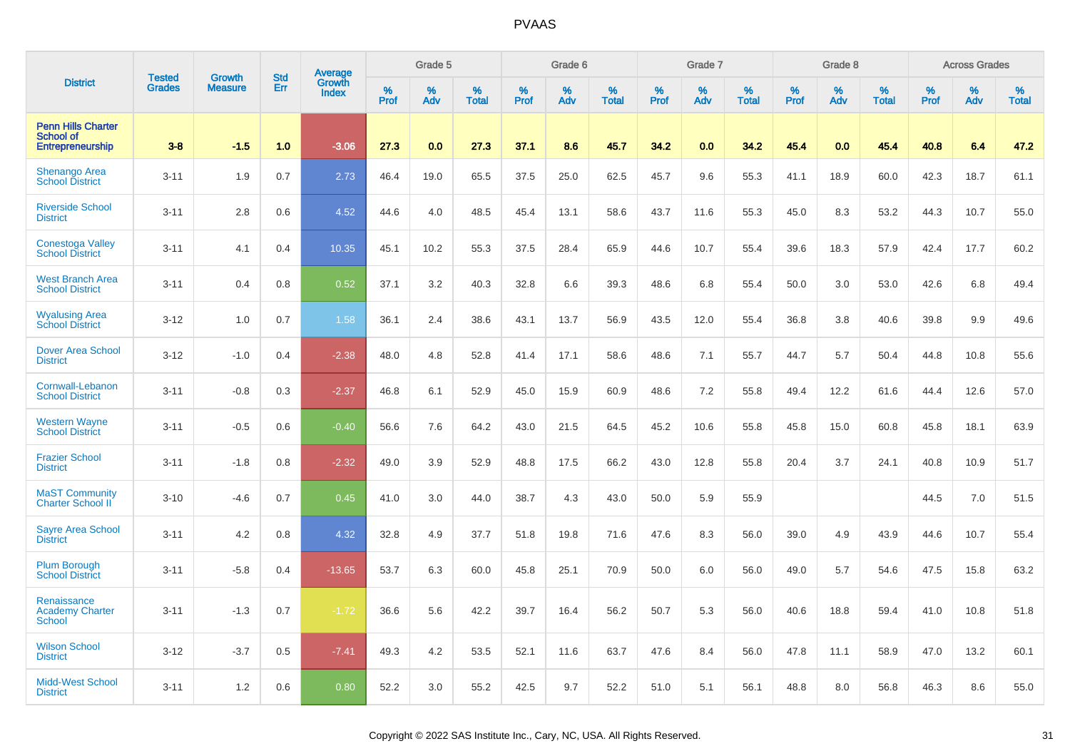# PVAAS

| District | Tested Grades | Growth Measure | Std Err | Average Growth Index | Grade 5 | | | Grade 6 | | | Grade 7 | | | Grade 8 | | | Across Grades | | |
|---|---|---|---|---|---|---|---|---|---|---|---|---|---|---|---|---|---|---|---|
| | | | | | % Prof | % Adv | % Total | % Prof | % Adv | % Total | % Prof | % Adv | % Total | % Prof | % Adv | % Total | % Prof | % Adv | % Total |
| **Penn Hills Charter School of Entrepreneurship** | **3-8** | **-1.5** | **1.0** | **-3.06** | **27.3** | **0.0** | **27.3** | **37.1** | **8.6** | **45.7** | **34.2** | **0.0** | **34.2** | **45.4** | **0.0** | **45.4** | **40.8** | **6.4** | **47.2** |
| Shenango Area School District | 3-11 | 1.9 | 0.7 | 2.73 | 46.4 | 19.0 | 65.5 | 37.5 | 25.0 | 62.5 | 45.7 | 9.6 | 55.3 | 41.1 | 18.9 | 60.0 | 42.3 | 18.7 | 61.1 |
| Riverside School District | 3-11 | 2.8 | 0.6 | 4.52 | 44.6 | 4.0 | 48.5 | 45.4 | 13.1 | 58.6 | 43.7 | 11.6 | 55.3 | 45.0 | 8.3 | 53.2 | 44.3 | 10.7 | 55.0 |
| Conestoga Valley School District | 3-11 | 4.1 | 0.4 | 10.35 | 45.1 | 10.2 | 55.3 | 37.5 | 28.4 | 65.9 | 44.6 | 10.7 | 55.4 | 39.6 | 18.3 | 57.9 | 42.4 | 17.7 | 60.2 |
| West Branch Area School District | 3-11 | 0.4 | 0.8 | 0.52 | 37.1 | 3.2 | 40.3 | 32.8 | 6.6 | 39.3 | 48.6 | 6.8 | 55.4 | 50.0 | 3.0 | 53.0 | 42.6 | 6.8 | 49.4 |
| Wyalusing Area School District | 3-12 | 1.0 | 0.7 | 1.58 | 36.1 | 2.4 | 38.6 | 43.1 | 13.7 | 56.9 | 43.5 | 12.0 | 55.4 | 36.8 | 3.8 | 40.6 | 39.8 | 9.9 | 49.6 |
| Dover Area School District | 3-12 | -1.0 | 0.4 | -2.38 | 48.0 | 4.8 | 52.8 | 41.4 | 17.1 | 58.6 | 48.6 | 7.1 | 55.7 | 44.7 | 5.7 | 50.4 | 44.8 | 10.8 | 55.6 |
| Cornwall-Lebanon School District | 3-11 | -0.8 | 0.3 | -2.37 | 46.8 | 6.1 | 52.9 | 45.0 | 15.9 | 60.9 | 48.6 | 7.2 | 55.8 | 49.4 | 12.2 | 61.6 | 44.4 | 12.6 | 57.0 |
| Western Wayne School District | 3-11 | -0.5 | 0.6 | -0.40 | 56.6 | 7.6 | 64.2 | 43.0 | 21.5 | 64.5 | 45.2 | 10.6 | 55.8 | 45.8 | 15.0 | 60.8 | 45.8 | 18.1 | 63.9 |
| Frazier School District | 3-11 | -1.8 | 0.8 | -2.32 | 49.0 | 3.9 | 52.9 | 48.8 | 17.5 | 66.2 | 43.0 | 12.8 | 55.8 | 20.4 | 3.7 | 24.1 | 40.8 | 10.9 | 51.7 |
| MaST Community Charter School II | 3-10 | -4.6 | 0.7 | 0.45 | 41.0 | 3.0 | 44.0 | 38.7 | 4.3 | 43.0 | 50.0 | 5.9 | 55.9 | | | | 44.5 | 7.0 | 51.5 |
| Sayre Area School District | 3-11 | 4.2 | 0.8 | 4.32 | 32.8 | 4.9 | 37.7 | 51.8 | 19.8 | 71.6 | 47.6 | 8.3 | 56.0 | 39.0 | 4.9 | 43.9 | 44.6 | 10.7 | 55.4 |
| Plum Borough School District | 3-11 | -5.8 | 0.4 | -13.65 | 53.7 | 6.3 | 60.0 | 45.8 | 25.1 | 70.9 | 50.0 | 6.0 | 56.0 | 49.0 | 5.7 | 54.6 | 47.5 | 15.8 | 63.2 |
| Renaissance Academy Charter School | 3-11 | -1.3 | 0.7 | -1.72 | 36.6 | 5.6 | 42.2 | 39.7 | 16.4 | 56.2 | 50.7 | 5.3 | 56.0 | 40.6 | 18.8 | 59.4 | 41.0 | 10.8 | 51.8 |
| Wilson School District | 3-12 | -3.7 | 0.5 | -7.41 | 49.3 | 4.2 | 53.5 | 52.1 | 11.6 | 63.7 | 47.6 | 8.4 | 56.0 | 47.8 | 11.1 | 58.9 | 47.0 | 13.2 | 60.1 |
| Midd-West School District | 3-11 | 1.2 | 0.6 | 0.80 | 52.2 | 3.0 | 55.2 | 42.5 | 9.7 | 52.2 | 51.0 | 5.1 | 56.1 | 48.8 | 8.0 | 56.8 | 46.3 | 8.6 | 55.0 |

Copyright © 2022 SAS Institute Inc., Cary, NC, USA. All Rights Reserved.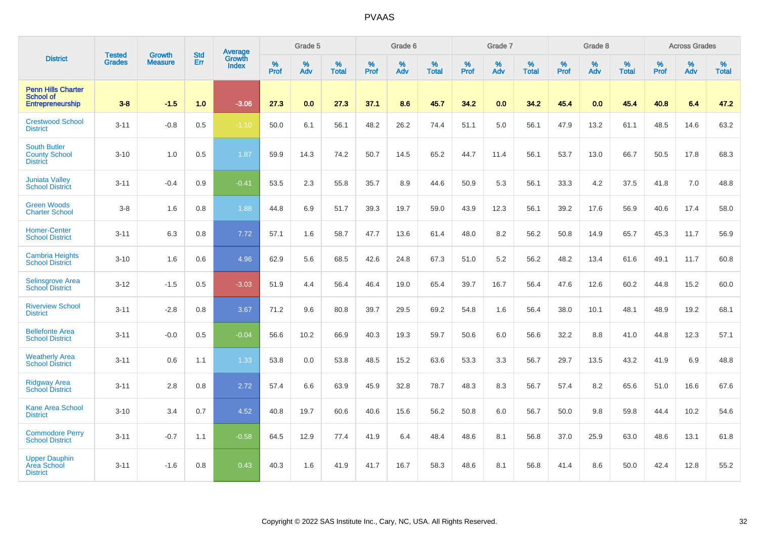| District | Tested Grades | Growth Measure | Std Err | Average Growth Index | Grade 5 | | | Grade 6 | | | Grade 7 | | | Grade 8 | | | Across Grades | | |
|---|---|---|---|---|---|---|---|---|---|---|---|---|---|---|---|---|---|---|---|
| | | | | | % Prof | % Adv | % Total | % Prof | % Adv | % Total | % Prof | % Adv | % Total | % Prof | % Adv | % Total | % Prof | % Adv | % Total |
| **Penn Hills Charter School of Entrepreneurship** | **3-8** | **-1.5** | **1.0** | **-3.06** | **27.3** | **0.0** | **27.3** | **37.1** | **8.6** | **45.7** | **34.2** | **0.0** | **34.2** | **45.4** | **0.0** | **45.4** | **40.8** | **6.4** | **47.2** |
| Crestwood School District | 3-11 | -0.8 | 0.5 | -1.10 | 50.0 | 6.1 | 56.1 | 48.2 | 26.2 | 74.4 | 51.1 | 5.0 | 56.1 | 47.9 | 13.2 | 61.1 | 48.5 | 14.6 | 63.2 |
| South Butler County School District | 3-10 | 1.0 | 0.5 | 1.87 | 59.9 | 14.3 | 74.2 | 50.7 | 14.5 | 65.2 | 44.7 | 11.4 | 56.1 | 53.7 | 13.0 | 66.7 | 50.5 | 17.8 | 68.3 |
| Juniata Valley School District | 3-11 | -0.4 | 0.9 | -0.41 | 53.5 | 2.3 | 55.8 | 35.7 | 8.9 | 44.6 | 50.9 | 5.3 | 56.1 | 33.3 | 4.2 | 37.5 | 41.8 | 7.0 | 48.8 |
| Green Woods Charter School | 3-8 | 1.6 | 0.8 | 1.88 | 44.8 | 6.9 | 51.7 | 39.3 | 19.7 | 59.0 | 43.9 | 12.3 | 56.1 | 39.2 | 17.6 | 56.9 | 40.6 | 17.4 | 58.0 |
| Homer-Center School District | 3-11 | 6.3 | 0.8 | 7.72 | 57.1 | 1.6 | 58.7 | 47.7 | 13.6 | 61.4 | 48.0 | 8.2 | 56.2 | 50.8 | 14.9 | 65.7 | 45.3 | 11.7 | 56.9 |
| Cambria Heights School District | 3-10 | 1.6 | 0.6 | 4.96 | 62.9 | 5.6 | 68.5 | 42.6 | 24.8 | 67.3 | 51.0 | 5.2 | 56.2 | 48.2 | 13.4 | 61.6 | 49.1 | 11.7 | 60.8 |
| Selinsgrove Area School District | 3-12 | -1.5 | 0.5 | -3.03 | 51.9 | 4.4 | 56.4 | 46.4 | 19.0 | 65.4 | 39.7 | 16.7 | 56.4 | 47.6 | 12.6 | 60.2 | 44.8 | 15.2 | 60.0 |
| Riverview School District | 3-11 | -2.8 | 0.8 | 3.67 | 71.2 | 9.6 | 80.8 | 39.7 | 29.5 | 69.2 | 54.8 | 1.6 | 56.4 | 38.0 | 10.1 | 48.1 | 48.9 | 19.2 | 68.1 |
| Bellefonte Area School District | 3-11 | -0.0 | 0.5 | -0.04 | 56.6 | 10.2 | 66.9 | 40.3 | 19.3 | 59.7 | 50.6 | 6.0 | 56.6 | 32.2 | 8.8 | 41.0 | 44.8 | 12.3 | 57.1 |
| Weatherly Area School District | 3-11 | 0.6 | 1.1 | 1.33 | 53.8 | 0.0 | 53.8 | 48.5 | 15.2 | 63.6 | 53.3 | 3.3 | 56.7 | 29.7 | 13.5 | 43.2 | 41.9 | 6.9 | 48.8 |
| Ridgway Area School District | 3-11 | 2.8 | 0.8 | 2.72 | 57.4 | 6.6 | 63.9 | 45.9 | 32.8 | 78.7 | 48.3 | 8.3 | 56.7 | 57.4 | 8.2 | 65.6 | 51.0 | 16.6 | 67.6 |
| Kane Area School District | 3-10 | 3.4 | 0.7 | 4.52 | 40.8 | 19.7 | 60.6 | 40.6 | 15.6 | 56.2 | 50.8 | 6.0 | 56.7 | 50.0 | 9.8 | 59.8 | 44.4 | 10.2 | 54.6 |
| Commodore Perry School District | 3-11 | -0.7 | 1.1 | -0.58 | 64.5 | 12.9 | 77.4 | 41.9 | 6.4 | 48.4 | 48.6 | 8.1 | 56.8 | 37.0 | 25.9 | 63.0 | 48.6 | 13.1 | 61.8 |
| Upper Dauphin Area School District | 3-11 | -1.6 | 0.8 | 0.43 | 40.3 | 1.6 | 41.9 | 41.7 | 16.7 | 58.3 | 48.6 | 8.1 | 56.8 | 41.4 | 8.6 | 50.0 | 42.4 | 12.8 | 55.2 |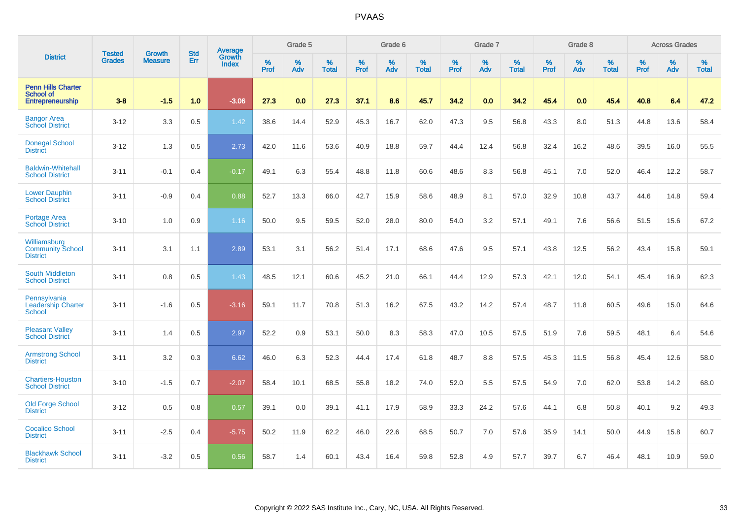# PVAAS

| District | Tested Grades | Growth Measure | Std Err | Average Growth Index | Grade 5 | | | Grade 6 | | | Grade 7 | | | Grade 8 | | | Across Grades | | |
|---|---|---|---|---|---|---|---|---|---|---|---|---|---|---|---|---|---|---|---|
| | | | | | % Prof | % Adv | % Total | % Prof | % Adv | % Total | % Prof | % Adv | % Total | % Prof | % Adv | % Total | % Prof | % Adv | % Total |
| **Penn Hills Charter School of Entrepreneurship** | **3-8** | **-1.5** | **1.0** | **-3.06** | **27.3** | **0.0** | **27.3** | **37.1** | **8.6** | **45.7** | **34.2** | **0.0** | **34.2** | **45.4** | **0.0** | **45.4** | **40.8** | **6.4** | **47.2** |
| Bangor Area School District | 3-12 | 3.3 | 0.5 | 1.42 | 38.6 | 14.4 | 52.9 | 45.3 | 16.7 | 62.0 | 47.3 | 9.5 | 56.8 | 43.3 | 8.0 | 51.3 | 44.8 | 13.6 | 58.4 |
| Donegal School District | 3-12 | 1.3 | 0.5 | 2.73 | 42.0 | 11.6 | 53.6 | 40.9 | 18.8 | 59.7 | 44.4 | 12.4 | 56.8 | 32.4 | 16.2 | 48.6 | 39.5 | 16.0 | 55.5 |
| Baldwin-Whitehall School District | 3-11 | -0.1 | 0.4 | -0.17 | 49.1 | 6.3 | 55.4 | 48.8 | 11.8 | 60.6 | 48.6 | 8.3 | 56.8 | 45.1 | 7.0 | 52.0 | 46.4 | 12.2 | 58.7 |
| Lower Dauphin School District | 3-11 | -0.9 | 0.4 | 0.88 | 52.7 | 13.3 | 66.0 | 42.7 | 15.9 | 58.6 | 48.9 | 8.1 | 57.0 | 32.9 | 10.8 | 43.7 | 44.6 | 14.8 | 59.4 |
| Portage Area School District | 3-10 | 1.0 | 0.9 | 1.16 | 50.0 | 9.5 | 59.5 | 52.0 | 28.0 | 80.0 | 54.0 | 3.2 | 57.1 | 49.1 | 7.6 | 56.6 | 51.5 | 15.6 | 67.2 |
| Williamsburg Community School District | 3-11 | 3.1 | 1.1 | 2.89 | 53.1 | 3.1 | 56.2 | 51.4 | 17.1 | 68.6 | 47.6 | 9.5 | 57.1 | 43.8 | 12.5 | 56.2 | 43.4 | 15.8 | 59.1 |
| South Middleton School District | 3-11 | 0.8 | 0.5 | 1.43 | 48.5 | 12.1 | 60.6 | 45.2 | 21.0 | 66.1 | 44.4 | 12.9 | 57.3 | 42.1 | 12.0 | 54.1 | 45.4 | 16.9 | 62.3 |
| Pennsylvania Leadership Charter School | 3-11 | -1.6 | 0.5 | -3.16 | 59.1 | 11.7 | 70.8 | 51.3 | 16.2 | 67.5 | 43.2 | 14.2 | 57.4 | 48.7 | 11.8 | 60.5 | 49.6 | 15.0 | 64.6 |
| Pleasant Valley School District | 3-11 | 1.4 | 0.5 | 2.97 | 52.2 | 0.9 | 53.1 | 50.0 | 8.3 | 58.3 | 47.0 | 10.5 | 57.5 | 51.9 | 7.6 | 59.5 | 48.1 | 6.4 | 54.6 |
| Armstrong School District | 3-11 | 3.2 | 0.3 | 6.62 | 46.0 | 6.3 | 52.3 | 44.4 | 17.4 | 61.8 | 48.7 | 8.8 | 57.5 | 45.3 | 11.5 | 56.8 | 45.4 | 12.6 | 58.0 |
| Chartiers-Houston School District | 3-10 | -1.5 | 0.7 | -2.07 | 58.4 | 10.1 | 68.5 | 55.8 | 18.2 | 74.0 | 52.0 | 5.5 | 57.5 | 54.9 | 7.0 | 62.0 | 53.8 | 14.2 | 68.0 |
| Old Forge School District | 3-12 | 0.5 | 0.8 | 0.57 | 39.1 | 0.0 | 39.1 | 41.1 | 17.9 | 58.9 | 33.3 | 24.2 | 57.6 | 44.1 | 6.8 | 50.8 | 40.1 | 9.2 | 49.3 |
| Cocalico School District | 3-11 | -2.5 | 0.4 | -5.75 | 50.2 | 11.9 | 62.2 | 46.0 | 22.6 | 68.5 | 50.7 | 7.0 | 57.6 | 35.9 | 14.1 | 50.0 | 44.9 | 15.8 | 60.7 |
| Blackhawk School District | 3-11 | -3.2 | 0.5 | 0.56 | 58.7 | 1.4 | 60.1 | 43.4 | 16.4 | 59.8 | 52.8 | 4.9 | 57.7 | 39.7 | 6.7 | 46.4 | 48.1 | 10.9 | 59.0 |

Copyright © 2022 SAS Institute Inc., Cary, NC, USA. All Rights Reserved.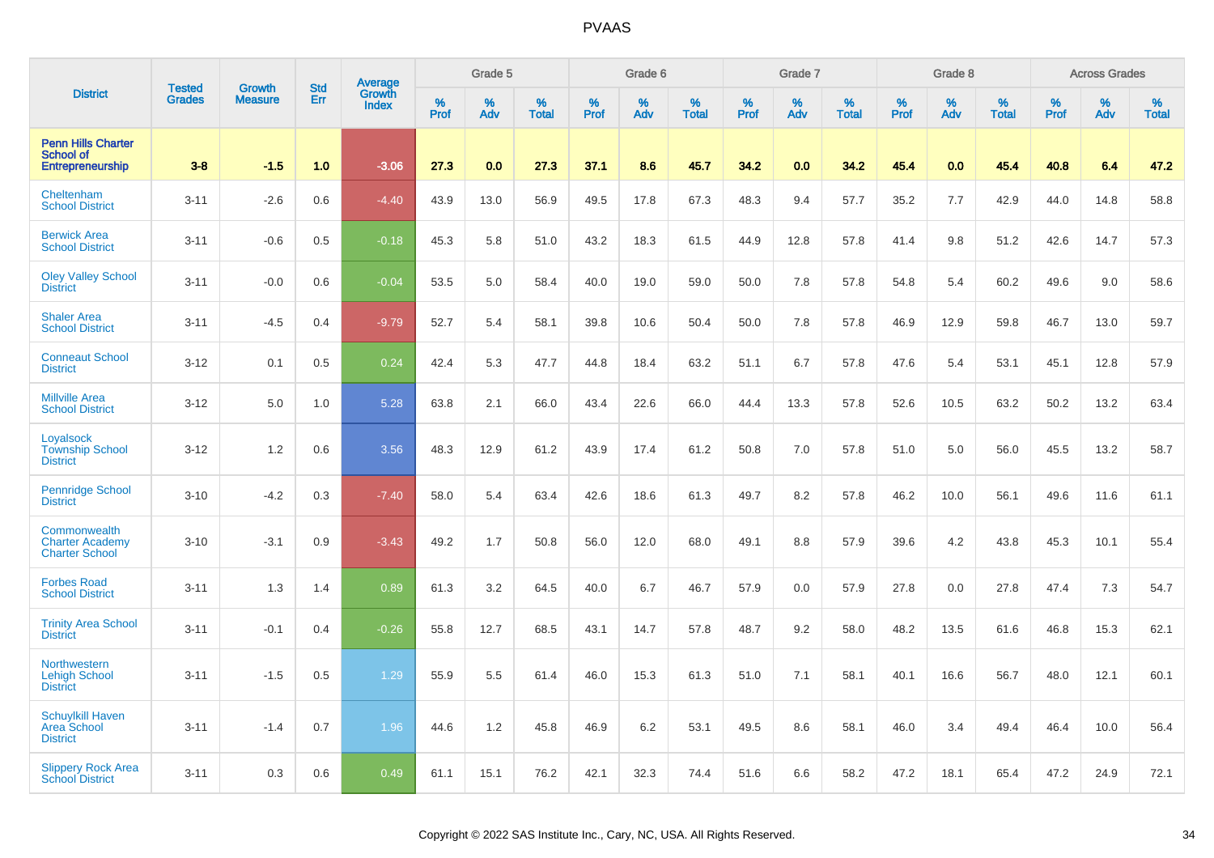# PVAAS

| District | Tested Grades | Growth Measure | Std Err | Average Growth Index | Grade 5 | | | Grade 6 | | | Grade 7 | | | Grade 8 | | | Across Grades | | |
|---|---|---|---|---|---|---|---|---|---|---|---|---|---|---|---|---|---|---|---|
| | | | | | % Prof | % Adv | % Total | % Prof | % Adv | % Total | % Prof | % Adv | % Total | % Prof | % Adv | % Total | % Prof | % Adv | % Total |
| **Penn Hills Charter School of Entrepreneurship** | **3-8** | **-1.5** | **1.0** | **-3.06** | **27.3** | **0.0** | **27.3** | **37.1** | **8.6** | **45.7** | **34.2** | **0.0** | **34.2** | **45.4** | **0.0** | **45.4** | **40.8** | **6.4** | **47.2** |
| Cheltenham School District | 3-11 | -2.6 | 0.6 | -4.40 | 43.9 | 13.0 | 56.9 | 49.5 | 17.8 | 67.3 | 48.3 | 9.4 | 57.7 | 35.2 | 7.7 | 42.9 | 44.0 | 14.8 | 58.8 |
| Berwick Area School District | 3-11 | -0.6 | 0.5 | -0.18 | 45.3 | 5.8 | 51.0 | 43.2 | 18.3 | 61.5 | 44.9 | 12.8 | 57.8 | 41.4 | 9.8 | 51.2 | 42.6 | 14.7 | 57.3 |
| Oley Valley School District | 3-11 | -0.0 | 0.6 | -0.04 | 53.5 | 5.0 | 58.4 | 40.0 | 19.0 | 59.0 | 50.0 | 7.8 | 57.8 | 54.8 | 5.4 | 60.2 | 49.6 | 9.0 | 58.6 |
| Shaler Area School District | 3-11 | -4.5 | 0.4 | -9.79 | 52.7 | 5.4 | 58.1 | 39.8 | 10.6 | 50.4 | 50.0 | 7.8 | 57.8 | 46.9 | 12.9 | 59.8 | 46.7 | 13.0 | 59.7 |
| Conneaut School District | 3-12 | 0.1 | 0.5 | 0.24 | 42.4 | 5.3 | 47.7 | 44.8 | 18.4 | 63.2 | 51.1 | 6.7 | 57.8 | 47.6 | 5.4 | 53.1 | 45.1 | 12.8 | 57.9 |
| Millville Area School District | 3-12 | 5.0 | 1.0 | 5.28 | 63.8 | 2.1 | 66.0 | 43.4 | 22.6 | 66.0 | 44.4 | 13.3 | 57.8 | 52.6 | 10.5 | 63.2 | 50.2 | 13.2 | 63.4 |
| Loyalsock Township School District | 3-12 | 1.2 | 0.6 | 3.56 | 48.3 | 12.9 | 61.2 | 43.9 | 17.4 | 61.2 | 50.8 | 7.0 | 57.8 | 51.0 | 5.0 | 56.0 | 45.5 | 13.2 | 58.7 |
| Pennridge School District | 3-10 | -4.2 | 0.3 | -7.40 | 58.0 | 5.4 | 63.4 | 42.6 | 18.6 | 61.3 | 49.7 | 8.2 | 57.8 | 46.2 | 10.0 | 56.1 | 49.6 | 11.6 | 61.1 |
| Commonwealth Charter Academy Charter School | 3-10 | -3.1 | 0.9 | -3.43 | 49.2 | 1.7 | 50.8 | 56.0 | 12.0 | 68.0 | 49.1 | 8.8 | 57.9 | 39.6 | 4.2 | 43.8 | 45.3 | 10.1 | 55.4 |
| Forbes Road School District | 3-11 | 1.3 | 1.4 | 0.89 | 61.3 | 3.2 | 64.5 | 40.0 | 6.7 | 46.7 | 57.9 | 0.0 | 57.9 | 27.8 | 0.0 | 27.8 | 47.4 | 7.3 | 54.7 |
| Trinity Area School District | 3-11 | -0.1 | 0.4 | -0.26 | 55.8 | 12.7 | 68.5 | 43.1 | 14.7 | 57.8 | 48.7 | 9.2 | 58.0 | 48.2 | 13.5 | 61.6 | 46.8 | 15.3 | 62.1 |
| Northwestern Lehigh School District | 3-11 | -1.5 | 0.5 | 1.29 | 55.9 | 5.5 | 61.4 | 46.0 | 15.3 | 61.3 | 51.0 | 7.1 | 58.1 | 40.1 | 16.6 | 56.7 | 48.0 | 12.1 | 60.1 |
| Schuylkill Haven Area School District | 3-11 | -1.4 | 0.7 | 1.96 | 44.6 | 1.2 | 45.8 | 46.9 | 6.2 | 53.1 | 49.5 | 8.6 | 58.1 | 46.0 | 3.4 | 49.4 | 46.4 | 10.0 | 56.4 |
| Slippery Rock Area School District | 3-11 | 0.3 | 0.6 | 0.49 | 61.1 | 15.1 | 76.2 | 42.1 | 32.3 | 74.4 | 51.6 | 6.6 | 58.2 | 47.2 | 18.1 | 65.4 | 47.2 | 24.9 | 72.1 |

Copyright © 2022 SAS Institute Inc., Cary, NC, USA. All Rights Reserved.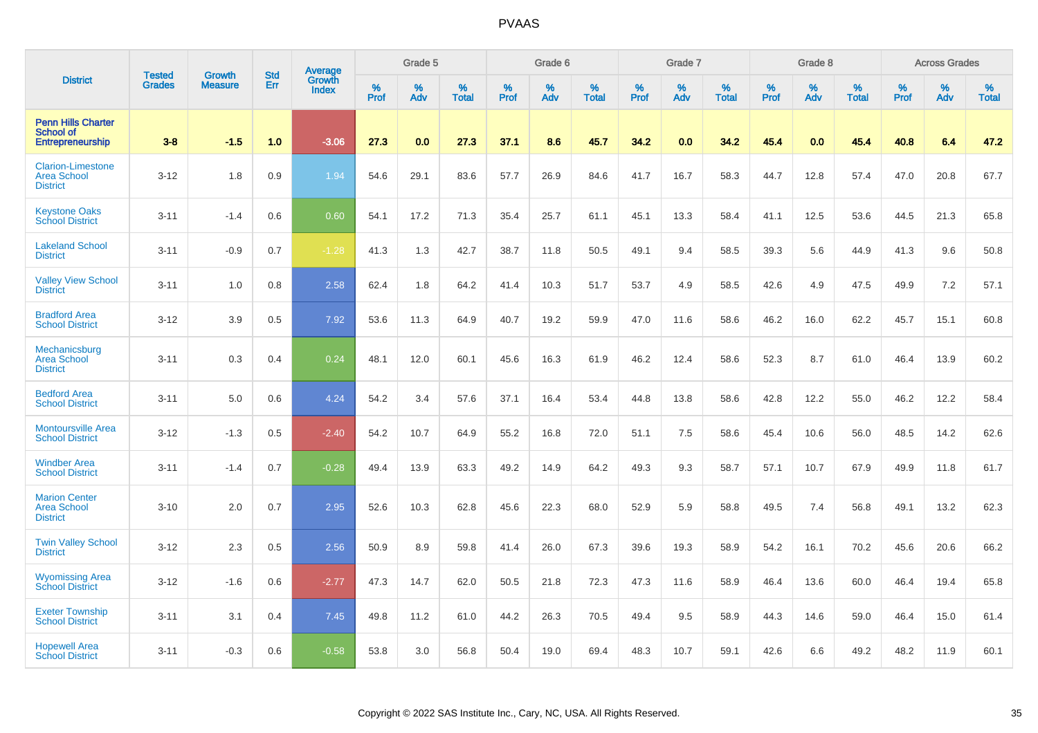# PVAAS

| District | Tested Grades | Growth Measure | Std Err | Average Growth Index | Grade 5 | | | Grade 6 | | | Grade 7 | | | Grade 8 | | | Across Grades | | |
|---|---|---|---|---|---|---|---|---|---|---|---|---|---|---|---|---|---|---|---|
| | | | | | % Prof | % Adv | % Total | % Prof | % Adv | % Total | % Prof | % Adv | % Total | % Prof | % Adv | % Total | % Prof | % Adv | % Total |
| **Penn Hills Charter School of Entrepreneurship** | **3-8** | **-1.5** | **1.0** | **-3.06** | **27.3** | **0.0** | **27.3** | **37.1** | **8.6** | **45.7** | **34.2** | **0.0** | **34.2** | **45.4** | **0.0** | **45.4** | **40.8** | **6.4** | **47.2** |
| Clarion-Limestone Area School District | 3-12 | 1.8 | 0.9 | 1.94 | 54.6 | 29.1 | 83.6 | 57.7 | 26.9 | 84.6 | 41.7 | 16.7 | 58.3 | 44.7 | 12.8 | 57.4 | 47.0 | 20.8 | 67.7 |
| Keystone Oaks School District | 3-11 | -1.4 | 0.6 | 0.60 | 54.1 | 17.2 | 71.3 | 35.4 | 25.7 | 61.1 | 45.1 | 13.3 | 58.4 | 41.1 | 12.5 | 53.6 | 44.5 | 21.3 | 65.8 |
| Lakeland School District | 3-11 | -0.9 | 0.7 | -1.28 | 41.3 | 1.3 | 42.7 | 38.7 | 11.8 | 50.5 | 49.1 | 9.4 | 58.5 | 39.3 | 5.6 | 44.9 | 41.3 | 9.6 | 50.8 |
| Valley View School District | 3-11 | 1.0 | 0.8 | 2.58 | 62.4 | 1.8 | 64.2 | 41.4 | 10.3 | 51.7 | 53.7 | 4.9 | 58.5 | 42.6 | 4.9 | 47.5 | 49.9 | 7.2 | 57.1 |
| Bradford Area School District | 3-12 | 3.9 | 0.5 | 7.92 | 53.6 | 11.3 | 64.9 | 40.7 | 19.2 | 59.9 | 47.0 | 11.6 | 58.6 | 46.2 | 16.0 | 62.2 | 45.7 | 15.1 | 60.8 |
| Mechanicsburg Area School District | 3-11 | 0.3 | 0.4 | 0.24 | 48.1 | 12.0 | 60.1 | 45.6 | 16.3 | 61.9 | 46.2 | 12.4 | 58.6 | 52.3 | 8.7 | 61.0 | 46.4 | 13.9 | 60.2 |
| Bedford Area School District | 3-11 | 5.0 | 0.6 | 4.24 | 54.2 | 3.4 | 57.6 | 37.1 | 16.4 | 53.4 | 44.8 | 13.8 | 58.6 | 42.8 | 12.2 | 55.0 | 46.2 | 12.2 | 58.4 |
| Montoursville Area School District | 3-12 | -1.3 | 0.5 | -2.40 | 54.2 | 10.7 | 64.9 | 55.2 | 16.8 | 72.0 | 51.1 | 7.5 | 58.6 | 45.4 | 10.6 | 56.0 | 48.5 | 14.2 | 62.6 |
| Windber Area School District | 3-11 | -1.4 | 0.7 | -0.28 | 49.4 | 13.9 | 63.3 | 49.2 | 14.9 | 64.2 | 49.3 | 9.3 | 58.7 | 57.1 | 10.7 | 67.9 | 49.9 | 11.8 | 61.7 |
| Marion Center Area School District | 3-10 | 2.0 | 0.7 | 2.95 | 52.6 | 10.3 | 62.8 | 45.6 | 22.3 | 68.0 | 52.9 | 5.9 | 58.8 | 49.5 | 7.4 | 56.8 | 49.1 | 13.2 | 62.3 |
| Twin Valley School District | 3-12 | 2.3 | 0.5 | 2.56 | 50.9 | 8.9 | 59.8 | 41.4 | 26.0 | 67.3 | 39.6 | 19.3 | 58.9 | 54.2 | 16.1 | 70.2 | 45.6 | 20.6 | 66.2 |
| Wyomissing Area School District | 3-12 | -1.6 | 0.6 | -2.77 | 47.3 | 14.7 | 62.0 | 50.5 | 21.8 | 72.3 | 47.3 | 11.6 | 58.9 | 46.4 | 13.6 | 60.0 | 46.4 | 19.4 | 65.8 |
| Exeter Township School District | 3-11 | 3.1 | 0.4 | 7.45 | 49.8 | 11.2 | 61.0 | 44.2 | 26.3 | 70.5 | 49.4 | 9.5 | 58.9 | 44.3 | 14.6 | 59.0 | 46.4 | 15.0 | 61.4 |
| Hopewell Area School District | 3-11 | -0.3 | 0.6 | -0.58 | 53.8 | 3.0 | 56.8 | 50.4 | 19.0 | 69.4 | 48.3 | 10.7 | 59.1 | 42.6 | 6.6 | 49.2 | 48.2 | 11.9 | 60.1 |

Copyright © 2022 SAS Institute Inc., Cary, NC, USA. All Rights Reserved.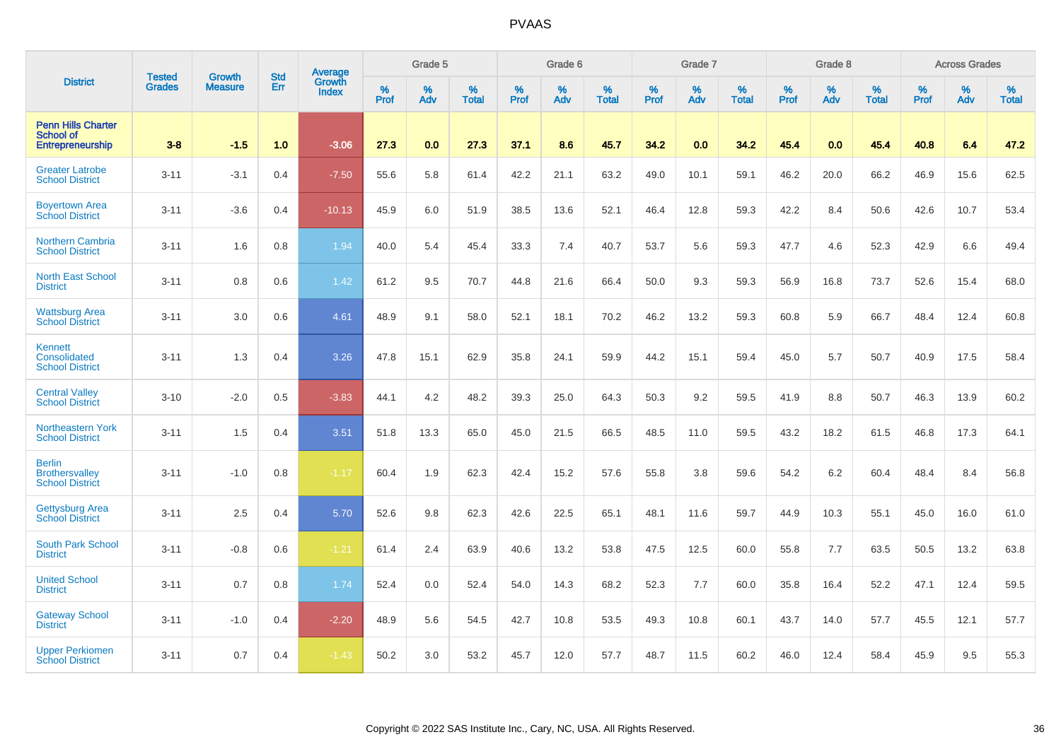# PVAAS

| District | Tested Grades | Growth Measure | Std Err | Average Growth Index | Grade 5 | | | Grade 6 | | | Grade 7 | | | Grade 8 | | | Across Grades | | |
|---|---|---|---|---|---|---|---|---|---|---|---|---|---|---|---|---|---|---|---|
| | | | | | % Prof | % Adv | % Total | % Prof | % Adv | % Total | % Prof | % Adv | % Total | % Prof | % Adv | % Total | % Prof | % Adv | % Total |
| **Penn Hills Charter School of Entrepreneurship** | **3-8** | **-1.5** | **1.0** | **-3.06** | **27.3** | **0.0** | **27.3** | **37.1** | **8.6** | **45.7** | **34.2** | **0.0** | **34.2** | **45.4** | **0.0** | **45.4** | **40.8** | **6.4** | **47.2** |
| Greater Latrobe School District | 3-11 | -3.1 | 0.4 | -7.50 | 55.6 | 5.8 | 61.4 | 42.2 | 21.1 | 63.2 | 49.0 | 10.1 | 59.1 | 46.2 | 20.0 | 66.2 | 46.9 | 15.6 | 62.5 |
| Boyertown Area School District | 3-11 | -3.6 | 0.4 | -10.13 | 45.9 | 6.0 | 51.9 | 38.5 | 13.6 | 52.1 | 46.4 | 12.8 | 59.3 | 42.2 | 8.4 | 50.6 | 42.6 | 10.7 | 53.4 |
| Northern Cambria School District | 3-11 | 1.6 | 0.8 | 1.94 | 40.0 | 5.4 | 45.4 | 33.3 | 7.4 | 40.7 | 53.7 | 5.6 | 59.3 | 47.7 | 4.6 | 52.3 | 42.9 | 6.6 | 49.4 |
| North East School District | 3-11 | 0.8 | 0.6 | 1.42 | 61.2 | 9.5 | 70.7 | 44.8 | 21.6 | 66.4 | 50.0 | 9.3 | 59.3 | 56.9 | 16.8 | 73.7 | 52.6 | 15.4 | 68.0 |
| Wattsburg Area School District | 3-11 | 3.0 | 0.6 | 4.61 | 48.9 | 9.1 | 58.0 | 52.1 | 18.1 | 70.2 | 46.2 | 13.2 | 59.3 | 60.8 | 5.9 | 66.7 | 48.4 | 12.4 | 60.8 |
| Kennett Consolidated School District | 3-11 | 1.3 | 0.4 | 3.26 | 47.8 | 15.1 | 62.9 | 35.8 | 24.1 | 59.9 | 44.2 | 15.1 | 59.4 | 45.0 | 5.7 | 50.7 | 40.9 | 17.5 | 58.4 |
| Central Valley School District | 3-10 | -2.0 | 0.5 | -3.83 | 44.1 | 4.2 | 48.2 | 39.3 | 25.0 | 64.3 | 50.3 | 9.2 | 59.5 | 41.9 | 8.8 | 50.7 | 46.3 | 13.9 | 60.2 |
| Northeastern York School District | 3-11 | 1.5 | 0.4 | 3.51 | 51.8 | 13.3 | 65.0 | 45.0 | 21.5 | 66.5 | 48.5 | 11.0 | 59.5 | 43.2 | 18.2 | 61.5 | 46.8 | 17.3 | 64.1 |
| Berlin Brothersvalley School District | 3-11 | -1.0 | 0.8 | -1.17 | 60.4 | 1.9 | 62.3 | 42.4 | 15.2 | 57.6 | 55.8 | 3.8 | 59.6 | 54.2 | 6.2 | 60.4 | 48.4 | 8.4 | 56.8 |
| Gettysburg Area School District | 3-11 | 2.5 | 0.4 | 5.70 | 52.6 | 9.8 | 62.3 | 42.6 | 22.5 | 65.1 | 48.1 | 11.6 | 59.7 | 44.9 | 10.3 | 55.1 | 45.0 | 16.0 | 61.0 |
| South Park School District | 3-11 | -0.8 | 0.6 | -1.21 | 61.4 | 2.4 | 63.9 | 40.6 | 13.2 | 53.8 | 47.5 | 12.5 | 60.0 | 55.8 | 7.7 | 63.5 | 50.5 | 13.2 | 63.8 |
| United School District | 3-11 | 0.7 | 0.8 | 1.74 | 52.4 | 0.0 | 52.4 | 54.0 | 14.3 | 68.2 | 52.3 | 7.7 | 60.0 | 35.8 | 16.4 | 52.2 | 47.1 | 12.4 | 59.5 |
| Gateway School District | 3-11 | -1.0 | 0.4 | -2.20 | 48.9 | 5.6 | 54.5 | 42.7 | 10.8 | 53.5 | 49.3 | 10.8 | 60.1 | 43.7 | 14.0 | 57.7 | 45.5 | 12.1 | 57.7 |
| Upper Perkiomen School District | 3-11 | 0.7 | 0.4 | -1.43 | 50.2 | 3.0 | 53.2 | 45.7 | 12.0 | 57.7 | 48.7 | 11.5 | 60.2 | 46.0 | 12.4 | 58.4 | 45.9 | 9.5 | 55.3 |

Copyright © 2022 SAS Institute Inc., Cary, NC, USA. All Rights Reserved.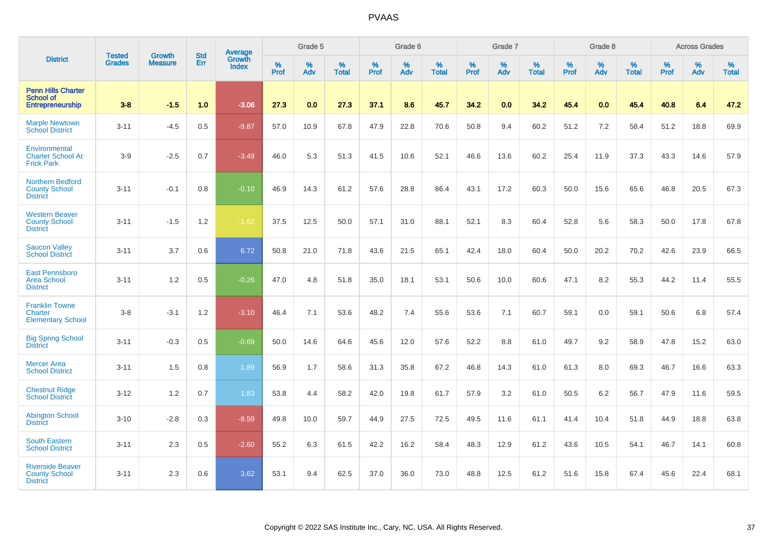# PVAAS

| District | Tested Grades | Growth Measure | Std Err | Average Growth Index | Grade 5 | | | Grade 6 | | | Grade 7 | | | Grade 8 | | | Across Grades | | |
|---|---|---|---|---|---|---|---|---|---|---|---|---|---|---|---|---|---|---|---|
| | | | | | % Prof | % Adv | % Total | % Prof | % Adv | % Total | % Prof | % Adv | % Total | % Prof | % Adv | % Total | % Prof | % Adv | % Total |
| **Penn Hills Charter School of Entrepreneurship** | **3-8** | **-1.5** | **1.0** | **-3.06** | **27.3** | **0.0** | **27.3** | **37.1** | **8.6** | **45.7** | **34.2** | **0.0** | **34.2** | **45.4** | **0.0** | **45.4** | **40.8** | **6.4** | **47.2** |
| Marple Newtown School District | 3-11 | -4.5 | 0.5 | -9.87 | 57.0 | 10.9 | 67.8 | 47.9 | 22.8 | 70.6 | 50.8 | 9.4 | 60.2 | 51.2 | 7.2 | 58.4 | 51.2 | 18.8 | 69.9 |
| Environmental Charter School At Frick Park | 3-9 | -2.5 | 0.7 | -3.49 | 46.0 | 5.3 | 51.3 | 41.5 | 10.6 | 52.1 | 46.6 | 13.6 | 60.2 | 25.4 | 11.9 | 37.3 | 43.3 | 14.6 | 57.9 |
| Northern Bedford County School District | 3-11 | -0.1 | 0.8 | -0.10 | 46.9 | 14.3 | 61.2 | 57.6 | 28.8 | 86.4 | 43.1 | 17.2 | 60.3 | 50.0 | 15.6 | 65.6 | 46.8 | 20.5 | 67.3 |
| Western Beaver County School District | 3-11 | -1.5 | 1.2 | -1.62 | 37.5 | 12.5 | 50.0 | 57.1 | 31.0 | 88.1 | 52.1 | 8.3 | 60.4 | 52.8 | 5.6 | 58.3 | 50.0 | 17.8 | 67.8 |
| Saucon Valley School District | 3-11 | 3.7 | 0.6 | 6.72 | 50.8 | 21.0 | 71.8 | 43.6 | 21.5 | 65.1 | 42.4 | 18.0 | 60.4 | 50.0 | 20.2 | 70.2 | 42.6 | 23.9 | 66.5 |
| East Pennsboro Area School District | 3-11 | 1.2 | 0.5 | -0.26 | 47.0 | 4.8 | 51.8 | 35.0 | 18.1 | 53.1 | 50.6 | 10.0 | 60.6 | 47.1 | 8.2 | 55.3 | 44.2 | 11.4 | 55.5 |
| Franklin Towne Charter Elementary School | 3-8 | -3.1 | 1.2 | -3.10 | 46.4 | 7.1 | 53.6 | 48.2 | 7.4 | 55.6 | 53.6 | 7.1 | 60.7 | 59.1 | 0.0 | 59.1 | 50.6 | 6.8 | 57.4 |
| Big Spring School District | 3-11 | -0.3 | 0.5 | -0.69 | 50.0 | 14.6 | 64.6 | 45.6 | 12.0 | 57.6 | 52.2 | 8.8 | 61.0 | 49.7 | 9.2 | 58.9 | 47.8 | 15.2 | 63.0 |
| Mercer Area School District | 3-11 | 1.5 | 0.8 | 1.89 | 56.9 | 1.7 | 58.6 | 31.3 | 35.8 | 67.2 | 46.8 | 14.3 | 61.0 | 61.3 | 8.0 | 69.3 | 46.7 | 16.6 | 63.3 |
| Chestnut Ridge School District | 3-12 | 1.2 | 0.7 | 1.83 | 53.8 | 4.4 | 58.2 | 42.0 | 19.8 | 61.7 | 57.9 | 3.2 | 61.0 | 50.5 | 6.2 | 56.7 | 47.9 | 11.6 | 59.5 |
| Abington School District | 3-10 | -2.8 | 0.3 | -8.59 | 49.8 | 10.0 | 59.7 | 44.9 | 27.5 | 72.5 | 49.5 | 11.6 | 61.1 | 41.4 | 10.4 | 51.8 | 44.9 | 18.8 | 63.8 |
| South Eastern School District | 3-11 | 2.3 | 0.5 | -2.60 | 55.2 | 6.3 | 61.5 | 42.2 | 16.2 | 58.4 | 48.3 | 12.9 | 61.2 | 43.6 | 10.5 | 54.1 | 46.7 | 14.1 | 60.8 |
| Riverside Beaver County School District | 3-11 | 2.3 | 0.6 | 3.62 | 53.1 | 9.4 | 62.5 | 37.0 | 36.0 | 73.0 | 48.8 | 12.5 | 61.2 | 51.6 | 15.8 | 67.4 | 45.6 | 22.4 | 68.1 |

Copyright © 2022 SAS Institute Inc., Cary, NC, USA. All Rights Reserved.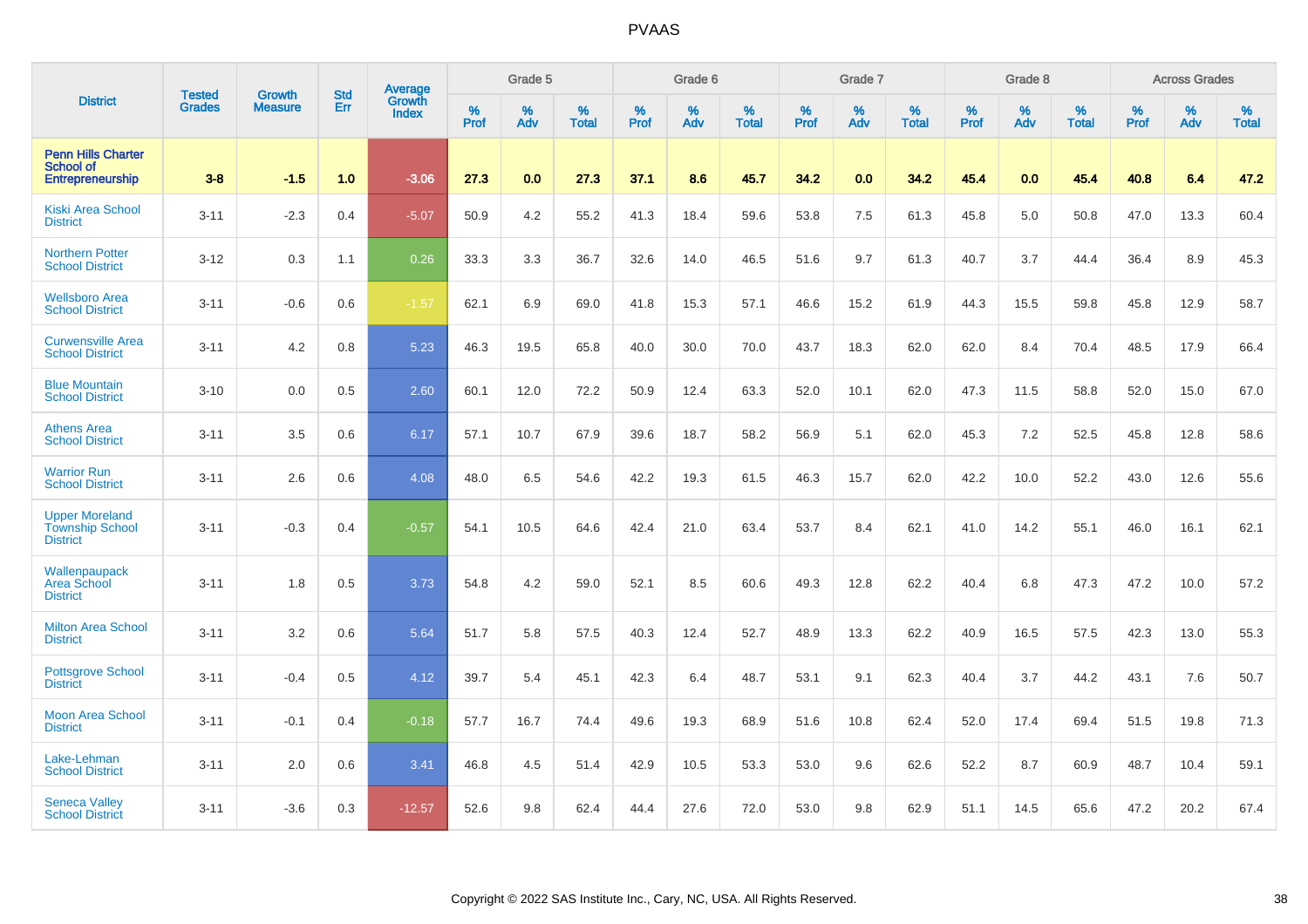# PVAAS

| District | Tested Grades | Growth Measure | Std Err | Average Growth Index | Grade 5 | | | Grade 6 | | | Grade 7 | | | Grade 8 | | | Across Grades | | |
|---|---|---|---|---|---|---|---|---|---|---|---|---|---|---|---|---|---|---|---|
| | | | | | % Prof | % Adv | % Total | % Prof | % Adv | % Total | % Prof | % Adv | % Total | % Prof | % Adv | % Total | % Prof | % Adv | % Total |
| **Penn Hills Charter School of Entrepreneurship** | **3-8** | **-1.5** | **1.0** | **-3.06** | **27.3** | **0.0** | **27.3** | **37.1** | **8.6** | **45.7** | **34.2** | **0.0** | **34.2** | **45.4** | **0.0** | **45.4** | **40.8** | **6.4** | **47.2** |
| Kiski Area School District | 3-11 | -2.3 | 0.4 | -5.07 | 50.9 | 4.2 | 55.2 | 41.3 | 18.4 | 59.6 | 53.8 | 7.5 | 61.3 | 45.8 | 5.0 | 50.8 | 47.0 | 13.3 | 60.4 |
| Northern Potter School District | 3-12 | 0.3 | 1.1 | 0.26 | 33.3 | 3.3 | 36.7 | 32.6 | 14.0 | 46.5 | 51.6 | 9.7 | 61.3 | 40.7 | 3.7 | 44.4 | 36.4 | 8.9 | 45.3 |
| Wellsboro Area School District | 3-11 | -0.6 | 0.6 | -1.57 | 62.1 | 6.9 | 69.0 | 41.8 | 15.3 | 57.1 | 46.6 | 15.2 | 61.9 | 44.3 | 15.5 | 59.8 | 45.8 | 12.9 | 58.7 |
| Curwensville Area School District | 3-11 | 4.2 | 0.8 | 5.23 | 46.3 | 19.5 | 65.8 | 40.0 | 30.0 | 70.0 | 43.7 | 18.3 | 62.0 | 62.0 | 8.4 | 70.4 | 48.5 | 17.9 | 66.4 |
| Blue Mountain School District | 3-10 | 0.0 | 0.5 | 2.60 | 60.1 | 12.0 | 72.2 | 50.9 | 12.4 | 63.3 | 52.0 | 10.1 | 62.0 | 47.3 | 11.5 | 58.8 | 52.0 | 15.0 | 67.0 |
| Athens Area School District | 3-11 | 3.5 | 0.6 | 6.17 | 57.1 | 10.7 | 67.9 | 39.6 | 18.7 | 58.2 | 56.9 | 5.1 | 62.0 | 45.3 | 7.2 | 52.5 | 45.8 | 12.8 | 58.6 |
| Warrior Run School District | 3-11 | 2.6 | 0.6 | 4.08 | 48.0 | 6.5 | 54.6 | 42.2 | 19.3 | 61.5 | 46.3 | 15.7 | 62.0 | 42.2 | 10.0 | 52.2 | 43.0 | 12.6 | 55.6 |
| Upper Moreland Township School District | 3-11 | -0.3 | 0.4 | -0.57 | 54.1 | 10.5 | 64.6 | 42.4 | 21.0 | 63.4 | 53.7 | 8.4 | 62.1 | 41.0 | 14.2 | 55.1 | 46.0 | 16.1 | 62.1 |
| Wallenpaupack Area School District | 3-11 | 1.8 | 0.5 | 3.73 | 54.8 | 4.2 | 59.0 | 52.1 | 8.5 | 60.6 | 49.3 | 12.8 | 62.2 | 40.4 | 6.8 | 47.3 | 47.2 | 10.0 | 57.2 |
| Milton Area School District | 3-11 | 3.2 | 0.6 | 5.64 | 51.7 | 5.8 | 57.5 | 40.3 | 12.4 | 52.7 | 48.9 | 13.3 | 62.2 | 40.9 | 16.5 | 57.5 | 42.3 | 13.0 | 55.3 |
| Pottsgrove School District | 3-11 | -0.4 | 0.5 | 4.12 | 39.7 | 5.4 | 45.1 | 42.3 | 6.4 | 48.7 | 53.1 | 9.1 | 62.3 | 40.4 | 3.7 | 44.2 | 43.1 | 7.6 | 50.7 |
| Moon Area School District | 3-11 | -0.1 | 0.4 | -0.18 | 57.7 | 16.7 | 74.4 | 49.6 | 19.3 | 68.9 | 51.6 | 10.8 | 62.4 | 52.0 | 17.4 | 69.4 | 51.5 | 19.8 | 71.3 |
| Lake-Lehman School District | 3-11 | 2.0 | 0.6 | 3.41 | 46.8 | 4.5 | 51.4 | 42.9 | 10.5 | 53.3 | 53.0 | 9.6 | 62.6 | 52.2 | 8.7 | 60.9 | 48.7 | 10.4 | 59.1 |
| Seneca Valley School District | 3-11 | -3.6 | 0.3 | -12.57 | 52.6 | 9.8 | 62.4 | 44.4 | 27.6 | 72.0 | 53.0 | 9.8 | 62.9 | 51.1 | 14.5 | 65.6 | 47.2 | 20.2 | 67.4 |

Copyright © 2022 SAS Institute Inc., Cary, NC, USA. All Rights Reserved.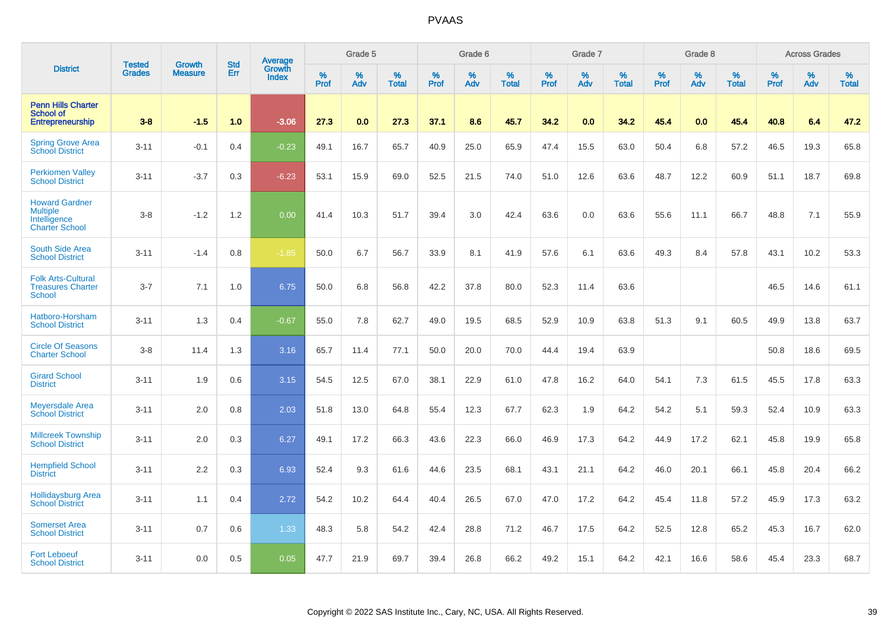# PVAAS

| District | Tested Grades | Growth Measure | Std Err | Average Growth Index | Grade 5 | | | Grade 6 | | | Grade 7 | | | Grade 8 | | | Across Grades | | |
|---|---|---|---|---|---|---|---|---|---|---|---|---|---|---|---|---|---|---|---|
| | | | | | % Prof | % Adv | % Total | % Prof | % Adv | % Total | % Prof | % Adv | % Total | % Prof | % Adv | % Total | % Prof | % Adv | % Total |
| **Penn Hills Charter School of Entrepreneurship** | **3-8** | **-1.5** | **1.0** | **-3.06** | **27.3** | **0.0** | **27.3** | **37.1** | **8.6** | **45.7** | **34.2** | **0.0** | **34.2** | **45.4** | **0.0** | **45.4** | **40.8** | **6.4** | **47.2** |
| Spring Grove Area School District | 3-11 | -0.1 | 0.4 | -0.23 | 49.1 | 16.7 | 65.7 | 40.9 | 25.0 | 65.9 | 47.4 | 15.5 | 63.0 | 50.4 | 6.8 | 57.2 | 46.5 | 19.3 | 65.8 |
| Perkiomen Valley School District | 3-11 | -3.7 | 0.3 | -6.23 | 53.1 | 15.9 | 69.0 | 52.5 | 21.5 | 74.0 | 51.0 | 12.6 | 63.6 | 48.7 | 12.2 | 60.9 | 51.1 | 18.7 | 69.8 |
| Howard Gardner Multiple Intelligence Charter School | 3-8 | -1.2 | 1.2 | 0.00 | 41.4 | 10.3 | 51.7 | 39.4 | 3.0 | 42.4 | 63.6 | 0.0 | 63.6 | 55.6 | 11.1 | 66.7 | 48.8 | 7.1 | 55.9 |
| South Side Area School District | 3-11 | -1.4 | 0.8 | -1.85 | 50.0 | 6.7 | 56.7 | 33.9 | 8.1 | 41.9 | 57.6 | 6.1 | 63.6 | 49.3 | 8.4 | 57.8 | 43.1 | 10.2 | 53.3 |
| Folk Arts-Cultural Treasures Charter School | 3-7 | 7.1 | 1.0 | 6.75 | 50.0 | 6.8 | 56.8 | 42.2 | 37.8 | 80.0 | 52.3 | 11.4 | 63.6 | | | | 46.5 | 14.6 | 61.1 |
| Hatboro-Horsham School District | 3-11 | 1.3 | 0.4 | -0.67 | 55.0 | 7.8 | 62.7 | 49.0 | 19.5 | 68.5 | 52.9 | 10.9 | 63.8 | 51.3 | 9.1 | 60.5 | 49.9 | 13.8 | 63.7 |
| Circle Of Seasons Charter School | 3-8 | 11.4 | 1.3 | 3.16 | 65.7 | 11.4 | 77.1 | 50.0 | 20.0 | 70.0 | 44.4 | 19.4 | 63.9 | | | | 50.8 | 18.6 | 69.5 |
| Girard School District | 3-11 | 1.9 | 0.6 | 3.15 | 54.5 | 12.5 | 67.0 | 38.1 | 22.9 | 61.0 | 47.8 | 16.2 | 64.0 | 54.1 | 7.3 | 61.5 | 45.5 | 17.8 | 63.3 |
| Meyersdale Area School District | 3-11 | 2.0 | 0.8 | 2.03 | 51.8 | 13.0 | 64.8 | 55.4 | 12.3 | 67.7 | 62.3 | 1.9 | 64.2 | 54.2 | 5.1 | 59.3 | 52.4 | 10.9 | 63.3 |
| Millcreek Township School District | 3-11 | 2.0 | 0.3 | 6.27 | 49.1 | 17.2 | 66.3 | 43.6 | 22.3 | 66.0 | 46.9 | 17.3 | 64.2 | 44.9 | 17.2 | 62.1 | 45.8 | 19.9 | 65.8 |
| Hempfield School District | 3-11 | 2.2 | 0.3 | 6.93 | 52.4 | 9.3 | 61.6 | 44.6 | 23.5 | 68.1 | 43.1 | 21.1 | 64.2 | 46.0 | 20.1 | 66.1 | 45.8 | 20.4 | 66.2 |
| Hollidaysburg Area School District | 3-11 | 1.1 | 0.4 | 2.72 | 54.2 | 10.2 | 64.4 | 40.4 | 26.5 | 67.0 | 47.0 | 17.2 | 64.2 | 45.4 | 11.8 | 57.2 | 45.9 | 17.3 | 63.2 |
| Somerset Area School District | 3-11 | 0.7 | 0.6 | 1.33 | 48.3 | 5.8 | 54.2 | 42.4 | 28.8 | 71.2 | 46.7 | 17.5 | 64.2 | 52.5 | 12.8 | 65.2 | 45.3 | 16.7 | 62.0 |
| Fort Leboeuf School District | 3-11 | 0.0 | 0.5 | 0.05 | 47.7 | 21.9 | 69.7 | 39.4 | 26.8 | 66.2 | 49.2 | 15.1 | 64.2 | 42.1 | 16.6 | 58.6 | 45.4 | 23.3 | 68.7 |

Copyright © 2022 SAS Institute Inc., Cary, NC, USA. All Rights Reserved.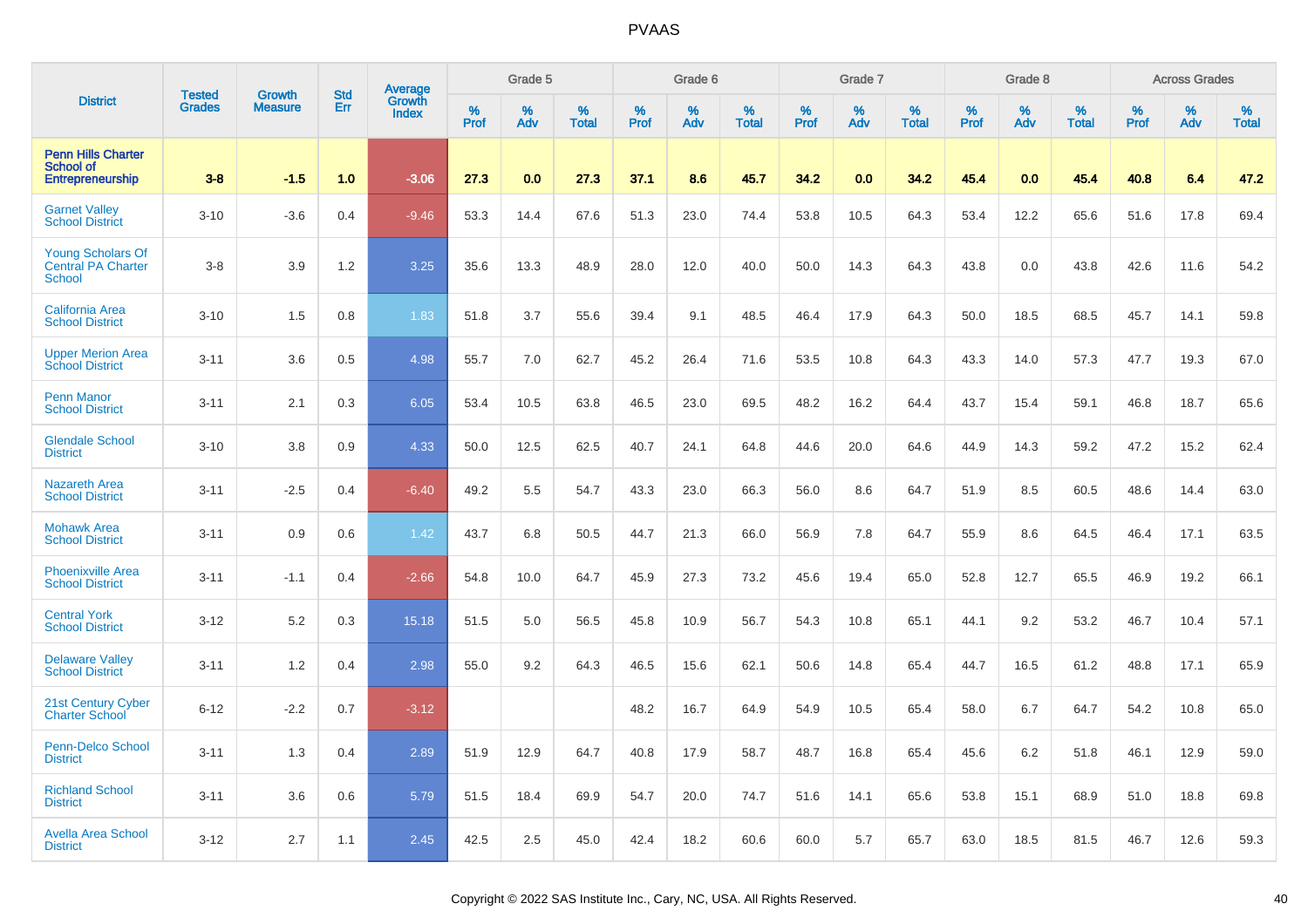# PVAAS

| District | Tested Grades | Growth Measure | Std Err | Average Growth Index | Grade 5 | | | Grade 6 | | | Grade 7 | | | Grade 8 | | | Across Grades | | |
|---|---|---|---|---|---|---|---|---|---|---|---|---|---|---|---|---|---|---|---|
| | | | | | % Prof | % Adv | % Total | % Prof | % Adv | % Total | % Prof | % Adv | % Total | % Prof | % Adv | % Total | % Prof | % Adv | % Total |
| **Penn Hills Charter School of Entrepreneurship** | **3-8** | **-1.5** | **1.0** | **-3.06** | **27.3** | **0.0** | **27.3** | **37.1** | **8.6** | **45.7** | **34.2** | **0.0** | **34.2** | **45.4** | **0.0** | **45.4** | **40.8** | **6.4** | **47.2** |
| Garnet Valley School District | 3-10 | -3.6 | 0.4 | -9.46 | 53.3 | 14.4 | 67.6 | 51.3 | 23.0 | 74.4 | 53.8 | 10.5 | 64.3 | 53.4 | 12.2 | 65.6 | 51.6 | 17.8 | 69.4 |
| Young Scholars Of Central PA Charter School | 3-8 | 3.9 | 1.2 | 3.25 | 35.6 | 13.3 | 48.9 | 28.0 | 12.0 | 40.0 | 50.0 | 14.3 | 64.3 | 43.8 | 0.0 | 43.8 | 42.6 | 11.6 | 54.2 |
| California Area School District | 3-10 | 1.5 | 0.8 | 1.83 | 51.8 | 3.7 | 55.6 | 39.4 | 9.1 | 48.5 | 46.4 | 17.9 | 64.3 | 50.0 | 18.5 | 68.5 | 45.7 | 14.1 | 59.8 |
| Upper Merion Area School District | 3-11 | 3.6 | 0.5 | 4.98 | 55.7 | 7.0 | 62.7 | 45.2 | 26.4 | 71.6 | 53.5 | 10.8 | 64.3 | 43.3 | 14.0 | 57.3 | 47.7 | 19.3 | 67.0 |
| Penn Manor School District | 3-11 | 2.1 | 0.3 | 6.05 | 53.4 | 10.5 | 63.8 | 46.5 | 23.0 | 69.5 | 48.2 | 16.2 | 64.4 | 43.7 | 15.4 | 59.1 | 46.8 | 18.7 | 65.6 |
| Glendale School District | 3-10 | 3.8 | 0.9 | 4.33 | 50.0 | 12.5 | 62.5 | 40.7 | 24.1 | 64.8 | 44.6 | 20.0 | 64.6 | 44.9 | 14.3 | 59.2 | 47.2 | 15.2 | 62.4 |
| Nazareth Area School District | 3-11 | -2.5 | 0.4 | -6.40 | 49.2 | 5.5 | 54.7 | 43.3 | 23.0 | 66.3 | 56.0 | 8.6 | 64.7 | 51.9 | 8.5 | 60.5 | 48.6 | 14.4 | 63.0 |
| Mohawk Area School District | 3-11 | 0.9 | 0.6 | 1.42 | 43.7 | 6.8 | 50.5 | 44.7 | 21.3 | 66.0 | 56.9 | 7.8 | 64.7 | 55.9 | 8.6 | 64.5 | 46.4 | 17.1 | 63.5 |
| Phoenixville Area School District | 3-11 | -1.1 | 0.4 | -2.66 | 54.8 | 10.0 | 64.7 | 45.9 | 27.3 | 73.2 | 45.6 | 19.4 | 65.0 | 52.8 | 12.7 | 65.5 | 46.9 | 19.2 | 66.1 |
| Central York School District | 3-12 | 5.2 | 0.3 | 15.18 | 51.5 | 5.0 | 56.5 | 45.8 | 10.9 | 56.7 | 54.3 | 10.8 | 65.1 | 44.1 | 9.2 | 53.2 | 46.7 | 10.4 | 57.1 |
| Delaware Valley School District | 3-11 | 1.2 | 0.4 | 2.98 | 55.0 | 9.2 | 64.3 | 46.5 | 15.6 | 62.1 | 50.6 | 14.8 | 65.4 | 44.7 | 16.5 | 61.2 | 48.8 | 17.1 | 65.9 |
| 21st Century Cyber Charter School | 6-12 | -2.2 | 0.7 | -3.12 | | | | 48.2 | 16.7 | 64.9 | 54.9 | 10.5 | 65.4 | 58.0 | 6.7 | 64.7 | 54.2 | 10.8 | 65.0 |
| Penn-Delco School District | 3-11 | 1.3 | 0.4 | 2.89 | 51.9 | 12.9 | 64.7 | 40.8 | 17.9 | 58.7 | 48.7 | 16.8 | 65.4 | 45.6 | 6.2 | 51.8 | 46.1 | 12.9 | 59.0 |
| Richland School District | 3-11 | 3.6 | 0.6 | 5.79 | 51.5 | 18.4 | 69.9 | 54.7 | 20.0 | 74.7 | 51.6 | 14.1 | 65.6 | 53.8 | 15.1 | 68.9 | 51.0 | 18.8 | 69.8 |
| Avella Area School District | 3-12 | 2.7 | 1.1 | 2.45 | 42.5 | 2.5 | 45.0 | 42.4 | 18.2 | 60.6 | 60.0 | 5.7 | 65.7 | 63.0 | 18.5 | 81.5 | 46.7 | 12.6 | 59.3 |

Copyright © 2022 SAS Institute Inc., Cary, NC, USA. All Rights Reserved.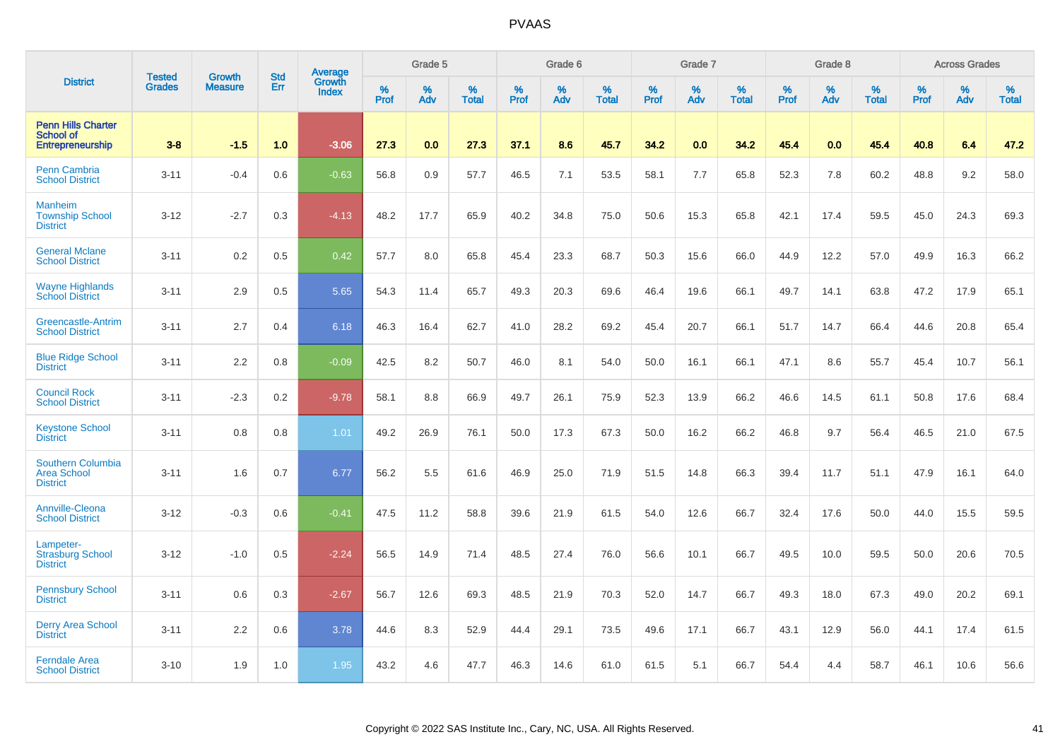# PVAAS

| District | Tested Grades | Growth Measure | Std Err | Average Growth Index | Grade 5 | | | Grade 6 | | | Grade 7 | | | Grade 8 | | | Across Grades | | |
|---|---|---|---|---|---|---|---|---|---|---|---|---|---|---|---|---|---|---|---|
| | | | | | % Prof | % Adv | % Total | % Prof | % Adv | % Total | % Prof | % Adv | % Total | % Prof | % Adv | % Total | % Prof | % Adv | % Total |
| **Penn Hills Charter School of Entrepreneurship** | **3-8** | **-1.5** | **1.0** | **-3.06** | **27.3** | **0.0** | **27.3** | **37.1** | **8.6** | **45.7** | **34.2** | **0.0** | **34.2** | **45.4** | **0.0** | **45.4** | **40.8** | **6.4** | **47.2** |
| Penn Cambria School District | 3-11 | -0.4 | 0.6 | -0.63 | 56.8 | 0.9 | 57.7 | 46.5 | 7.1 | 53.5 | 58.1 | 7.7 | 65.8 | 52.3 | 7.8 | 60.2 | 48.8 | 9.2 | 58.0 |
| Manheim Township School District | 3-12 | -2.7 | 0.3 | -4.13 | 48.2 | 17.7 | 65.9 | 40.2 | 34.8 | 75.0 | 50.6 | 15.3 | 65.8 | 42.1 | 17.4 | 59.5 | 45.0 | 24.3 | 69.3 |
| General Mclane School District | 3-11 | 0.2 | 0.5 | 0.42 | 57.7 | 8.0 | 65.8 | 45.4 | 23.3 | 68.7 | 50.3 | 15.6 | 66.0 | 44.9 | 12.2 | 57.0 | 49.9 | 16.3 | 66.2 |
| Wayne Highlands School District | 3-11 | 2.9 | 0.5 | 5.65 | 54.3 | 11.4 | 65.7 | 49.3 | 20.3 | 69.6 | 46.4 | 19.6 | 66.1 | 49.7 | 14.1 | 63.8 | 47.2 | 17.9 | 65.1 |
| Greencastle-Antrim School District | 3-11 | 2.7 | 0.4 | 6.18 | 46.3 | 16.4 | 62.7 | 41.0 | 28.2 | 69.2 | 45.4 | 20.7 | 66.1 | 51.7 | 14.7 | 66.4 | 44.6 | 20.8 | 65.4 |
| Blue Ridge School District | 3-11 | 2.2 | 0.8 | -0.09 | 42.5 | 8.2 | 50.7 | 46.0 | 8.1 | 54.0 | 50.0 | 16.1 | 66.1 | 47.1 | 8.6 | 55.7 | 45.4 | 10.7 | 56.1 |
| Council Rock School District | 3-11 | -2.3 | 0.2 | -9.78 | 58.1 | 8.8 | 66.9 | 49.7 | 26.1 | 75.9 | 52.3 | 13.9 | 66.2 | 46.6 | 14.5 | 61.1 | 50.8 | 17.6 | 68.4 |
| Keystone School District | 3-11 | 0.8 | 0.8 | 1.01 | 49.2 | 26.9 | 76.1 | 50.0 | 17.3 | 67.3 | 50.0 | 16.2 | 66.2 | 46.8 | 9.7 | 56.4 | 46.5 | 21.0 | 67.5 |
| Southern Columbia Area School District | 3-11 | 1.6 | 0.7 | 6.77 | 56.2 | 5.5 | 61.6 | 46.9 | 25.0 | 71.9 | 51.5 | 14.8 | 66.3 | 39.4 | 11.7 | 51.1 | 47.9 | 16.1 | 64.0 |
| Annville-Cleona School District | 3-12 | -0.3 | 0.6 | -0.41 | 47.5 | 11.2 | 58.8 | 39.6 | 21.9 | 61.5 | 54.0 | 12.6 | 66.7 | 32.4 | 17.6 | 50.0 | 44.0 | 15.5 | 59.5 |
| Lampeter-Strasburg School District | 3-12 | -1.0 | 0.5 | -2.24 | 56.5 | 14.9 | 71.4 | 48.5 | 27.4 | 76.0 | 56.6 | 10.1 | 66.7 | 49.5 | 10.0 | 59.5 | 50.0 | 20.6 | 70.5 |
| Pennsbury School District | 3-11 | 0.6 | 0.3 | -2.67 | 56.7 | 12.6 | 69.3 | 48.5 | 21.9 | 70.3 | 52.0 | 14.7 | 66.7 | 49.3 | 18.0 | 67.3 | 49.0 | 20.2 | 69.1 |
| Derry Area School District | 3-11 | 2.2 | 0.6 | 3.78 | 44.6 | 8.3 | 52.9 | 44.4 | 29.1 | 73.5 | 49.6 | 17.1 | 66.7 | 43.1 | 12.9 | 56.0 | 44.1 | 17.4 | 61.5 |
| Ferndale Area School District | 3-10 | 1.9 | 1.0 | 1.95 | 43.2 | 4.6 | 47.7 | 46.3 | 14.6 | 61.0 | 61.5 | 5.1 | 66.7 | 54.4 | 4.4 | 58.7 | 46.1 | 10.6 | 56.6 |

Copyright © 2022 SAS Institute Inc., Cary, NC, USA. All Rights Reserved.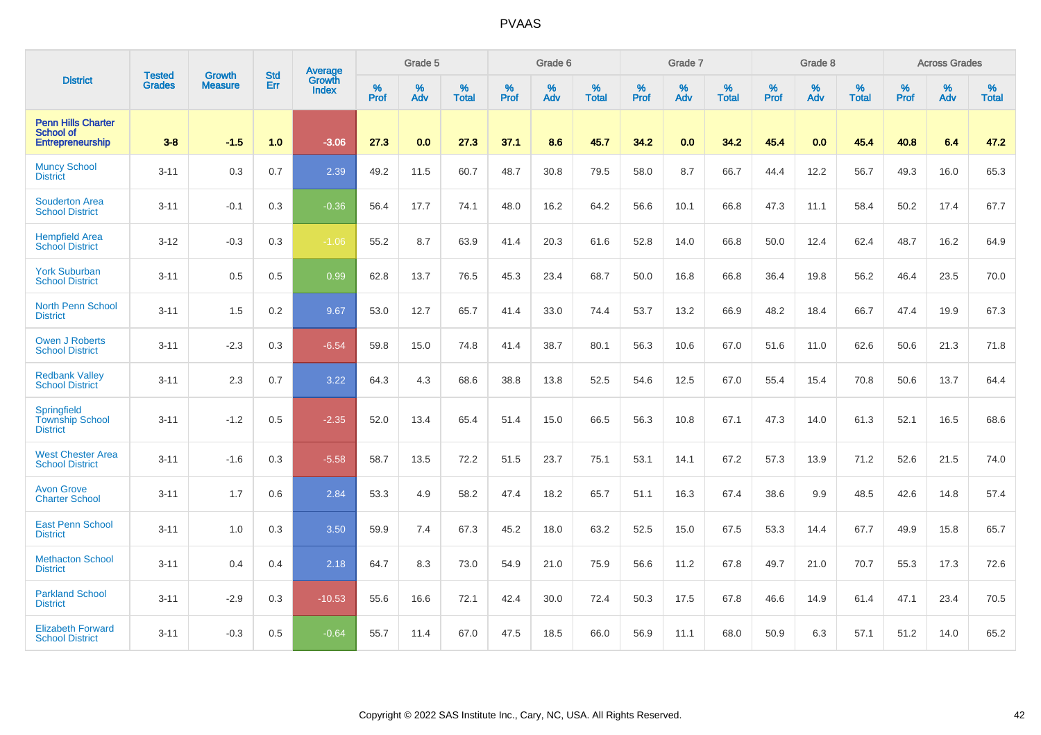# PVAAS

| District | Tested Grades | Growth Measure | Std Err | Average Growth Index | Grade 5 | | | Grade 6 | | | Grade 7 | | | Grade 8 | | | Across Grades | | |
|---|---|---|---|---|---|---|---|---|---|---|---|---|---|---|---|---|---|---|---|
| | | | | | % Prof | % Adv | % Total | % Prof | % Adv | % Total | % Prof | % Adv | % Total | % Prof | % Adv | % Total | % Prof | % Adv | % Total |
| **Penn Hills Charter School of Entrepreneurship** | **3-8** | **-1.5** | **1.0** | **-3.06** | **27.3** | **0.0** | **27.3** | **37.1** | **8.6** | **45.7** | **34.2** | **0.0** | **34.2** | **45.4** | **0.0** | **45.4** | **40.8** | **6.4** | **47.2** |
| Muncy School District | 3-11 | 0.3 | 0.7 | 2.39 | 49.2 | 11.5 | 60.7 | 48.7 | 30.8 | 79.5 | 58.0 | 8.7 | 66.7 | 44.4 | 12.2 | 56.7 | 49.3 | 16.0 | 65.3 |
| Souderton Area School District | 3-11 | -0.1 | 0.3 | -0.36 | 56.4 | 17.7 | 74.1 | 48.0 | 16.2 | 64.2 | 56.6 | 10.1 | 66.8 | 47.3 | 11.1 | 58.4 | 50.2 | 17.4 | 67.7 |
| Hempfield Area School District | 3-12 | -0.3 | 0.3 | -1.06 | 55.2 | 8.7 | 63.9 | 41.4 | 20.3 | 61.6 | 52.8 | 14.0 | 66.8 | 50.0 | 12.4 | 62.4 | 48.7 | 16.2 | 64.9 |
| York Suburban School District | 3-11 | 0.5 | 0.5 | 0.99 | 62.8 | 13.7 | 76.5 | 45.3 | 23.4 | 68.7 | 50.0 | 16.8 | 66.8 | 36.4 | 19.8 | 56.2 | 46.4 | 23.5 | 70.0 |
| North Penn School District | 3-11 | 1.5 | 0.2 | 9.67 | 53.0 | 12.7 | 65.7 | 41.4 | 33.0 | 74.4 | 53.7 | 13.2 | 66.9 | 48.2 | 18.4 | 66.7 | 47.4 | 19.9 | 67.3 |
| Owen J Roberts School District | 3-11 | -2.3 | 0.3 | -6.54 | 59.8 | 15.0 | 74.8 | 41.4 | 38.7 | 80.1 | 56.3 | 10.6 | 67.0 | 51.6 | 11.0 | 62.6 | 50.6 | 21.3 | 71.8 |
| Redbank Valley School District | 3-11 | 2.3 | 0.7 | 3.22 | 64.3 | 4.3 | 68.6 | 38.8 | 13.8 | 52.5 | 54.6 | 12.5 | 67.0 | 55.4 | 15.4 | 70.8 | 50.6 | 13.7 | 64.4 |
| Springfield Township School District | 3-11 | -1.2 | 0.5 | -2.35 | 52.0 | 13.4 | 65.4 | 51.4 | 15.0 | 66.5 | 56.3 | 10.8 | 67.1 | 47.3 | 14.0 | 61.3 | 52.1 | 16.5 | 68.6 |
| West Chester Area School District | 3-11 | -1.6 | 0.3 | -5.58 | 58.7 | 13.5 | 72.2 | 51.5 | 23.7 | 75.1 | 53.1 | 14.1 | 67.2 | 57.3 | 13.9 | 71.2 | 52.6 | 21.5 | 74.0 |
| Avon Grove Charter School | 3-11 | 1.7 | 0.6 | 2.84 | 53.3 | 4.9 | 58.2 | 47.4 | 18.2 | 65.7 | 51.1 | 16.3 | 67.4 | 38.6 | 9.9 | 48.5 | 42.6 | 14.8 | 57.4 |
| East Penn School District | 3-11 | 1.0 | 0.3 | 3.50 | 59.9 | 7.4 | 67.3 | 45.2 | 18.0 | 63.2 | 52.5 | 15.0 | 67.5 | 53.3 | 14.4 | 67.7 | 49.9 | 15.8 | 65.7 |
| Methacton School District | 3-11 | 0.4 | 0.4 | 2.18 | 64.7 | 8.3 | 73.0 | 54.9 | 21.0 | 75.9 | 56.6 | 11.2 | 67.8 | 49.7 | 21.0 | 70.7 | 55.3 | 17.3 | 72.6 |
| Parkland School District | 3-11 | -2.9 | 0.3 | -10.53 | 55.6 | 16.6 | 72.1 | 42.4 | 30.0 | 72.4 | 50.3 | 17.5 | 67.8 | 46.6 | 14.9 | 61.4 | 47.1 | 23.4 | 70.5 |
| Elizabeth Forward School District | 3-11 | -0.3 | 0.5 | -0.64 | 55.7 | 11.4 | 67.0 | 47.5 | 18.5 | 66.0 | 56.9 | 11.1 | 68.0 | 50.9 | 6.3 | 57.1 | 51.2 | 14.0 | 65.2 |

Copyright © 2022 SAS Institute Inc., Cary, NC, USA. All Rights Reserved.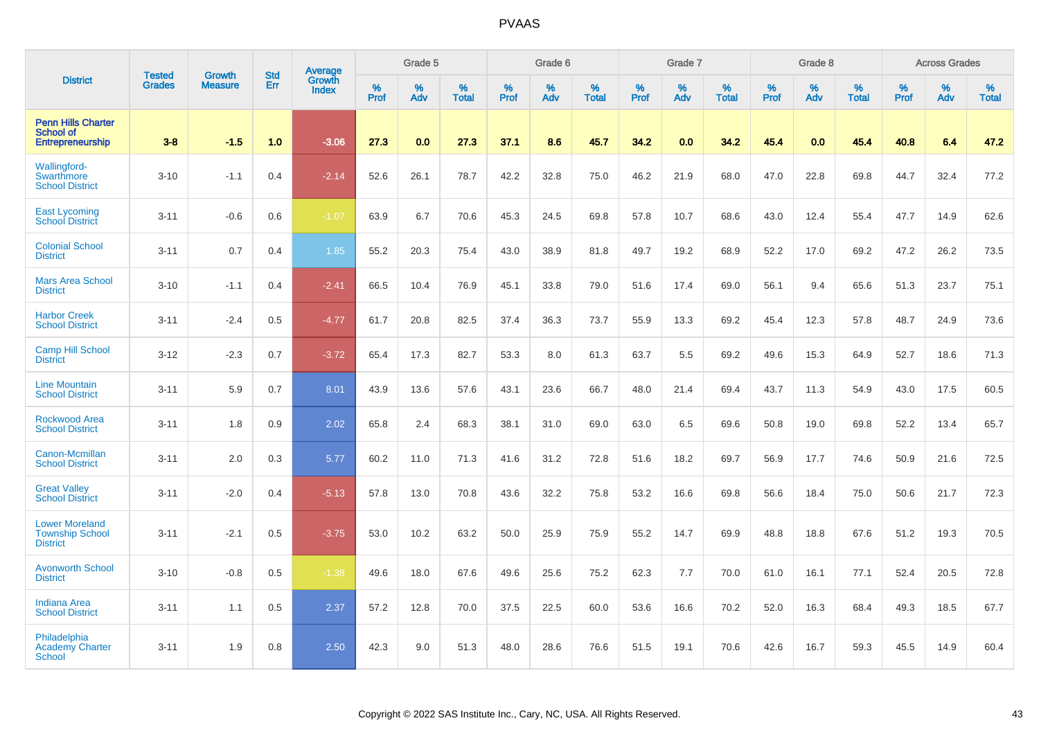# PVAAS

| District | Tested Grades | Growth Measure | Std Err | Average Growth Index | Grade 5 | | | Grade 6 | | | Grade 7 | | | Grade 8 | | | Across Grades | | |
|---|---|---|---|---|---|---|---|---|---|---|---|---|---|---|---|---|---|---|---|
| | | | | | % Prof | % Adv | % Total | % Prof | % Adv | % Total | % Prof | % Adv | % Total | % Prof | % Adv | % Total | % Prof | % Adv | % Total |
| **Penn Hills Charter School of Entrepreneurship** | **3-8** | **-1.5** | **1.0** | **-3.06** | **27.3** | **0.0** | **27.3** | **37.1** | **8.6** | **45.7** | **34.2** | **0.0** | **34.2** | **45.4** | **0.0** | **45.4** | **40.8** | **6.4** | **47.2** |
| Wallingford-Swarthmore School District | 3-10 | -1.1 | 0.4 | -2.14 | 52.6 | 26.1 | 78.7 | 42.2 | 32.8 | 75.0 | 46.2 | 21.9 | 68.0 | 47.0 | 22.8 | 69.8 | 44.7 | 32.4 | 77.2 |
| East Lycoming School District | 3-11 | -0.6 | 0.6 | -1.07 | 63.9 | 6.7 | 70.6 | 45.3 | 24.5 | 69.8 | 57.8 | 10.7 | 68.6 | 43.0 | 12.4 | 55.4 | 47.7 | 14.9 | 62.6 |
| Colonial School District | 3-11 | 0.7 | 0.4 | 1.85 | 55.2 | 20.3 | 75.4 | 43.0 | 38.9 | 81.8 | 49.7 | 19.2 | 68.9 | 52.2 | 17.0 | 69.2 | 47.2 | 26.2 | 73.5 |
| Mars Area School District | 3-10 | -1.1 | 0.4 | -2.41 | 66.5 | 10.4 | 76.9 | 45.1 | 33.8 | 79.0 | 51.6 | 17.4 | 69.0 | 56.1 | 9.4 | 65.6 | 51.3 | 23.7 | 75.1 |
| Harbor Creek School District | 3-11 | -2.4 | 0.5 | -4.77 | 61.7 | 20.8 | 82.5 | 37.4 | 36.3 | 73.7 | 55.9 | 13.3 | 69.2 | 45.4 | 12.3 | 57.8 | 48.7 | 24.9 | 73.6 |
| Camp Hill School District | 3-12 | -2.3 | 0.7 | -3.72 | 65.4 | 17.3 | 82.7 | 53.3 | 8.0 | 61.3 | 63.7 | 5.5 | 69.2 | 49.6 | 15.3 | 64.9 | 52.7 | 18.6 | 71.3 |
| Line Mountain School District | 3-11 | 5.9 | 0.7 | 8.01 | 43.9 | 13.6 | 57.6 | 43.1 | 23.6 | 66.7 | 48.0 | 21.4 | 69.4 | 43.7 | 11.3 | 54.9 | 43.0 | 17.5 | 60.5 |
| Rockwood Area School District | 3-11 | 1.8 | 0.9 | 2.02 | 65.8 | 2.4 | 68.3 | 38.1 | 31.0 | 69.0 | 63.0 | 6.5 | 69.6 | 50.8 | 19.0 | 69.8 | 52.2 | 13.4 | 65.7 |
| Canon-Mcmillan School District | 3-11 | 2.0 | 0.3 | 5.77 | 60.2 | 11.0 | 71.3 | 41.6 | 31.2 | 72.8 | 51.6 | 18.2 | 69.7 | 56.9 | 17.7 | 74.6 | 50.9 | 21.6 | 72.5 |
| Great Valley School District | 3-11 | -2.0 | 0.4 | -5.13 | 57.8 | 13.0 | 70.8 | 43.6 | 32.2 | 75.8 | 53.2 | 16.6 | 69.8 | 56.6 | 18.4 | 75.0 | 50.6 | 21.7 | 72.3 |
| Lower Moreland Township School District | 3-11 | -2.1 | 0.5 | -3.75 | 53.0 | 10.2 | 63.2 | 50.0 | 25.9 | 75.9 | 55.2 | 14.7 | 69.9 | 48.8 | 18.8 | 67.6 | 51.2 | 19.3 | 70.5 |
| Avonworth School District | 3-10 | -0.8 | 0.5 | -1.38 | 49.6 | 18.0 | 67.6 | 49.6 | 25.6 | 75.2 | 62.3 | 7.7 | 70.0 | 61.0 | 16.1 | 77.1 | 52.4 | 20.5 | 72.8 |
| Indiana Area School District | 3-11 | 1.1 | 0.5 | 2.37 | 57.2 | 12.8 | 70.0 | 37.5 | 22.5 | 60.0 | 53.6 | 16.6 | 70.2 | 52.0 | 16.3 | 68.4 | 49.3 | 18.5 | 67.7 |
| Philadelphia Academy Charter School | 3-11 | 1.9 | 0.8 | 2.50 | 42.3 | 9.0 | 51.3 | 48.0 | 28.6 | 76.6 | 51.5 | 19.1 | 70.6 | 42.6 | 16.7 | 59.3 | 45.5 | 14.9 | 60.4 |

Copyright © 2022 SAS Institute Inc., Cary, NC, USA. All Rights Reserved.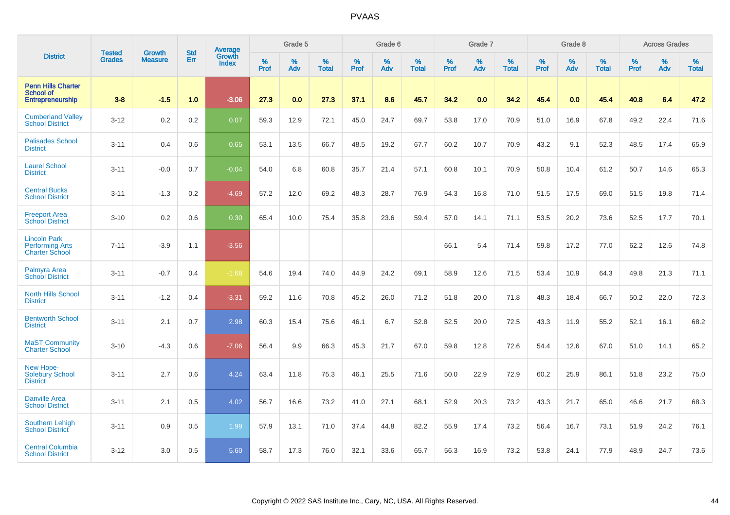# PVAAS

| District | Tested Grades | Growth Measure | Std Err | Average Growth Index | Grade 5 | | | Grade 6 | | | Grade 7 | | | Grade 8 | | | Across Grades | | |
|---|---|---|---|---|---|---|---|---|---|---|---|---|---|---|---|---|---|---|---|
| | | | | | % Prof | % Adv | % Total | % Prof | % Adv | % Total | % Prof | % Adv | % Total | % Prof | % Adv | % Total | % Prof | % Adv | % Total |
| **Penn Hills Charter School of Entrepreneurship** | **3-8** | **-1.5** | **1.0** | **-3.06** | **27.3** | **0.0** | **27.3** | **37.1** | **8.6** | **45.7** | **34.2** | **0.0** | **34.2** | **45.4** | **0.0** | **45.4** | **40.8** | **6.4** | **47.2** |
| Cumberland Valley School District | 3-12 | 0.2 | 0.2 | 0.07 | 59.3 | 12.9 | 72.1 | 45.0 | 24.7 | 69.7 | 53.8 | 17.0 | 70.9 | 51.0 | 16.9 | 67.8 | 49.2 | 22.4 | 71.6 |
| Palisades School District | 3-11 | 0.4 | 0.6 | 0.65 | 53.1 | 13.5 | 66.7 | 48.5 | 19.2 | 67.7 | 60.2 | 10.7 | 70.9 | 43.2 | 9.1 | 52.3 | 48.5 | 17.4 | 65.9 |
| Laurel School District | 3-11 | -0.0 | 0.7 | -0.04 | 54.0 | 6.8 | 60.8 | 35.7 | 21.4 | 57.1 | 60.8 | 10.1 | 70.9 | 50.8 | 10.4 | 61.2 | 50.7 | 14.6 | 65.3 |
| Central Bucks School District | 3-11 | -1.3 | 0.2 | -4.69 | 57.2 | 12.0 | 69.2 | 48.3 | 28.7 | 76.9 | 54.3 | 16.8 | 71.0 | 51.5 | 17.5 | 69.0 | 51.5 | 19.8 | 71.4 |
| Freeport Area School District | 3-10 | 0.2 | 0.6 | 0.30 | 65.4 | 10.0 | 75.4 | 35.8 | 23.6 | 59.4 | 57.0 | 14.1 | 71.1 | 53.5 | 20.2 | 73.6 | 52.5 | 17.7 | 70.1 |
| Lincoln Park Performing Arts Charter School | 7-11 | -3.9 | 1.1 | -3.56 | | | | | | | 66.1 | 5.4 | 71.4 | 59.8 | 17.2 | 77.0 | 62.2 | 12.6 | 74.8 |
| Palmyra Area School District | 3-11 | -0.7 | 0.4 | -1.68 | 54.6 | 19.4 | 74.0 | 44.9 | 24.2 | 69.1 | 58.9 | 12.6 | 71.5 | 53.4 | 10.9 | 64.3 | 49.8 | 21.3 | 71.1 |
| North Hills School District | 3-11 | -1.2 | 0.4 | -3.31 | 59.2 | 11.6 | 70.8 | 45.2 | 26.0 | 71.2 | 51.8 | 20.0 | 71.8 | 48.3 | 18.4 | 66.7 | 50.2 | 22.0 | 72.3 |
| Bentworth School District | 3-11 | 2.1 | 0.7 | 2.98 | 60.3 | 15.4 | 75.6 | 46.1 | 6.7 | 52.8 | 52.5 | 20.0 | 72.5 | 43.3 | 11.9 | 55.2 | 52.1 | 16.1 | 68.2 |
| MaST Community Charter School | 3-10 | -4.3 | 0.6 | -7.06 | 56.4 | 9.9 | 66.3 | 45.3 | 21.7 | 67.0 | 59.8 | 12.8 | 72.6 | 54.4 | 12.6 | 67.0 | 51.0 | 14.1 | 65.2 |
| New Hope-Solebury School District | 3-11 | 2.7 | 0.6 | 4.24 | 63.4 | 11.8 | 75.3 | 46.1 | 25.5 | 71.6 | 50.0 | 22.9 | 72.9 | 60.2 | 25.9 | 86.1 | 51.8 | 23.2 | 75.0 |
| Danville Area School District | 3-11 | 2.1 | 0.5 | 4.02 | 56.7 | 16.6 | 73.2 | 41.0 | 27.1 | 68.1 | 52.9 | 20.3 | 73.2 | 43.3 | 21.7 | 65.0 | 46.6 | 21.7 | 68.3 |
| Southern Lehigh School District | 3-11 | 0.9 | 0.5 | 1.99 | 57.9 | 13.1 | 71.0 | 37.4 | 44.8 | 82.2 | 55.9 | 17.4 | 73.2 | 56.4 | 16.7 | 73.1 | 51.9 | 24.2 | 76.1 |
| Central Columbia School District | 3-12 | 3.0 | 0.5 | 5.60 | 58.7 | 17.3 | 76.0 | 32.1 | 33.6 | 65.7 | 56.3 | 16.9 | 73.2 | 53.8 | 24.1 | 77.9 | 48.9 | 24.7 | 73.6 |

Copyright © 2022 SAS Institute Inc., Cary, NC, USA. All Rights Reserved.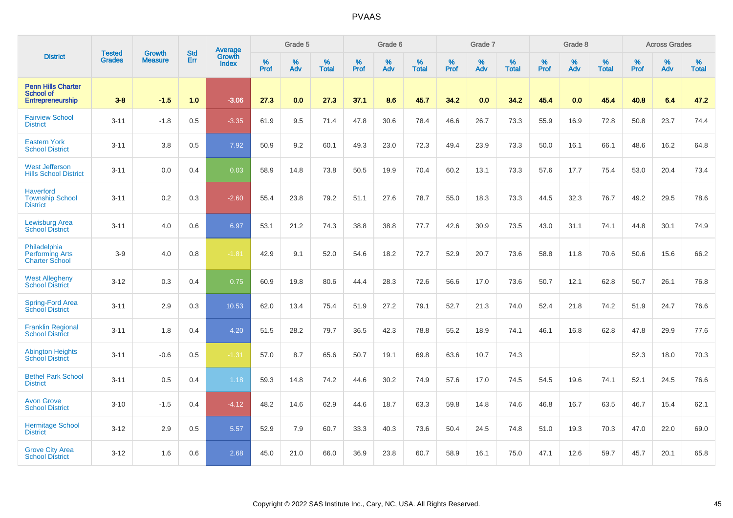# PVAAS

| District | Tested Grades | Growth Measure | Std Err | Average Growth Index | Grade 5 | | | Grade 6 | | | Grade 7 | | | Grade 8 | | | Across Grades | | |
|---|---|---|---|---|---|---|---|---|---|---|---|---|---|---|---|---|---|---|---|
| | | | | | % Prof | % Adv | % Total | % Prof | % Adv | % Total | % Prof | % Adv | % Total | % Prof | % Adv | % Total | % Prof | % Adv | % Total |
| **Penn Hills Charter School of Entrepreneurship** | **3-8** | **-1.5** | **1.0** | **-3.06** | **27.3** | **0.0** | **27.3** | **37.1** | **8.6** | **45.7** | **34.2** | **0.0** | **34.2** | **45.4** | **0.0** | **45.4** | **40.8** | **6.4** | **47.2** |
| Fairview School District | 3-11 | -1.8 | 0.5 | -3.35 | 61.9 | 9.5 | 71.4 | 47.8 | 30.6 | 78.4 | 46.6 | 26.7 | 73.3 | 55.9 | 16.9 | 72.8 | 50.8 | 23.7 | 74.4 |
| Eastern York School District | 3-11 | 3.8 | 0.5 | 7.92 | 50.9 | 9.2 | 60.1 | 49.3 | 23.0 | 72.3 | 49.4 | 23.9 | 73.3 | 50.0 | 16.1 | 66.1 | 48.6 | 16.2 | 64.8 |
| West Jefferson Hills School District | 3-11 | 0.0 | 0.4 | 0.03 | 58.9 | 14.8 | 73.8 | 50.5 | 19.9 | 70.4 | 60.2 | 13.1 | 73.3 | 57.6 | 17.7 | 75.4 | 53.0 | 20.4 | 73.4 |
| Haverford Township School District | 3-11 | 0.2 | 0.3 | -2.60 | 55.4 | 23.8 | 79.2 | 51.1 | 27.6 | 78.7 | 55.0 | 18.3 | 73.3 | 44.5 | 32.3 | 76.7 | 49.2 | 29.5 | 78.6 |
| Lewisburg Area School District | 3-11 | 4.0 | 0.6 | 6.97 | 53.1 | 21.2 | 74.3 | 38.8 | 38.8 | 77.7 | 42.6 | 30.9 | 73.5 | 43.0 | 31.1 | 74.1 | 44.8 | 30.1 | 74.9 |
| Philadelphia Performing Arts Charter School | 3-9 | 4.0 | 0.8 | -1.81 | 42.9 | 9.1 | 52.0 | 54.6 | 18.2 | 72.7 | 52.9 | 20.7 | 73.6 | 58.8 | 11.8 | 70.6 | 50.6 | 15.6 | 66.2 |
| West Allegheny School District | 3-12 | 0.3 | 0.4 | 0.75 | 60.9 | 19.8 | 80.6 | 44.4 | 28.3 | 72.6 | 56.6 | 17.0 | 73.6 | 50.7 | 12.1 | 62.8 | 50.7 | 26.1 | 76.8 |
| Spring-Ford Area School District | 3-11 | 2.9 | 0.3 | 10.53 | 62.0 | 13.4 | 75.4 | 51.9 | 27.2 | 79.1 | 52.7 | 21.3 | 74.0 | 52.4 | 21.8 | 74.2 | 51.9 | 24.7 | 76.6 |
| Franklin Regional School District | 3-11 | 1.8 | 0.4 | 4.20 | 51.5 | 28.2 | 79.7 | 36.5 | 42.3 | 78.8 | 55.2 | 18.9 | 74.1 | 46.1 | 16.8 | 62.8 | 47.8 | 29.9 | 77.6 |
| Abington Heights School District | 3-11 | -0.6 | 0.5 | -1.31 | 57.0 | 8.7 | 65.6 | 50.7 | 19.1 | 69.8 | 63.6 | 10.7 | 74.3 | | | | 52.3 | 18.0 | 70.3 |
| Bethel Park School District | 3-11 | 0.5 | 0.4 | 1.18 | 59.3 | 14.8 | 74.2 | 44.6 | 30.2 | 74.9 | 57.6 | 17.0 | 74.5 | 54.5 | 19.6 | 74.1 | 52.1 | 24.5 | 76.6 |
| Avon Grove School District | 3-10 | -1.5 | 0.4 | -4.12 | 48.2 | 14.6 | 62.9 | 44.6 | 18.7 | 63.3 | 59.8 | 14.8 | 74.6 | 46.8 | 16.7 | 63.5 | 46.7 | 15.4 | 62.1 |
| Hermitage School District | 3-12 | 2.9 | 0.5 | 5.57 | 52.9 | 7.9 | 60.7 | 33.3 | 40.3 | 73.6 | 50.4 | 24.5 | 74.8 | 51.0 | 19.3 | 70.3 | 47.0 | 22.0 | 69.0 |
| Grove City Area School District | 3-12 | 1.6 | 0.6 | 2.68 | 45.0 | 21.0 | 66.0 | 36.9 | 23.8 | 60.7 | 58.9 | 16.1 | 75.0 | 47.1 | 12.6 | 59.7 | 45.7 | 20.1 | 65.8 |

Copyright © 2022 SAS Institute Inc., Cary, NC, USA. All Rights Reserved.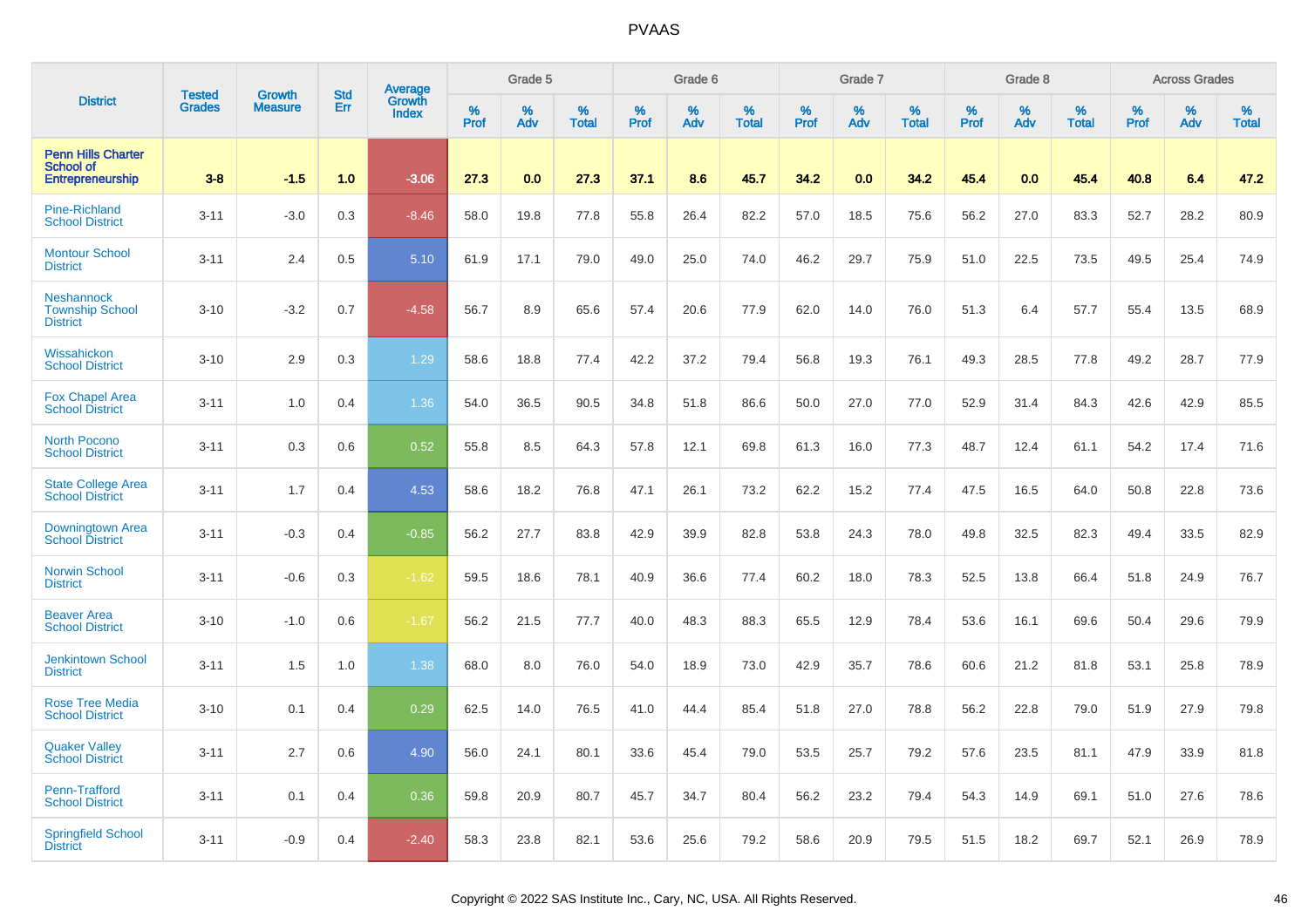# PVAAS

| District | Tested Grades | Growth Measure | Std Err | Average Growth Index | Grade 5 | | | Grade 6 | | | Grade 7 | | | Grade 8 | | | Across Grades | | |
|---|---|---|---|---|---|---|---|---|---|---|---|---|---|---|---|---|---|---|---|
| | | | | | % Prof | % Adv | % Total | % Prof | % Adv | % Total | % Prof | % Adv | % Total | % Prof | % Adv | % Total | % Prof | % Adv | % Total |
| **Penn Hills Charter School of Entrepreneurship** | **3-8** | **-1.5** | **1.0** | **-3.06** | **27.3** | **0.0** | **27.3** | **37.1** | **8.6** | **45.7** | **34.2** | **0.0** | **34.2** | **45.4** | **0.0** | **45.4** | **40.8** | **6.4** | **47.2** |
| Pine-Richland School District | 3-11 | -3.0 | 0.3 | -8.46 | 58.0 | 19.8 | 77.8 | 55.8 | 26.4 | 82.2 | 57.0 | 18.5 | 75.6 | 56.2 | 27.0 | 83.3 | 52.7 | 28.2 | 80.9 |
| Montour School District | 3-11 | 2.4 | 0.5 | 5.10 | 61.9 | 17.1 | 79.0 | 49.0 | 25.0 | 74.0 | 46.2 | 29.7 | 75.9 | 51.0 | 22.5 | 73.5 | 49.5 | 25.4 | 74.9 |
| Neshannock Township School District | 3-10 | -3.2 | 0.7 | -4.58 | 56.7 | 8.9 | 65.6 | 57.4 | 20.6 | 77.9 | 62.0 | 14.0 | 76.0 | 51.3 | 6.4 | 57.7 | 55.4 | 13.5 | 68.9 |
| Wissahickon School District | 3-10 | 2.9 | 0.3 | 1.29 | 58.6 | 18.8 | 77.4 | 42.2 | 37.2 | 79.4 | 56.8 | 19.3 | 76.1 | 49.3 | 28.5 | 77.8 | 49.2 | 28.7 | 77.9 |
| Fox Chapel Area School District | 3-11 | 1.0 | 0.4 | 1.36 | 54.0 | 36.5 | 90.5 | 34.8 | 51.8 | 86.6 | 50.0 | 27.0 | 77.0 | 52.9 | 31.4 | 84.3 | 42.6 | 42.9 | 85.5 |
| North Pocono School District | 3-11 | 0.3 | 0.6 | 0.52 | 55.8 | 8.5 | 64.3 | 57.8 | 12.1 | 69.8 | 61.3 | 16.0 | 77.3 | 48.7 | 12.4 | 61.1 | 54.2 | 17.4 | 71.6 |
| State College Area School District | 3-11 | 1.7 | 0.4 | 4.53 | 58.6 | 18.2 | 76.8 | 47.1 | 26.1 | 73.2 | 62.2 | 15.2 | 77.4 | 47.5 | 16.5 | 64.0 | 50.8 | 22.8 | 73.6 |
| Downingtown Area School District | 3-11 | -0.3 | 0.4 | -0.85 | 56.2 | 27.7 | 83.8 | 42.9 | 39.9 | 82.8 | 53.8 | 24.3 | 78.0 | 49.8 | 32.5 | 82.3 | 49.4 | 33.5 | 82.9 |
| Norwin School District | 3-11 | -0.6 | 0.3 | -1.62 | 59.5 | 18.6 | 78.1 | 40.9 | 36.6 | 77.4 | 60.2 | 18.0 | 78.3 | 52.5 | 13.8 | 66.4 | 51.8 | 24.9 | 76.7 |
| Beaver Area School District | 3-10 | -1.0 | 0.6 | -1.67 | 56.2 | 21.5 | 77.7 | 40.0 | 48.3 | 88.3 | 65.5 | 12.9 | 78.4 | 53.6 | 16.1 | 69.6 | 50.4 | 29.6 | 79.9 |
| Jenkintown School District | 3-11 | 1.5 | 1.0 | 1.38 | 68.0 | 8.0 | 76.0 | 54.0 | 18.9 | 73.0 | 42.9 | 35.7 | 78.6 | 60.6 | 21.2 | 81.8 | 53.1 | 25.8 | 78.9 |
| Rose Tree Media School District | 3-10 | 0.1 | 0.4 | 0.29 | 62.5 | 14.0 | 76.5 | 41.0 | 44.4 | 85.4 | 51.8 | 27.0 | 78.8 | 56.2 | 22.8 | 79.0 | 51.9 | 27.9 | 79.8 |
| Quaker Valley School District | 3-11 | 2.7 | 0.6 | 4.90 | 56.0 | 24.1 | 80.1 | 33.6 | 45.4 | 79.0 | 53.5 | 25.7 | 79.2 | 57.6 | 23.5 | 81.1 | 47.9 | 33.9 | 81.8 |
| Penn-Trafford School District | 3-11 | 0.1 | 0.4 | 0.36 | 59.8 | 20.9 | 80.7 | 45.7 | 34.7 | 80.4 | 56.2 | 23.2 | 79.4 | 54.3 | 14.9 | 69.1 | 51.0 | 27.6 | 78.6 |
| Springfield School District | 3-11 | -0.9 | 0.4 | -2.40 | 58.3 | 23.8 | 82.1 | 53.6 | 25.6 | 79.2 | 58.6 | 20.9 | 79.5 | 51.5 | 18.2 | 69.7 | 52.1 | 26.9 | 78.9 |

Copyright © 2022 SAS Institute Inc., Cary, NC, USA. All Rights Reserved.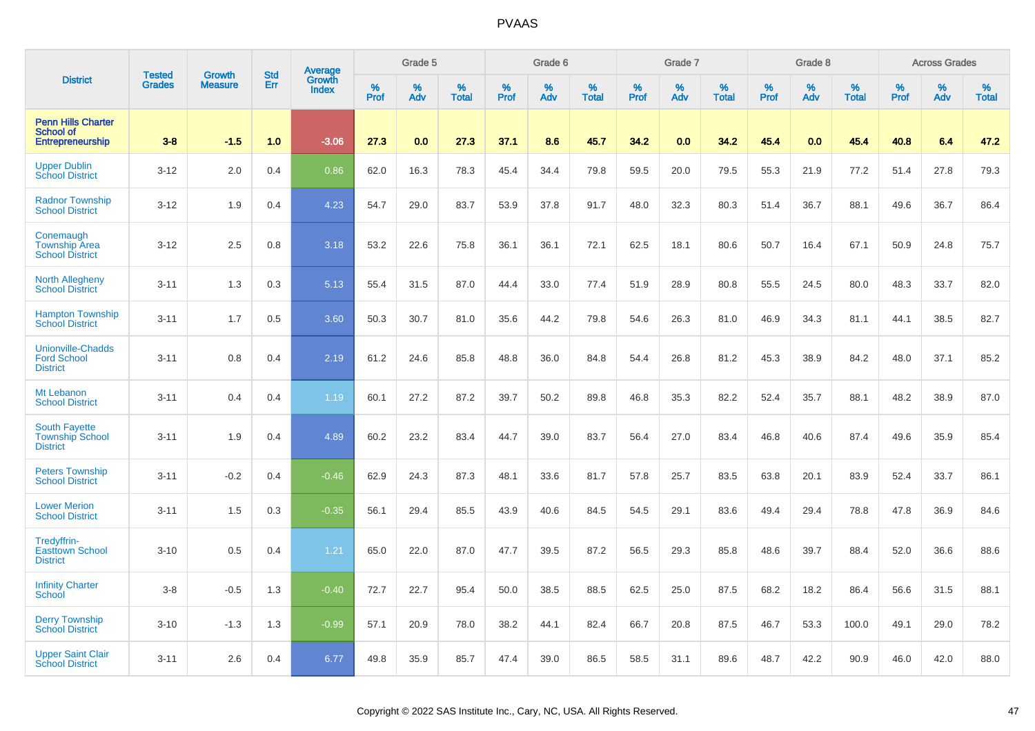| District | Tested Grades | Growth Measure | Std Err | Average Growth Index | Grade 5 | | | Grade 6 | | | Grade 7 | | | Grade 8 | | | Across Grades | | |
|---|---|---|---|---|---|---|---|---|---|---|---|---|---|---|---|---|---|---|---|
| | | | | | % Prof | % Adv | % Total | % Prof | % Adv | % Total | % Prof | % Adv | % Total | % Prof | % Adv | % Total | % Prof | % Adv | % Total |
| **Penn Hills Charter School of Entrepreneurship** | **3-8** | **-1.5** | **1.0** | **-3.06** | **27.3** | **0.0** | **27.3** | **37.1** | **8.6** | **45.7** | **34.2** | **0.0** | **34.2** | **45.4** | **0.0** | **45.4** | **40.8** | **6.4** | **47.2** |
| Upper Dublin School District | 3-12 | 2.0 | 0.4 | 0.86 | 62.0 | 16.3 | 78.3 | 45.4 | 34.4 | 79.8 | 59.5 | 20.0 | 79.5 | 55.3 | 21.9 | 77.2 | 51.4 | 27.8 | 79.3 |
| Radnor Township School District | 3-12 | 1.9 | 0.4 | 4.23 | 54.7 | 29.0 | 83.7 | 53.9 | 37.8 | 91.7 | 48.0 | 32.3 | 80.3 | 51.4 | 36.7 | 88.1 | 49.6 | 36.7 | 86.4 |
| Conemaugh Township Area School District | 3-12 | 2.5 | 0.8 | 3.18 | 53.2 | 22.6 | 75.8 | 36.1 | 36.1 | 72.1 | 62.5 | 18.1 | 80.6 | 50.7 | 16.4 | 67.1 | 50.9 | 24.8 | 75.7 |
| North Allegheny School District | 3-11 | 1.3 | 0.3 | 5.13 | 55.4 | 31.5 | 87.0 | 44.4 | 33.0 | 77.4 | 51.9 | 28.9 | 80.8 | 55.5 | 24.5 | 80.0 | 48.3 | 33.7 | 82.0 |
| Hampton Township School District | 3-11 | 1.7 | 0.5 | 3.60 | 50.3 | 30.7 | 81.0 | 35.6 | 44.2 | 79.8 | 54.6 | 26.3 | 81.0 | 46.9 | 34.3 | 81.1 | 44.1 | 38.5 | 82.7 |
| Unionville-Chadds Ford School District | 3-11 | 0.8 | 0.4 | 2.19 | 61.2 | 24.6 | 85.8 | 48.8 | 36.0 | 84.8 | 54.4 | 26.8 | 81.2 | 45.3 | 38.9 | 84.2 | 48.0 | 37.1 | 85.2 |
| Mt Lebanon School District | 3-11 | 0.4 | 0.4 | 1.19 | 60.1 | 27.2 | 87.2 | 39.7 | 50.2 | 89.8 | 46.8 | 35.3 | 82.2 | 52.4 | 35.7 | 88.1 | 48.2 | 38.9 | 87.0 |
| South Fayette Township School District | 3-11 | 1.9 | 0.4 | 4.89 | 60.2 | 23.2 | 83.4 | 44.7 | 39.0 | 83.7 | 56.4 | 27.0 | 83.4 | 46.8 | 40.6 | 87.4 | 49.6 | 35.9 | 85.4 |
| Peters Township School District | 3-11 | -0.2 | 0.4 | -0.46 | 62.9 | 24.3 | 87.3 | 48.1 | 33.6 | 81.7 | 57.8 | 25.7 | 83.5 | 63.8 | 20.1 | 83.9 | 52.4 | 33.7 | 86.1 |
| Lower Merion School District | 3-11 | 1.5 | 0.3 | -0.35 | 56.1 | 29.4 | 85.5 | 43.9 | 40.6 | 84.5 | 54.5 | 29.1 | 83.6 | 49.4 | 29.4 | 78.8 | 47.8 | 36.9 | 84.6 |
| Tredyffrin-Easttown School District | 3-10 | 0.5 | 0.4 | 1.21 | 65.0 | 22.0 | 87.0 | 47.7 | 39.5 | 87.2 | 56.5 | 29.3 | 85.8 | 48.6 | 39.7 | 88.4 | 52.0 | 36.6 | 88.6 |
| Infinity Charter School | 3-8 | -0.5 | 1.3 | -0.40 | 72.7 | 22.7 | 95.4 | 50.0 | 38.5 | 88.5 | 62.5 | 25.0 | 87.5 | 68.2 | 18.2 | 86.4 | 56.6 | 31.5 | 88.1 |
| Derry Township School District | 3-10 | -1.3 | 1.3 | -0.99 | 57.1 | 20.9 | 78.0 | 38.2 | 44.1 | 82.4 | 66.7 | 20.8 | 87.5 | 46.7 | 53.3 | 100.0 | 49.1 | 29.0 | 78.2 |
| Upper Saint Clair School District | 3-11 | 2.6 | 0.4 | 6.77 | 49.8 | 35.9 | 85.7 | 47.4 | 39.0 | 86.5 | 58.5 | 31.1 | 89.6 | 48.7 | 42.2 | 90.9 | 46.0 | 42.0 | 88.0 |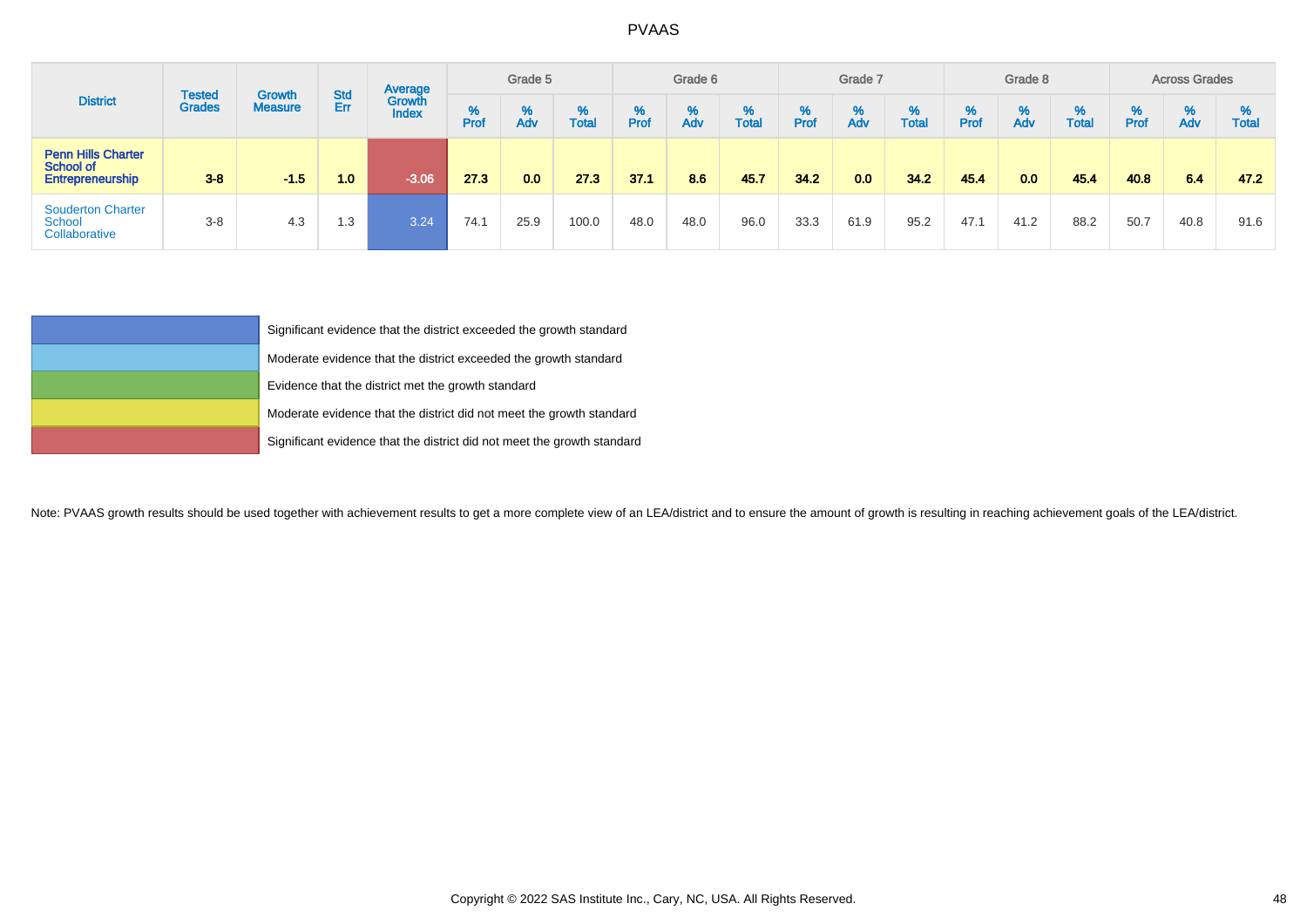# PVAAS

| District | Tested Grades | Growth Measure | Std Err | Average Growth Index | Grade 5 | | | Grade 6 | | | Grade 7 | | | Grade 8 | | | Across Grades | | |
|---|---|---|---|---|---|---|---|---|---|---|---|---|---|---|---|---|---|---|---|
| | | | | | % Prof | % Adv | % Total | % Prof | % Adv | % Total | % Prof | % Adv | % Total | % Prof | % Adv | % Total | % Prof | % Adv | % Total |
| **Penn Hills Charter School of Entrepreneurship** | **3-8** | **-1.5** | **1.0** | **-3.06** | **27.3** | **0.0** | **27.3** | **37.1** | **8.6** | **45.7** | **34.2** | **0.0** | **34.2** | **45.4** | **0.0** | **45.4** | **40.8** | **6.4** | **47.2** |
| Souderton Charter School Collaborative | 3-8 | 4.3 | 1.3 | 3.24 | 74.1 | 25.9 | 100.0 | 48.0 | 48.0 | 96.0 | 33.3 | 61.9 | 95.2 | 47.1 | 41.2 | 88.2 | 50.7 | 40.8 | 91.6 |

Significant evidence that the district exceeded the growth standard

Moderate evidence that the district exceeded the growth standard

Evidence that the district met the growth standard

Moderate evidence that the district did not meet the growth standard

Significant evidence that the district did not meet the growth standard

Note: PVAAS growth results should be used together with achievement results to get a more complete view of an LEA/district and to ensure the amount of growth is resulting in reaching achievement goals of the LEA/district.

Copyright © 2022 SAS Institute Inc., Cary, NC, USA. All Rights Reserved.